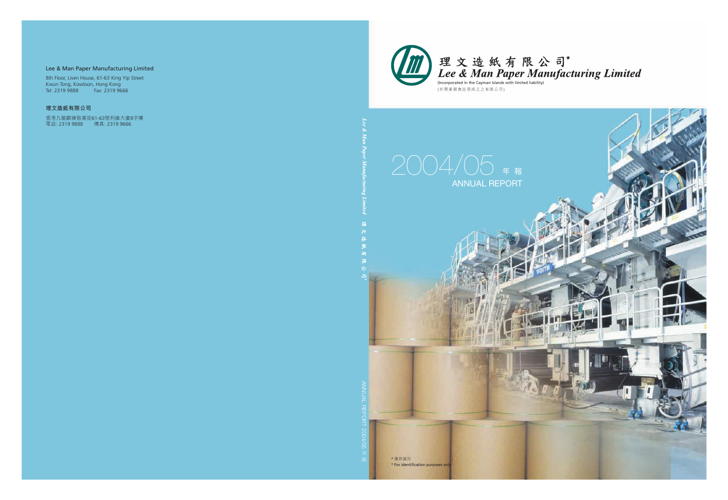**Lee & Man Paper Manufacturing Limited**

8th Floor, Liven House, 61-63 King Yip Street
Kwun Tong, Kowloon, Hong Kong
Tel: 2319 9888　　Fax: 2319 9666

**理文造紙有限公司**

香港九龍觀塘敬業街61-63號利維大廈8字樓
電話: 2319 9888　　傳真: 2319 9666

# 理文造紙有限公司*
# *Lee & Man Paper Manufacturing Limited*

(Incorporated in the Cayman Islands with limited liability)
(於開曼群島註冊成立之有限公司)

## 2004/05 年報
## ANNUAL REPORT

\* 僅供識別
\* For identification purposes only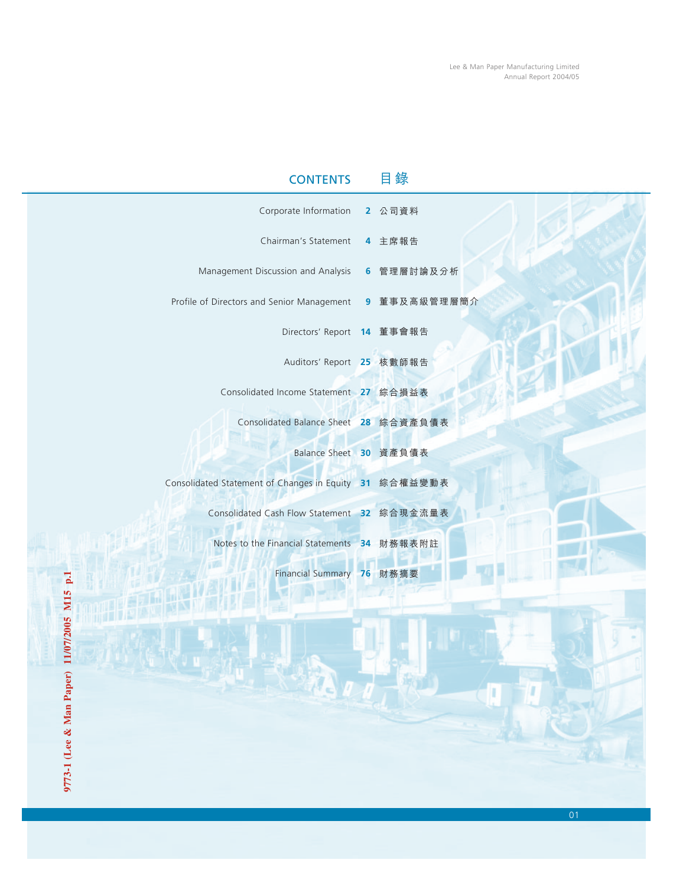# CONTENTS 目錄

| | | |
|---|---|---|
| Corporate Information | 2 | 公司資料 |
| Chairman's Statement | 4 | 主席報告 |
| Management Discussion and Analysis | 6 | 管理層討論及分析 |
| Profile of Directors and Senior Management | 9 | 董事及高級管理層簡介 |
| Directors' Report | 14 | 董事會報告 |
| Auditors' Report | 25 | 核數師報告 |
| Consolidated Income Statement | 27 | 綜合損益表 |
| Consolidated Balance Sheet | 28 | 綜合資產負債表 |
| Balance Sheet | 30 | 資產負債表 |
| Consolidated Statement of Changes in Equity | 31 | 綜合權益變動表 |
| Consolidated Cash Flow Statement | 32 | 綜合現金流量表 |
| Notes to the Financial Statements | 34 | 財務報表附註 |
| Financial Summary | 76 | 財務摘要 |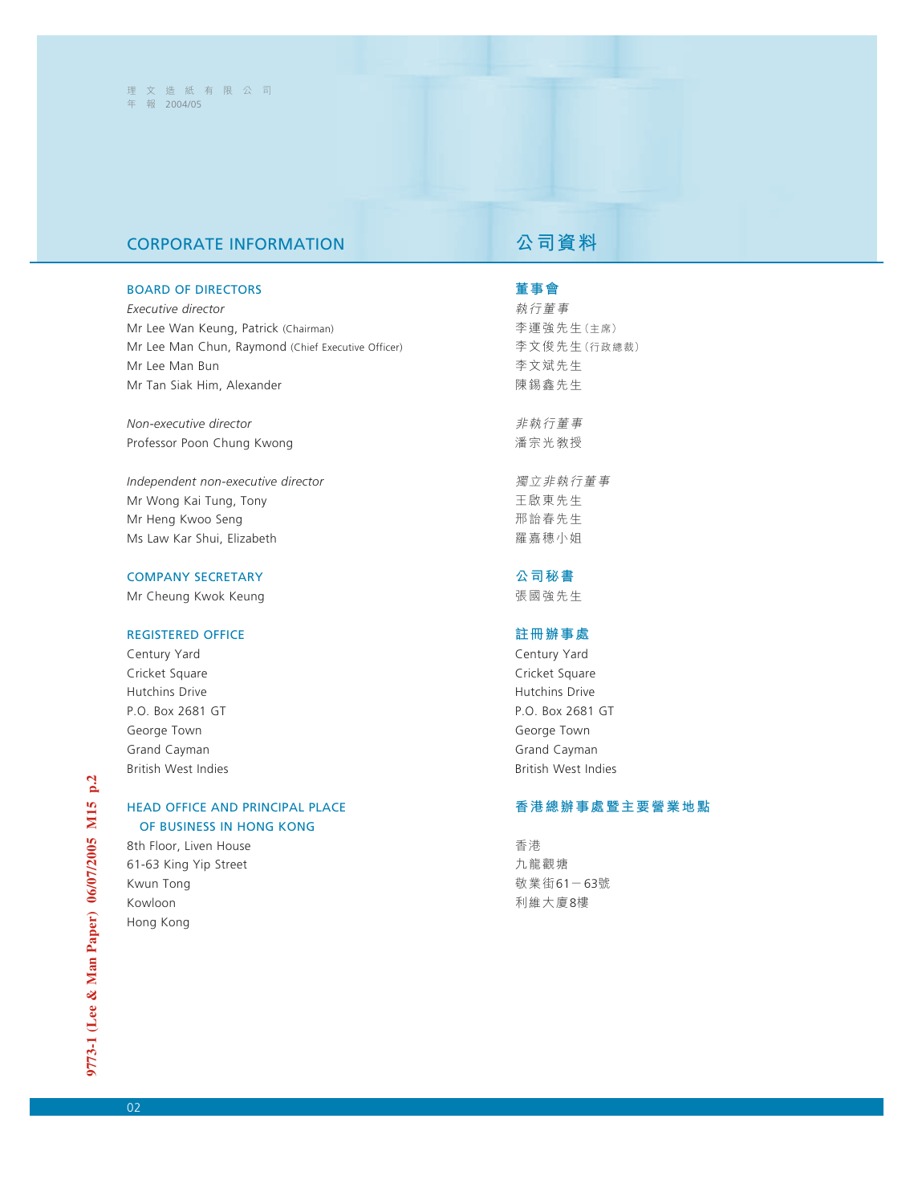# CORPORATE INFORMATION

## BOARD OF DIRECTORS

*Executive director*

Mr Lee Wan Keung, Patrick (Chairman)
Mr Lee Man Chun, Raymond (Chief Executive Officer)
Mr Lee Man Bun
Mr Tan Siak Him, Alexander

*Non-executive director*

Professor Poon Chung Kwong

*Independent non-executive director*

Mr Wong Kai Tung, Tony
Mr Heng Kwoo Seng
Ms Law Kar Shui, Elizabeth

## COMPANY SECRETARY

Mr Cheung Kwok Keung

## REGISTERED OFFICE

Century Yard
Cricket Square
Hutchins Drive
P.O. Box 2681 GT
George Town
Grand Cayman
British West Indies

## HEAD OFFICE AND PRINCIPAL PLACE OF BUSINESS IN HONG KONG

8th Floor, Liven House
61-63 King Yip Street
Kwun Tong
Kowloon
Hong Kong

# 公司資料

## 董事會

*執行董事*

李運強先生（主席）
李文俊先生（行政總裁）
李文斌先生
陳錫鑫先生

*非執行董事*

潘宗光教授

*獨立非執行董事*

王啟東先生
邢詒春先生
羅嘉穗小姐

## 公司秘書

張國強先生

## 註冊辦事處

Century Yard
Cricket Square
Hutchins Drive
P.O. Box 2681 GT
George Town
Grand Cayman
British West Indies

## 香港總辦事處暨主要營業地點

香港
九龍觀塘
敬業街61－63號
利維大廈8樓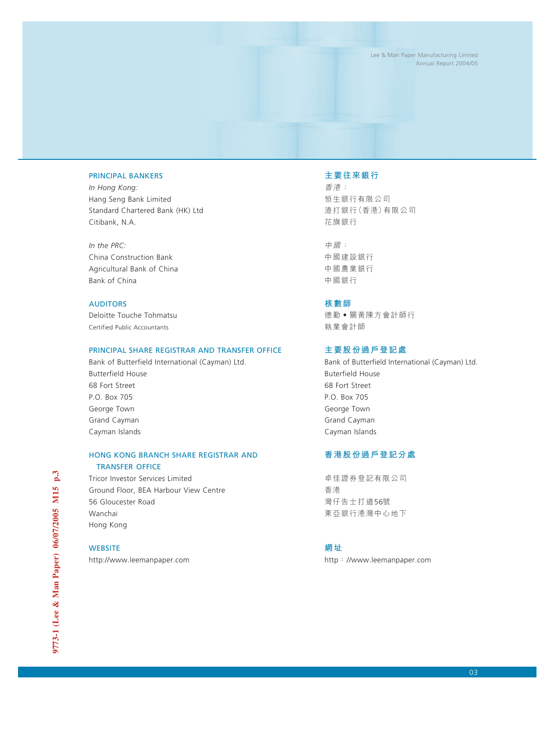## PRINCIPAL BANKERS

*In Hong Kong:*
Hang Seng Bank Limited
Standard Chartered Bank (HK) Ltd
Citibank, N.A.

*In the PRC:*
China Construction Bank
Agricultural Bank of China
Bank of China

## AUDITORS

Deloitte Touche Tohmatsu
Certified Public Accountants

## PRINCIPAL SHARE REGISTRAR AND TRANSFER OFFICE

Bank of Butterfield International (Cayman) Ltd.
Butterfield House
68 Fort Street
P.O. Box 705
George Town
Grand Cayman
Cayman Islands

## HONG KONG BRANCH SHARE REGISTRAR AND TRANSFER OFFICE

Tricor Investor Services Limited
Ground Floor, BEA Harbour View Centre
56 Gloucester Road
Wanchai
Hong Kong

## WEBSITE

http://www.leemanpaper.com

## 主要往來銀行

*香港：*
恒生銀行有限公司
渣打銀行(香港)有限公司
花旗銀行

*中國：*
中國建設銀行
中國農業銀行
中國銀行

## 核數師

德勤 • 關黃陳方會計師行
執業會計師

## 主要股份過戶登記處

Bank of Butterfield International (Cayman) Ltd.
Buterfield House
68 Fort Street
P.O. Box 705
George Town
Grand Cayman
Cayman Islands

## 香港股份過戶登記分處

卓佳證券登記有限公司
香港
灣仔告士打道56號
東亞銀行港灣中心地下

## 網址

http：//www.leemanpaper.com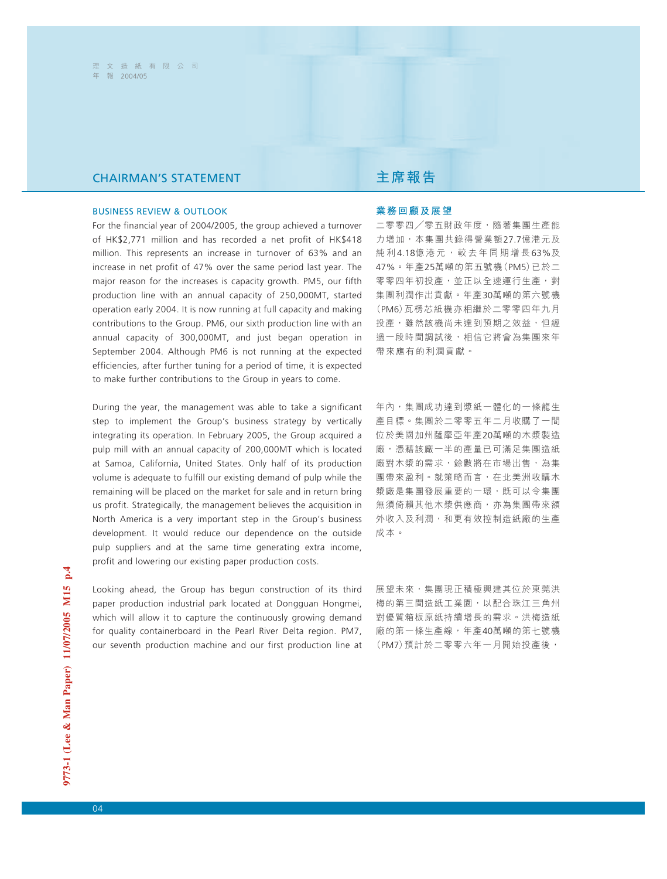## CHAIRMAN'S STATEMENT

### BUSINESS REVIEW & OUTLOOK

For the financial year of 2004/2005, the group achieved a turnover of HK$2,771 million and has recorded a net profit of HK$418 million. This represents an increase in turnover of 63% and an increase in net profit of 47% over the same period last year. The major reason for the increases is capacity growth. PM5, our fifth production line with an annual capacity of 250,000MT, started operation early 2004. It is now running at full capacity and making contributions to the Group. PM6, our sixth production line with an annual capacity of 300,000MT, and just began operation in September 2004. Although PM6 is not running at the expected efficiencies, after further tuning for a period of time, it is expected to make further contributions to the Group in years to come.

During the year, the management was able to take a significant step to implement the Group's business strategy by vertically integrating its operation. In February 2005, the Group acquired a pulp mill with an annual capacity of 200,000MT which is located at Samoa, California, United States. Only half of its production volume is adequate to fulfill our existing demand of pulp while the remaining will be placed on the market for sale and in return bring us profit. Strategically, the management believes the acquisition in North America is a very important step in the Group's business development. It would reduce our dependence on the outside pulp suppliers and at the same time generating extra income, profit and lowering our existing paper production costs.

Looking ahead, the Group has begun construction of its third paper production industrial park located at Dongguan Hongmei, which will allow it to capture the continuously growing demand for quality containerboard in the Pearl River Delta region. PM7, our seventh production machine and our first production line at

## 主席報告

### 業務回顧及展望

二零零四／零五財政年度，隨著集團生產能力增加，本集團共錄得營業額27.7億港元及純利4.18億港元，較去年同期增長63%及47%。年產25萬噸的第五號機（PM5）已於二零零四年初投產，並正以全速運行生產，對集團利潤作出貢獻。年產30萬噸的第六號機（PM6）瓦楞芯紙機亦相繼於二零零四年九月投產，雖然該機尚未達到預期之效益，但經過一段時間調試後，相信它將會為集團來年帶來應有的利潤貢獻。

年內，集團成功達到漿紙一體化的一條龍生產目標。集團於二零零五年二月收購了一間位於美國加州薩摩亞年產20萬噸的木漿製造廠，憑藉該廠一半的產量已可滿足集團造紙廠對木漿的需求，餘數將在市場出售，為集團帶來盈利。就策略而言，在北美洲收購木漿廠是集團發展重要的一環，既可以令集團無須倚賴其他木漿供應商，亦為集團帶來額外收入及利潤，和更有效控制造紙廠的生產成本。

展望未來，集團現正積極興建其位於東莞洪梅的第三間造紙工業園，以配合珠江三角州對優質箱板原紙持續增長的需求。洪梅造紙廠的第一條生產線，年產40萬噸的第七號機（PM7）預計於二零零六年一月開始投產後，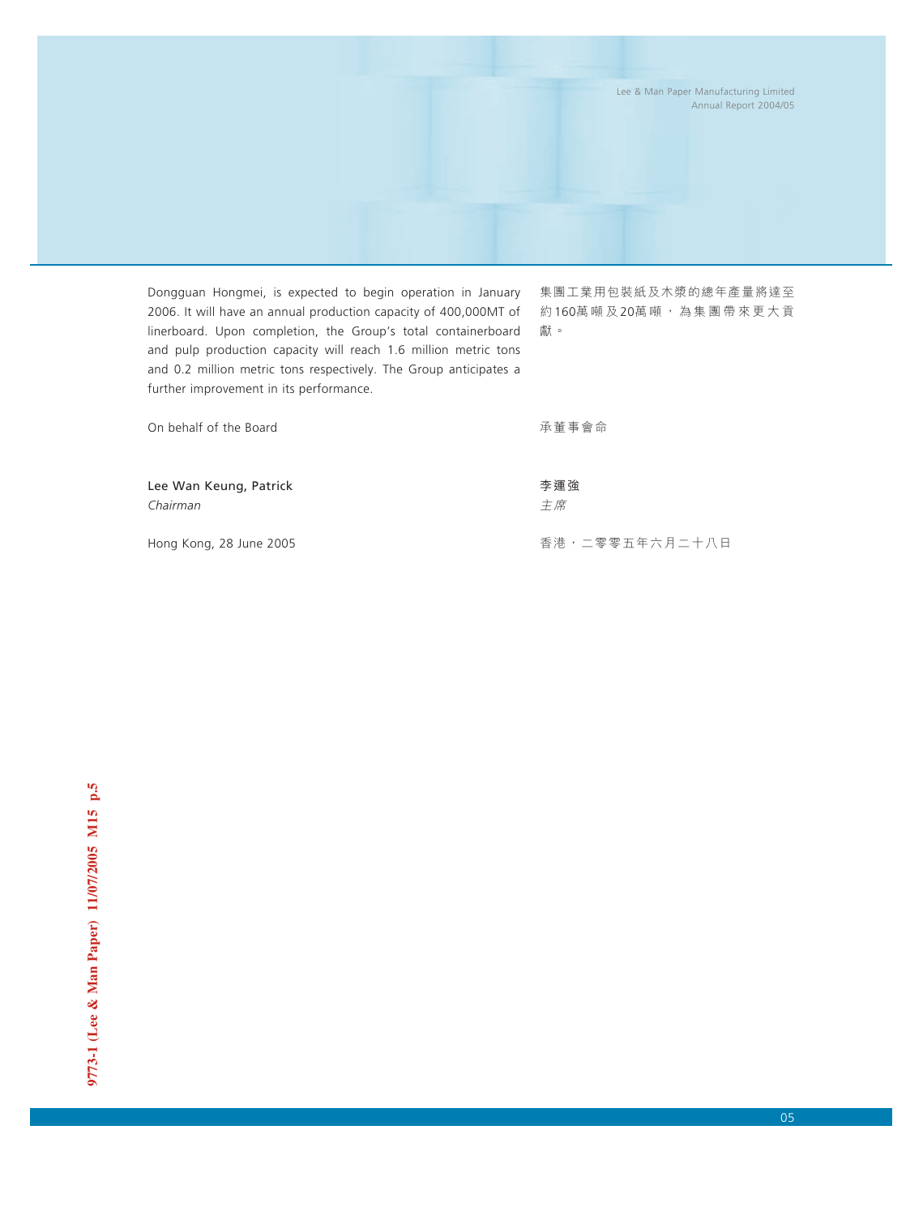Dongguan Hongmei, is expected to begin operation in January 2006. It will have an annual production capacity of 400,000MT of linerboard. Upon completion, the Group's total containerboard and pulp production capacity will reach 1.6 million metric tons and 0.2 million metric tons respectively. The Group anticipates a further improvement in its performance.

On behalf of the Board

**Lee Wan Keung, Patrick**
*Chairman*

Hong Kong, 28 June 2005

集團工業用包裝紙及木漿的總年產量將達至約160萬噸及20萬噸，為集團帶來更大貢獻。

承董事會命

**李運強**
*主席*

香港，二零零五年六月二十八日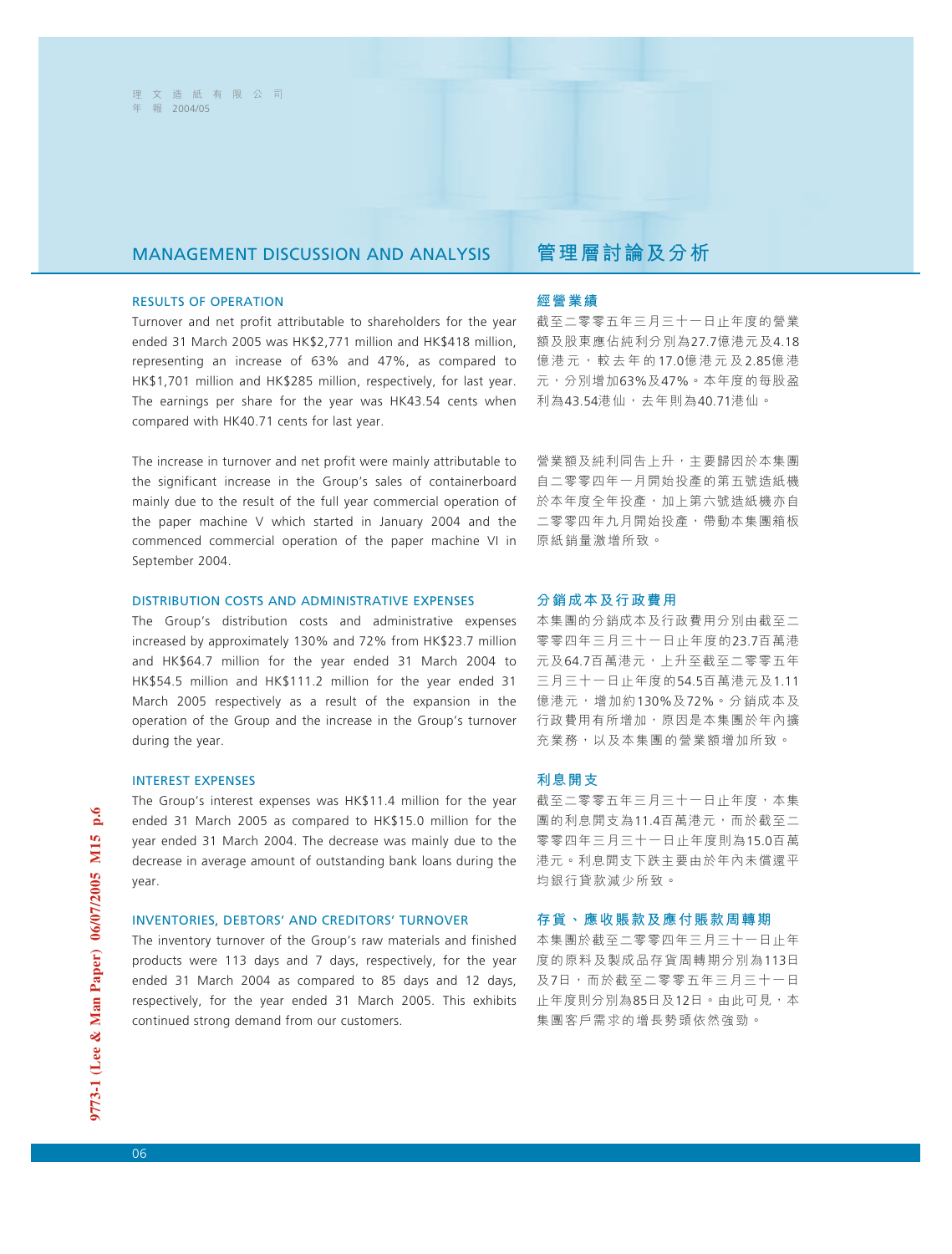# MANAGEMENT DISCUSSION AND ANALYSIS

## RESULTS OF OPERATION

Turnover and net profit attributable to shareholders for the year ended 31 March 2005 was HK$2,771 million and HK$418 million, representing an increase of 63% and 47%, as compared to HK$1,701 million and HK$285 million, respectively, for last year. The earnings per share for the year was HK43.54 cents when compared with HK40.71 cents for last year.

The increase in turnover and net profit were mainly attributable to the significant increase in the Group's sales of containerboard mainly due to the result of the full year commercial operation of the paper machine V which started in January 2004 and the commenced commercial operation of the paper machine VI in September 2004.

## DISTRIBUTION COSTS AND ADMINISTRATIVE EXPENSES

The Group's distribution costs and administrative expenses increased by approximately 130% and 72% from HK$23.7 million and HK$64.7 million for the year ended 31 March 2004 to HK$54.5 million and HK$111.2 million for the year ended 31 March 2005 respectively as a result of the expansion in the operation of the Group and the increase in the Group's turnover during the year.

## INTEREST EXPENSES

The Group's interest expenses was HK$11.4 million for the year ended 31 March 2005 as compared to HK$15.0 million for the year ended 31 March 2004. The decrease was mainly due to the decrease in average amount of outstanding bank loans during the year.

## INVENTORIES, DEBTORS' AND CREDITORS' TURNOVER

The inventory turnover of the Group's raw materials and finished products were 113 days and 7 days, respectively, for the year ended 31 March 2004 as compared to 85 days and 12 days, respectively, for the year ended 31 March 2005. This exhibits continued strong demand from our customers.

# 管理層討論及分析

## 經營業績

截至二零零五年三月三十一日止年度的營業額及股東應佔純利分別為27.7億港元及4.18億港元，較去年的17.0億港元及2.85億港元，分別增加63%及47%。本年度的每股盈利為43.54港仙，去年則為40.71港仙。

營業額及純利同告上升，主要歸因於本集團自二零零四年一月開始投產的第五號造紙機於本年度全年投產，加上第六號造紙機亦自二零零四年九月開始投產，帶動本集團箱板原紙銷量激增所致。

## 分銷成本及行政費用

本集團的分銷成本及行政費用分別由截至二零零四年三月三十一日止年度的23.7百萬港元及64.7百萬港元，上升至截至二零零五年三月三十一日止年度的54.5百萬港元及1.11億港元，增加約130%及72%。分銷成本及行政費用有所增加，原因是本集團於年內擴充業務，以及本集團的營業額增加所致。

## 利息開支

截至二零零五年三月三十一日止年度，本集團的利息開支為11.4百萬港元，而於截至二零零四年三月三十一日止年度則為15.0百萬港元。利息開支下跌主要由於年內未償還平均銀行貸款減少所致。

## 存貨、應收賬款及應付賬款周轉期

本集團於截至二零零四年三月三十一日止年度的原料及製成品存貨周轉期分別為113日及7日，而於截至二零零五年三月三十一日止年度則分別為85日及12日。由此可見，本集團客戶需求的增長勢頭依然強勁。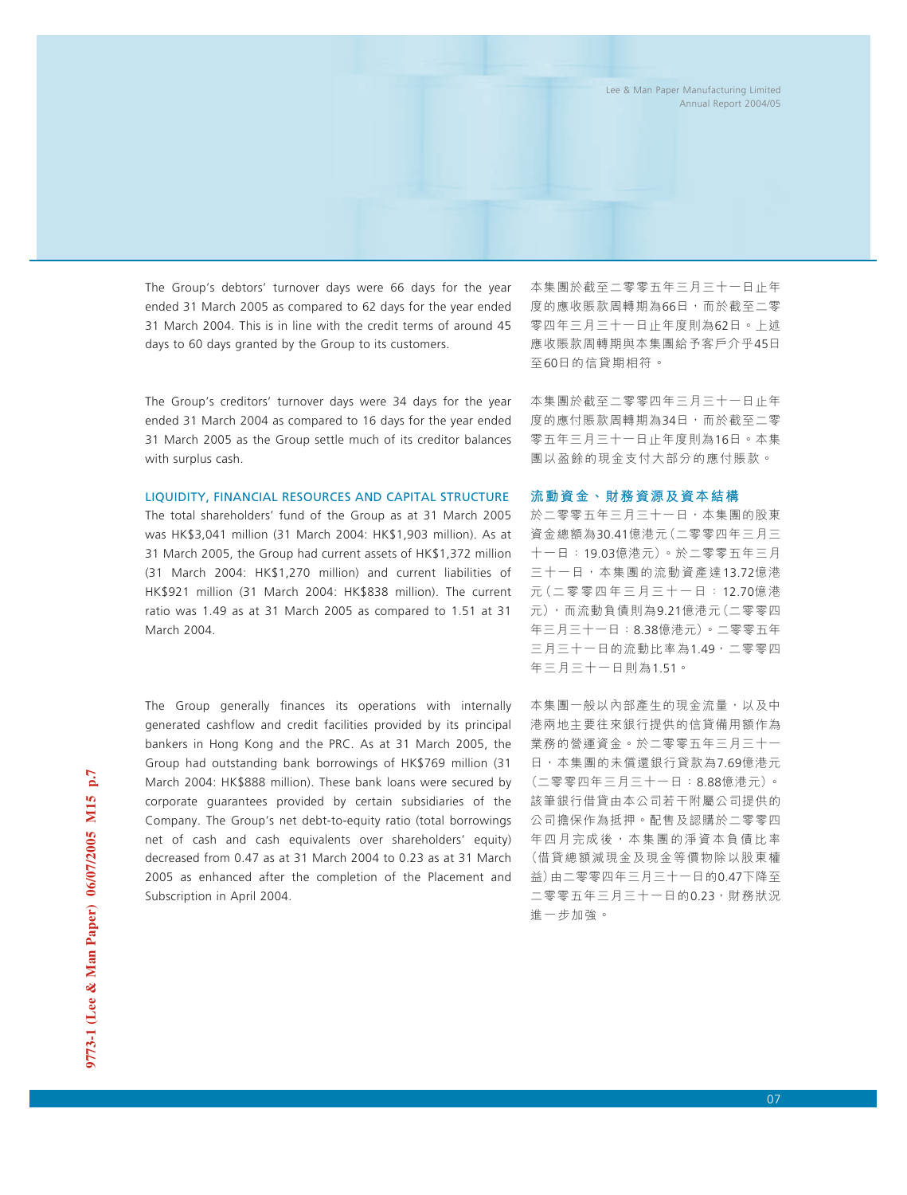The Group's debtors' turnover days were 66 days for the year ended 31 March 2005 as compared to 62 days for the year ended 31 March 2004. This is in line with the credit terms of around 45 days to 60 days granted by the Group to its customers.

本集團於截至二零零五年三月三十一日止年度的應收賬款周轉期為66日，而於截至二零零四年三月三十一日止年度則為62日。上述應收賬款周轉期與本集團給予客戶介乎45日至60日的信貸期相符。

The Group's creditors' turnover days were 34 days for the year ended 31 March 2004 as compared to 16 days for the year ended 31 March 2005 as the Group settle much of its creditor balances with surplus cash.

本集團於截至二零零四年三月三十一日止年度的應付賬款周轉期為34日，而於截至二零零五年三月三十一日止年度則為16日。本集團以盈餘的現金支付大部分的應付賬款。

## LIQUIDITY, FINANCIAL RESOURCES AND CAPITAL STRUCTURE

The total shareholders' fund of the Group as at 31 March 2005 was HK$3,041 million (31 March 2004: HK$1,903 million). As at 31 March 2005, the Group had current assets of HK$1,372 million (31 March 2004: HK$1,270 million) and current liabilities of HK$921 million (31 March 2004: HK$838 million). The current ratio was 1.49 as at 31 March 2005 as compared to 1.51 at 31 March 2004.

## 流動資金、財務資源及資本結構

於二零零五年三月三十一日，本集團的股東資金總額為30.41億港元（二零零四年三月三十一日：19.03億港元）。於二零零五年三月三十一日，本集團的流動資產達13.72億港元（二零零四年三月三十一日：12.70億港元），而流動負債則為9.21億港元（二零零四年三月三十一日：8.38億港元）。二零零五年三月三十一日的流動比率為1.49，二零零四年三月三十一日則為1.51。

The Group generally finances its operations with internally generated cashflow and credit facilities provided by its principal bankers in Hong Kong and the PRC. As at 31 March 2005, the Group had outstanding bank borrowings of HK$769 million (31 March 2004: HK$888 million). These bank loans were secured by corporate guarantees provided by certain subsidiaries of the Company. The Group's net debt-to-equity ratio (total borrowings net of cash and cash equivalents over shareholders' equity) decreased from 0.47 as at 31 March 2004 to 0.23 as at 31 March 2005 as enhanced after the completion of the Placement and Subscription in April 2004.

本集團一般以內部產生的現金流量，以及中港兩地主要往來銀行提供的信貸備用額作為業務的營運資金。於二零零五年三月三十一日，本集團的未償還銀行貸款為7.69億港元（二零零四年三月三十一日：8.88億港元）。該筆銀行借貸由本公司若干附屬公司提供的公司擔保作為抵押。配售及認購於二零零四年四月完成後，本集團的淨資本負債比率（借貸總額減現金及現金等價物除以股東權益）由二零零四年三月三十一日的0.47下降至二零零五年三月三十一日的0.23，財務狀況進一步加強。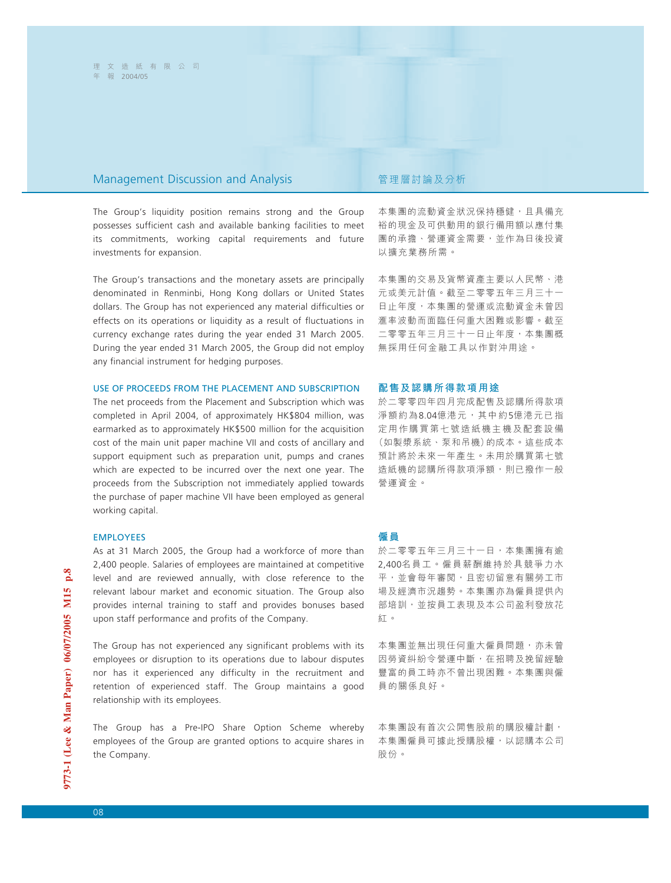## Management Discussion and Analysis

## 管理層討論及分析

The Group's liquidity position remains strong and the Group possesses sufficient cash and available banking facilities to meet its commitments, working capital requirements and future investments for expansion.

本集團的流動資金狀況保持穩健，且具備充裕的現金及可供動用的銀行備用額以應付集團的承擔、營運資金需要，並作為日後投資以擴充業務所需。

The Group's transactions and the monetary assets are principally denominated in Renminbi, Hong Kong dollars or United States dollars. The Group has not experienced any material difficulties or effects on its operations or liquidity as a result of fluctuations in currency exchange rates during the year ended 31 March 2005. During the year ended 31 March 2005, the Group did not employ any financial instrument for hedging purposes.

本集團的交易及貨幣資產主要以人民幣、港元或美元計值。截至二零零五年三月三十一日止年度，本集團的營運或流動資金未曾因滙率波動而面臨任何重大困難或影響。截至二零零五年三月三十一日止年度，本集團概無採用任何金融工具以作對沖用途。

### USE OF PROCEEDS FROM THE PLACEMENT AND SUBSCRIPTION

The net proceeds from the Placement and Subscription which was completed in April 2004, of approximately HK$804 million, was earmarked as to approximately HK$500 million for the acquisition cost of the main unit paper machine VII and costs of ancillary and support equipment such as preparation unit, pumps and cranes which are expected to be incurred over the next one year. The proceeds from the Subscription not immediately applied towards the purchase of paper machine VII have been employed as general working capital.

### 配售及認購所得款項用途

於二零零四年四月完成配售及認購所得款項淨額約為8.04億港元，其中約5億港元已指定用作購買第七號造紙機主機及配套設備（如製漿系統、泵和吊機）的成本。這些成本預計將於未來一年產生。未用於購買第七號造紙機的認購所得款項淨額，則已撥作一般營運資金。

### EMPLOYEES

As at 31 March 2005, the Group had a workforce of more than 2,400 people. Salaries of employees are maintained at competitive level and are reviewed annually, with close reference to the relevant labour market and economic situation. The Group also provides internal training to staff and provides bonuses based upon staff performance and profits of the Company.

### 僱員

於二零零五年三月三十一日，本集團擁有逾2,400名員工。僱員薪酬維持於具競爭力水平，並會每年審閱，且密切留意有關勞工市場及經濟市況趨勢。本集團亦為僱員提供內部培訓，並按員工表現及本公司盈利發放花紅。

The Group has not experienced any significant problems with its employees or disruption to its operations due to labour disputes nor has it experienced any difficulty in the recruitment and retention of experienced staff. The Group maintains a good relationship with its employees.

本集團並無出現任何重大僱員問題，亦未曾因勞資糾紛令營運中斷，在招聘及挽留經驗豐富的員工時亦不曾出現困難。本集團與僱員的關係良好。

The Group has a Pre-IPO Share Option Scheme whereby employees of the Group are granted options to acquire shares in the Company.

本集團設有首次公開售股前的購股權計劃，本集團僱員可據此授購股權，以認購本公司股份。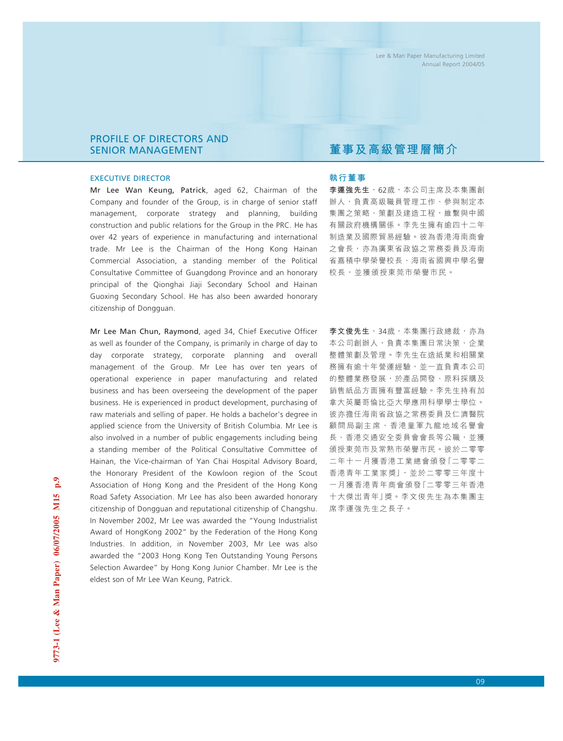## PROFILE OF DIRECTORS AND SENIOR MANAGEMENT

### EXECUTIVE DIRECTOR

**Mr Lee Wan Keung, Patrick**, aged 62, Chairman of the Company and founder of the Group, is in charge of senior staff management, corporate strategy and planning, building construction and public relations for the Group in the PRC. He has over 42 years of experience in manufacturing and international trade. Mr Lee is the Chairman of the Hong Kong Hainan Commercial Association, a standing member of the Political Consultative Committee of Guangdong Province and an honorary principal of the Qionghai Jiaji Secondary School and Hainan Guoxing Secondary School. He has also been awarded honorary citizenship of Dongguan.

**Mr Lee Man Chun, Raymond**, aged 34, Chief Executive Officer as well as founder of the Company, is primarily in charge of day to day corporate strategy, corporate planning and overall management of the Group. Mr Lee has over ten years of operational experience in paper manufacturing and related business and has been overseeing the development of the paper business. He is experienced in product development, purchasing of raw materials and selling of paper. He holds a bachelor's degree in applied science from the University of British Columbia. Mr Lee is also involved in a number of public engagements including being a standing member of the Political Consultative Committee of Hainan, the Vice-chairman of Yan Chai Hospital Advisory Board, the Honorary President of the Kowloon region of the Scout Association of Hong Kong and the President of the Hong Kong Road Safety Association. Mr Lee has also been awarded honorary citizenship of Dongguan and reputational citizenship of Changshu. In November 2002, Mr Lee was awarded the "Young Industrialist Award of HongKong 2002" by the Federation of the Hong Kong Industries. In addition, in November 2003, Mr Lee was also awarded the "2003 Hong Kong Ten Outstanding Young Persons Selection Awardee" by Hong Kong Junior Chamber. Mr Lee is the eldest son of Mr Lee Wan Keung, Patrick.

## 董事及高級管理層簡介

### 執行董事

**李運強先生**，62歲，本公司主席及本集團創辦人，負責高級職員管理工作、參與制定本集團之策略、策劃及建造工程，維繫與中國有關政府機構關係。李先生擁有逾四十二年制造業及國際貿易經驗。彼為香港海南商會之會長，亦為廣東省政協之常務委員及海南省嘉積中學榮譽校長、海南省國興中學名譽校長，並獲頒授東莞市榮譽市民。

**李文俊先生**，34歲，本集團行政總裁，亦為本公司創辦人，負責本集團日常決策、企業整體策劃及管理。李先生在造紙業和相關業務擁有逾十年營運經驗，並一直負責本公司的整體業務發展，於產品開發、原料採購及銷售紙品方面擁有豐富經驗。李先生持有加拿大英屬哥倫比亞大學應用科學學士學位。彼亦擔任海南省政協之常務委員及仁濟醫院顧問局副主席、香港童軍九龍地域名譽會長、香港交通安全委員會會長等公職，並獲頒授東莞市及常熟市榮譽市民。彼於二零零二年十一月獲香港工業總會頒發「二零零二香港青年工業家獎」，並於二零零三年度十一月獲香港青年商會頒發「二零零三年香港十大傑出青年」獎。李文俊先生為本集團主席李運強先生之長子。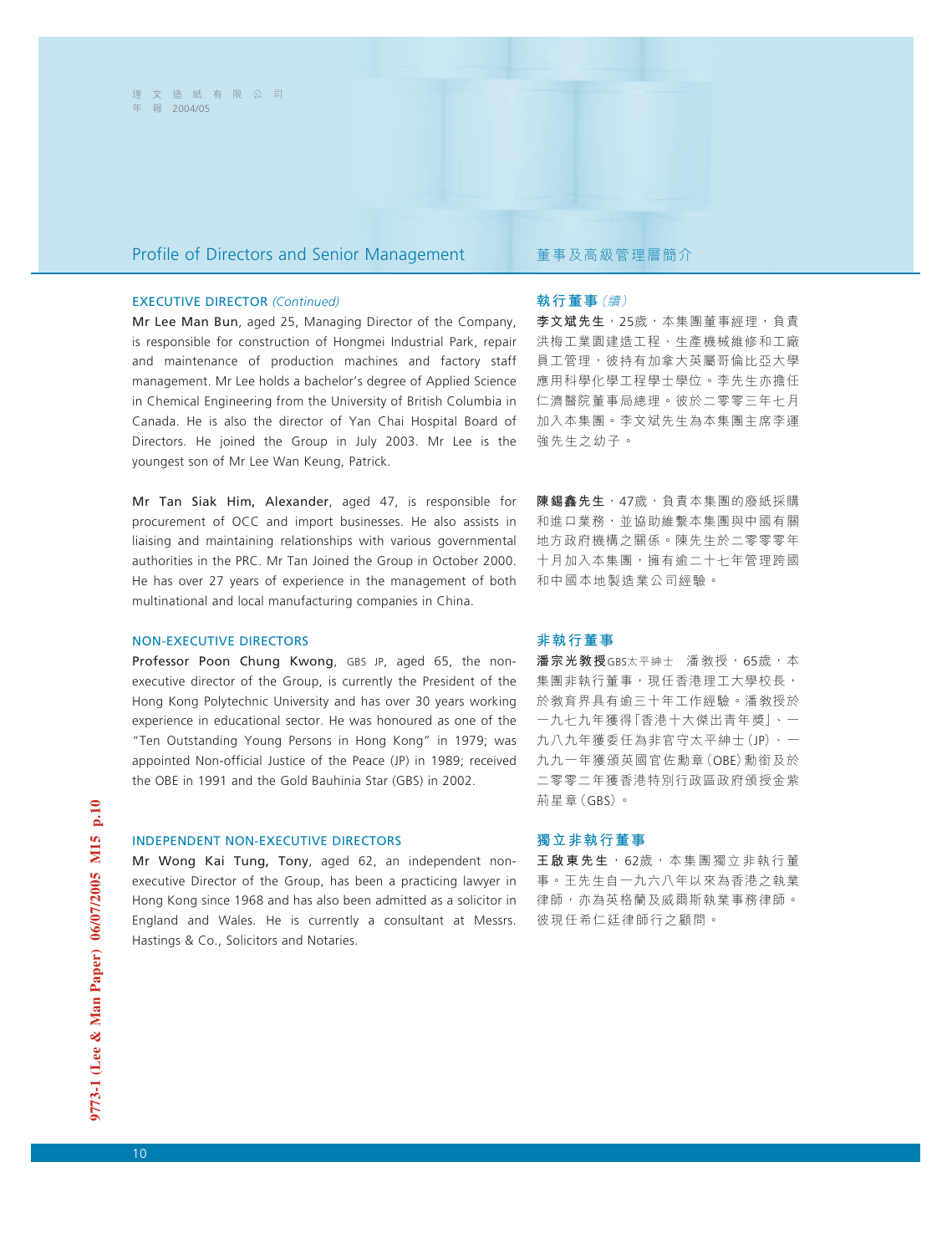## Profile of Directors and Senior Management

## 董事及高級管理層簡介

### EXECUTIVE DIRECTOR *(Continued)*

**Mr Lee Man Bun**, aged 25, Managing Director of the Company, is responsible for construction of Hongmei Industrial Park, repair and maintenance of production machines and factory staff management. Mr Lee holds a bachelor's degree of Applied Science in Chemical Engineering from the University of British Columbia in Canada. He is also the director of Yan Chai Hospital Board of Directors. He joined the Group in July 2003. Mr Lee is the youngest son of Mr Lee Wan Keung, Patrick.

**Mr Tan Siak Him, Alexander**, aged 47, is responsible for procurement of OCC and import businesses. He also assists in liaising and maintaining relationships with various governmental authorities in the PRC. Mr Tan Joined the Group in October 2000. He has over 27 years of experience in the management of both multinational and local manufacturing companies in China.

### NON-EXECUTIVE DIRECTORS

**Professor Poon Chung Kwong**, GBS JP, aged 65, the non-executive director of the Group, is currently the President of the Hong Kong Polytechnic University and has over 30 years working experience in educational sector. He was honoured as one of the "Ten Outstanding Young Persons in Hong Kong" in 1979; was appointed Non-official Justice of the Peace (JP) in 1989; received the OBE in 1991 and the Gold Bauhinia Star (GBS) in 2002.

### INDEPENDENT NON-EXECUTIVE DIRECTORS

**Mr Wong Kai Tung, Tony**, aged 62, an independent non-executive Director of the Group, has been a practicing lawyer in Hong Kong since 1968 and has also been admitted as a solicitor in England and Wales. He is currently a consultant at Messrs. Hastings & Co., Solicitors and Notaries.

### 執行董事 *(續)*

**李文斌先生**，25歲，本集團董事經理，負責洪梅工業園建造工程、生產機械維修和工廠員工管理，彼持有加拿大英屬哥倫比亞大學應用科學化學工程學士學位。李先生亦擔任仁濟醫院董事局總理。彼於二零零三年七月加入本集團。李文斌先生為本集團主席李運強先生之幼子。

**陳錫鑫先生**，47歲，負責本集團的廢紙採購和進口業務，並協助維繫本集團與中國有關地方政府機構之關係。陳先生於二零零零年十月加入本集團，擁有逾二十七年管理跨國和中國本地製造業公司經驗。

### 非執行董事

**潘宗光教授**GBS太平紳士　潘教授，65歲，本集團非執行董事，現任香港理工大學校長，於教育界具有逾三十年工作經驗。潘教授於一九七九年獲得「香港十大傑出青年獎」、一九八九年獲委任為非官守太平紳士(JP)、一九九一年獲頒英國官佐勳章(OBE)勳銜及於二零零二年獲香港特別行政區政府頒授金紫荊星章(GBS)。

### 獨立非執行董事

**王啟東先生**，62歲，本集團獨立非執行董事。王先生自一九六八年以來為香港之執業律師，亦為英格蘭及威爾斯執業事務律師。彼現任希仁廷律師行之顧問。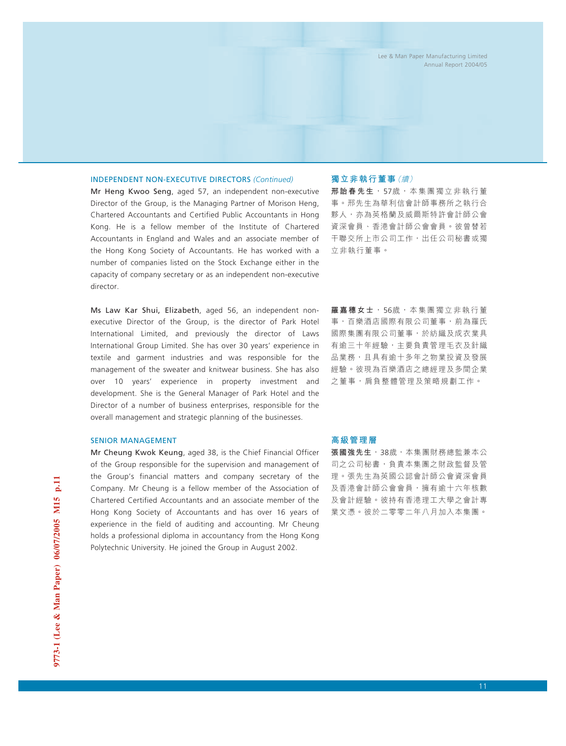## INDEPENDENT NON-EXECUTIVE DIRECTORS *(Continued)*

**Mr Heng Kwoo Seng**, aged 57, an independent non-executive Director of the Group, is the Managing Partner of Morison Heng, Chartered Accountants and Certified Public Accountants in Hong Kong. He is a fellow member of the Institute of Chartered Accountants in England and Wales and an associate member of the Hong Kong Society of Accountants. He has worked with a number of companies listed on the Stock Exchange either in the capacity of company secretary or as an independent non-executive director.

**Ms Law Kar Shui, Elizabeth**, aged 56, an independent non-executive Director of the Group, is the director of Park Hotel International Limited, and previously the director of Laws International Group Limited. She has over 30 years' experience in textile and garment industries and was responsible for the management of the sweater and knitwear business. She has also over 10 years' experience in property investment and development. She is the General Manager of Park Hotel and the Director of a number of business enterprises, responsible for the overall management and strategic planning of the businesses.

## SENIOR MANAGEMENT

**Mr Cheung Kwok Keung**, aged 38, is the Chief Financial Officer of the Group responsible for the supervision and management of the Group's financial matters and company secretary of the Company. Mr Cheung is a fellow member of the Association of Chartered Certified Accountants and an associate member of the Hong Kong Society of Accountants and has over 16 years of experience in the field of auditing and accounting. Mr Cheung holds a professional diploma in accountancy from the Hong Kong Polytechnic University. He joined the Group in August 2002.

## 獨立非執行董事 *(續)*

**邢詒春先生**，57歲，本集團獨立非執行董事。邢先生為華利信會計師事務所之執行合夥人，亦為英格蘭及威爾斯特許會計師公會資深會員、香港會計師公會會員。彼曾替若干聯交所上市公司工作，出任公司秘書或獨立非執行董事。

**羅嘉穗女士**，56歲，本集團獨立非執行董事，百樂酒店國際有限公司董事，前為羅氏國際集團有限公司董事，於紡織及成衣業具有逾三十年經驗，主要負責管理毛衣及針織品業務，且具有逾十多年之物業投資及發展經驗。彼現為百樂酒店之總經理及多間企業之董事，肩負整體管理及策略規劃工作。

## 高級管理層

**張國強先生**，38歲，本集團財務總監兼本公司之公司秘書，負責本集團之財政監督及管理。張先生為英國公認會計師公會資深會員及香港會計師公會會員，擁有逾十六年核數及會計經驗。彼持有香港理工大學之會計專業文憑。彼於二零零二年八月加入本集團。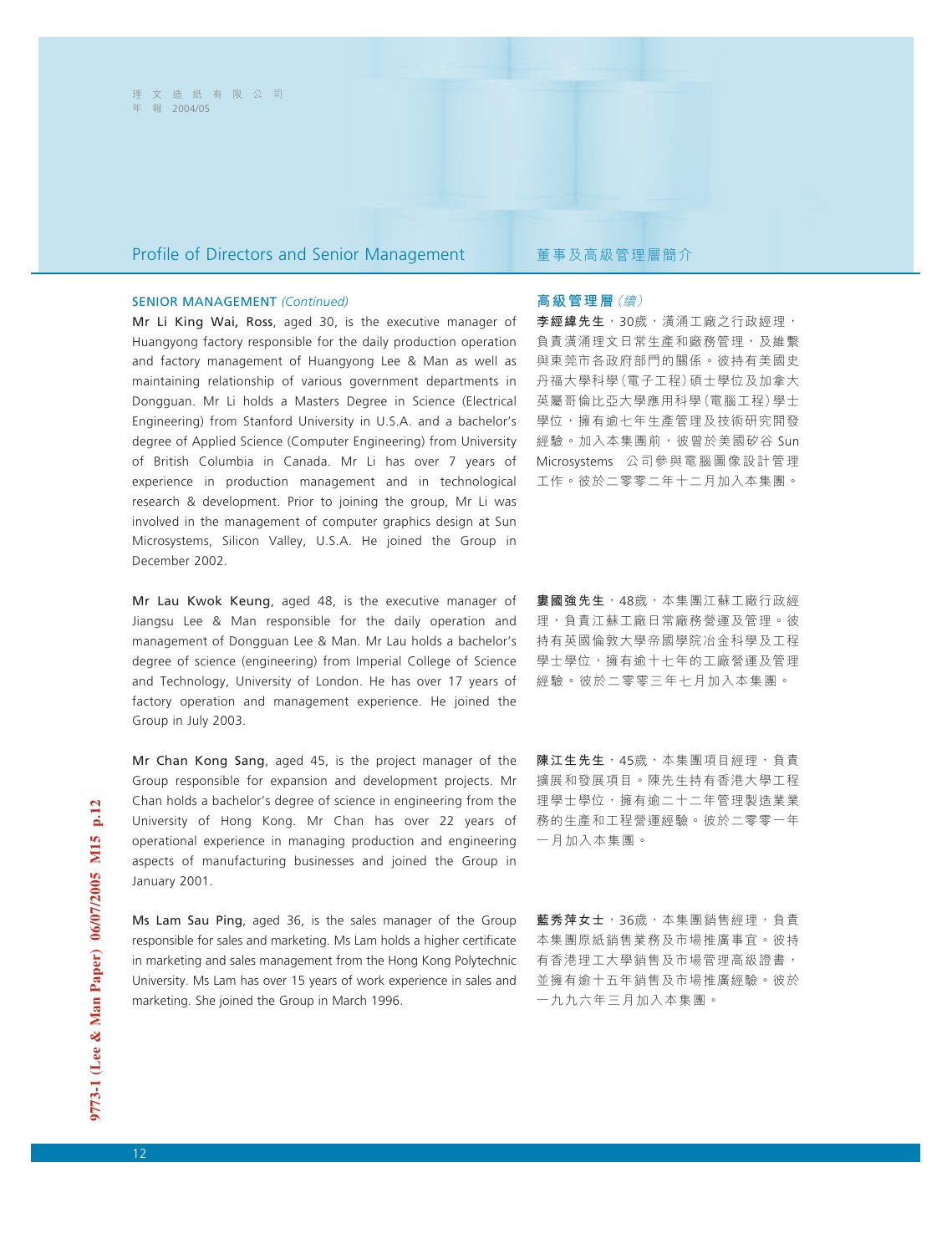## Profile of Directors and Senior Management

## 董事及高級管理層簡介

### SENIOR MANAGEMENT *(Continued)*

**Mr Li King Wai, Ross**, aged 30, is the executive manager of Huangyong factory responsible for the daily production operation and factory management of Huangyong Lee & Man as well as maintaining relationship of various government departments in Dongguan. Mr Li holds a Masters Degree in Science (Electrical Engineering) from Stanford University in U.S.A. and a bachelor's degree of Applied Science (Computer Engineering) from University of British Columbia in Canada. Mr Li has over 7 years of experience in production management and in technological research & development. Prior to joining the group, Mr Li was involved in the management of computer graphics design at Sun Microsystems, Silicon Valley, U.S.A. He joined the Group in December 2002.

**Mr Lau Kwok Keung**, aged 48, is the executive manager of Jiangsu Lee & Man responsible for the daily operation and management of Dongguan Lee & Man. Mr Lau holds a bachelor's degree of science (engineering) from Imperial College of Science and Technology, University of London. He has over 17 years of factory operation and management experience. He joined the Group in July 2003.

**Mr Chan Kong Sang**, aged 45, is the project manager of the Group responsible for expansion and development projects. Mr Chan holds a bachelor's degree of science in engineering from the University of Hong Kong. Mr Chan has over 22 years of operational experience in managing production and engineering aspects of manufacturing businesses and joined the Group in January 2001.

**Ms Lam Sau Ping**, aged 36, is the sales manager of the Group responsible for sales and marketing. Ms Lam holds a higher certificate in marketing and sales management from the Hong Kong Polytechnic University. Ms Lam has over 15 years of work experience in sales and marketing. She joined the Group in March 1996.

### 高級管理層 *(續)*

**李經緯先生**，30歲，漢涌工廠之行政經理，負責漢涌理文日常生產和廠務管理，及維繫與東莞市各政府部門的關係。彼持有美國史丹福大學科學(電子工程)碩士學位及加拿大英屬哥倫比亞大學應用科學(電腦工程)學士學位，擁有逾七年生產管理及技術研究開發經驗。加入本集團前，彼曾於美國矽谷 Sun Microsystems 公司參與電腦圖像設計管理工作。彼於二零零二年十二月加入本集團。

**婁國強先生**，48歲，本集團江蘇工廠行政經理，負責江蘇工廠日常廠務營運及管理。彼持有英國倫敦大學帝國學院冶金科學及工程學士學位，擁有逾十七年的工廠營運及管理經驗。彼於二零零三年七月加入本集團。

**陳江生先生**，45歲，本集團項目經理，負責擴展和發展項目。陳先生持有香港大學工程理學士學位，擁有逾二十二年管理製造業業務的生產和工程營運經驗。彼於二零零一年一月加入本集團。

**藍秀萍女士**，36歲，本集團銷售經理，負責本集團原紙銷售業務及市場推廣事宜。彼持有香港理工大學銷售及市場管理高級證書，並擁有逾十五年銷售及市場推廣經驗。彼於一九九六年三月加入本集團。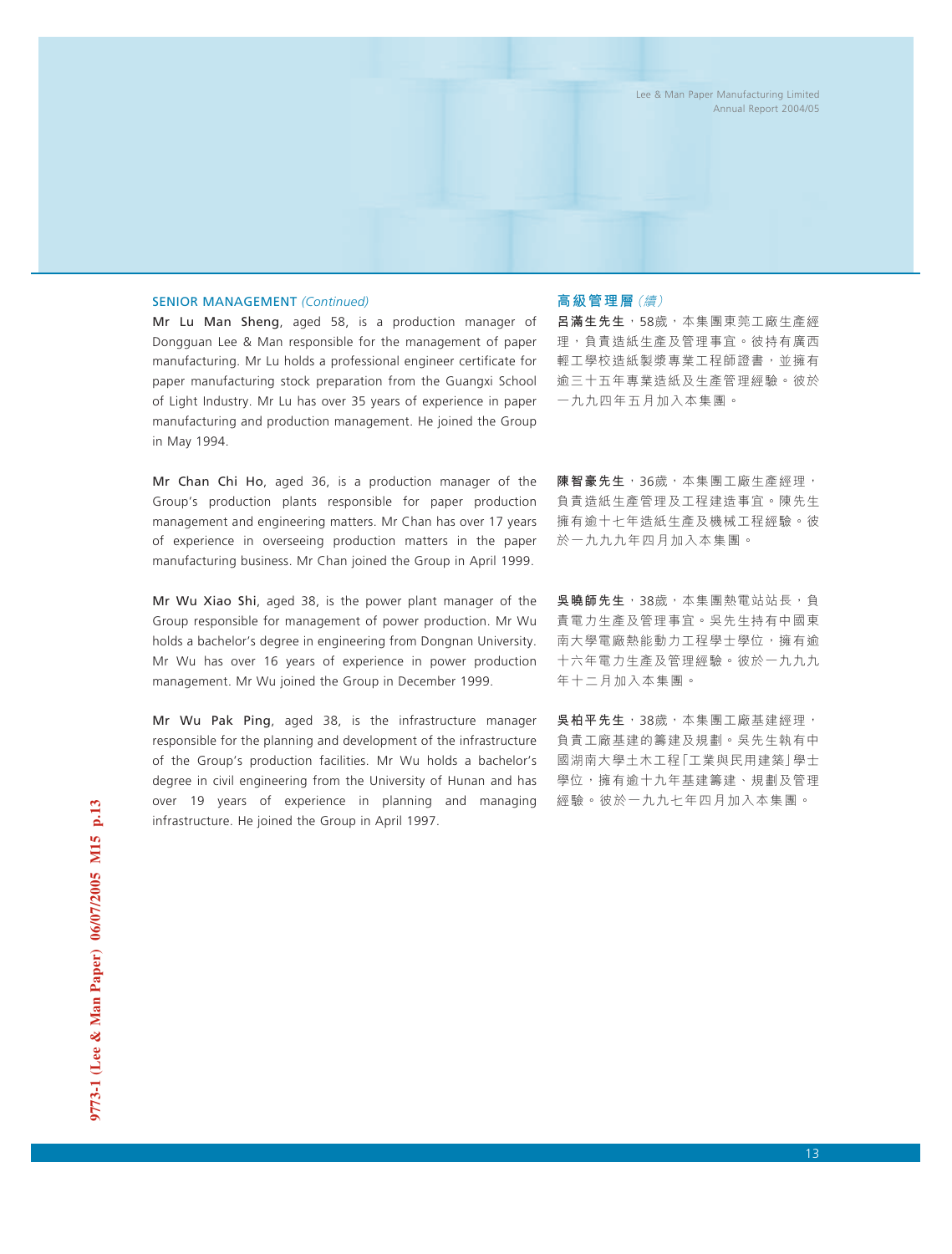## SENIOR MANAGEMENT *(Continued)*

**Mr Lu Man Sheng**, aged 58, is a production manager of Dongguan Lee & Man responsible for the management of paper manufacturing. Mr Lu holds a professional engineer certificate for paper manufacturing stock preparation from the Guangxi School of Light Industry. Mr Lu has over 35 years of experience in paper manufacturing and production management. He joined the Group in May 1994.

**Mr Chan Chi Ho**, aged 36, is a production manager of the Group's production plants responsible for paper production management and engineering matters. Mr Chan has over 17 years of experience in overseeing production matters in the paper manufacturing business. Mr Chan joined the Group in April 1999.

**Mr Wu Xiao Shi**, aged 38, is the power plant manager of the Group responsible for management of power production. Mr Wu holds a bachelor's degree in engineering from Dongnan University. Mr Wu has over 16 years of experience in power production management. Mr Wu joined the Group in December 1999.

**Mr Wu Pak Ping**, aged 38, is the infrastructure manager responsible for the planning and development of the infrastructure of the Group's production facilities. Mr Wu holds a bachelor's degree in civil engineering from the University of Hunan and has over 19 years of experience in planning and managing infrastructure. He joined the Group in April 1997.

## 高級管理層 *(續)*

**呂滿生先生**，58歲，本集團東莞工廠生產經理，負責造紙生產及管理事宜。彼持有廣西輕工學校造紙製漿專業工程師證書，並擁有逾三十五年專業造紙及生產管理經驗。彼於一九九四年五月加入本集團。

**陳智豪先生**，36歲，本集團工廠生產經理，負責造紙生產管理及工程建造事宜。陳先生擁有逾十七年造紙生產及機械工程經驗。彼於一九九九年四月加入本集團。

**吳曉師先生**，38歲，本集團熱電站站長，負責電力生產及管理事宜。吳先生持有中國東南大學電廠熱能動力工程學士學位，擁有逾十六年電力生產及管理經驗。彼於一九九九年十二月加入本集團。

**吳柏平先生**，38歲，本集團工廠基建經理，負責工廠基建的籌建及規劃。吳先生執有中國湖南大學土木工程「工業與民用建築」學士學位，擁有逾十九年基建籌建、規劃及管理經驗。彼於一九九七年四月加入本集團。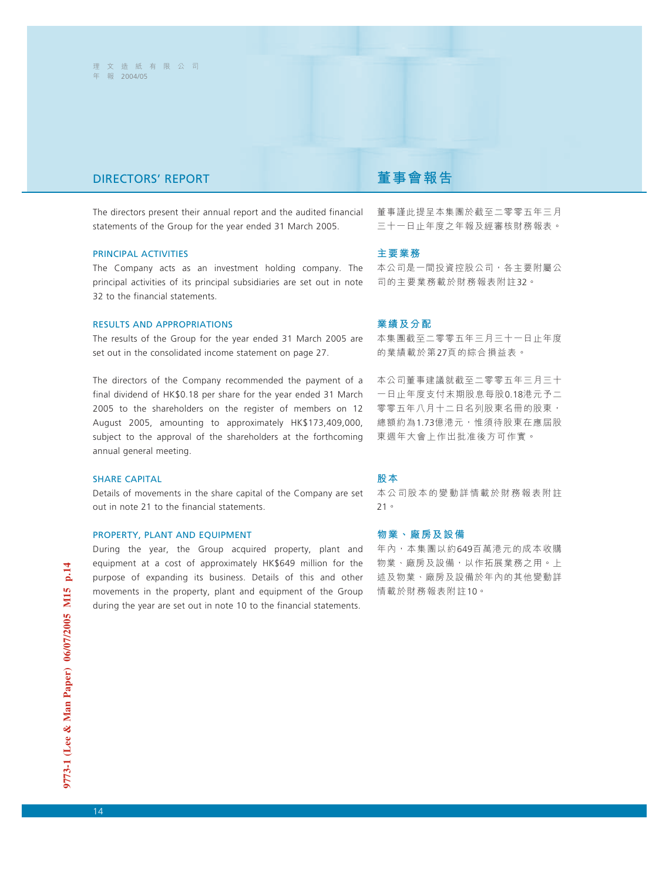# DIRECTORS' REPORT

# 董事會報告

The directors present their annual report and the audited financial statements of the Group for the year ended 31 March 2005.

董事謹此提呈本集團於截至二零零五年三月三十一日止年度之年報及經審核財務報表。

## PRINCIPAL ACTIVITIES

The Company acts as an investment holding company. The principal activities of its principal subsidiaries are set out in note 32 to the financial statements.

## 主要業務

本公司是一間投資控股公司，各主要附屬公司的主要業務載於財務報表附註32。

## RESULTS AND APPROPRIATIONS

The results of the Group for the year ended 31 March 2005 are set out in the consolidated income statement on page 27.

The directors of the Company recommended the payment of a final dividend of HK$0.18 per share for the year ended 31 March 2005 to the shareholders on the register of members on 12 August 2005, amounting to approximately HK$173,409,000, subject to the approval of the shareholders at the forthcoming annual general meeting.

## 業績及分配

本集團截至二零零五年三月三十一日止年度的業績載於第27頁的綜合損益表。

本公司董事建議就截至二零零五年三月三十一日止年度支付末期股息每股0.18港元予二零零五年八月十二日名列股東名冊的股東，總額約為1.73億港元，惟須待股東在應屆股東週年大會上作出批准後方可作實。

## SHARE CAPITAL

Details of movements in the share capital of the Company are set out in note 21 to the financial statements.

## 股本

本公司股本的變動詳情載於財務報表附註21。

## PROPERTY, PLANT AND EQUIPMENT

During the year, the Group acquired property, plant and equipment at a cost of approximately HK$649 million for the purpose of expanding its business. Details of this and other movements in the property, plant and equipment of the Group during the year are set out in note 10 to the financial statements.

## 物業、廠房及設備

年內，本集團以約649百萬港元的成本收購物業、廠房及設備，以作拓展業務之用。上述及物業、廠房及設備於年內的其他變動詳情載於財務報表附註10。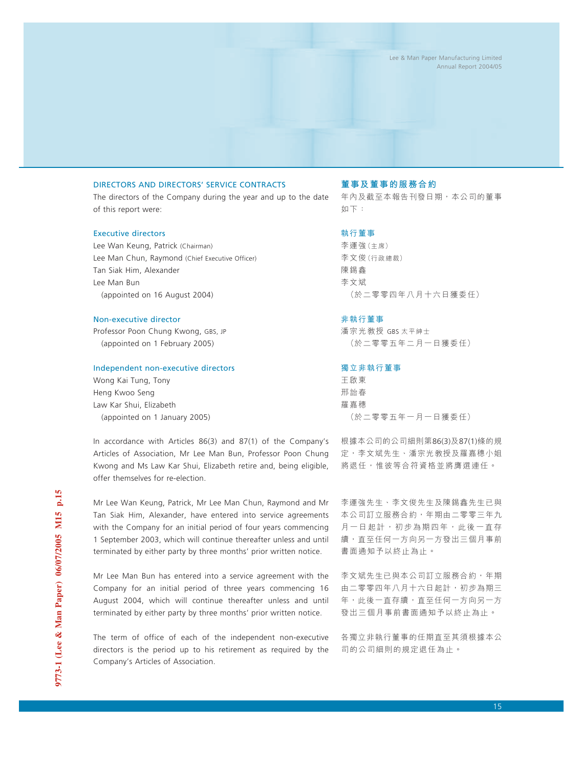## DIRECTORS AND DIRECTORS' SERVICE CONTRACTS

The directors of the Company during the year and up to the date of this report were:

### Executive directors

Lee Wan Keung, Patrick (Chairman)
Lee Man Chun, Raymond (Chief Executive Officer)
Tan Siak Him, Alexander
Lee Man Bun
(appointed on 16 August 2004)

### Non-executive director

Professor Poon Chung Kwong, GBS, JP
(appointed on 1 February 2005)

### Independent non-executive directors

Wong Kai Tung, Tony
Heng Kwoo Seng
Law Kar Shui, Elizabeth
(appointed on 1 January 2005)

In accordance with Articles 86(3) and 87(1) of the Company's Articles of Association, Mr Lee Man Bun, Professor Poon Chung Kwong and Ms Law Kar Shui, Elizabeth retire and, being eligible, offer themselves for re-election.

Mr Lee Wan Keung, Patrick, Mr Lee Man Chun, Raymond and Mr Tan Siak Him, Alexander, have entered into service agreements with the Company for an initial period of four years commencing 1 September 2003, which will continue thereafter unless and until terminated by either party by three months' prior written notice.

Mr Lee Man Bun has entered into a service agreement with the Company for an initial period of three years commencing 16 August 2004, which will continue thereafter unless and until terminated by either party by three months' prior written notice.

The term of office of each of the independent non-executive directors is the period up to his retirement as required by the Company's Articles of Association.

## 董事及董事的服務合約

年內及截至本報告刊發日期，本公司的董事如下：

### 執行董事

李運強（主席）
李文俊（行政總裁）
陳錫鑫
李文斌
（於二零零四年八月十六日獲委任）

### 非執行董事

潘宗光教授 GBS 太平紳士
（於二零零五年二月一日獲委任）

### 獨立非執行董事

王啟東
邢詒春
羅嘉穗
（於二零零五年一月一日獲委任）

根據本公司的公司細則第86(3)及87(1)條的規定，李文斌先生、潘宗光教授及羅嘉穗小姐將退任，惟彼等合符資格並將膺選連任。

李運強先生、李文俊先生及陳錫鑫先生已與本公司訂立服務合約，年期由二零零三年九月一日起計，初步為期四年，此後一直存續，直至任何一方向另一方發出三個月事前書面通知予以終止為止。

李文斌先生已與本公司訂立服務合約，年期由二零零四年八月十六日起計，初步為期三年，此後一直存續，直至任何一方向另一方發出三個月事前書面通知予以終止為止。

各獨立非執行董事的任期直至其須根據本公司的公司細則的規定退任為止。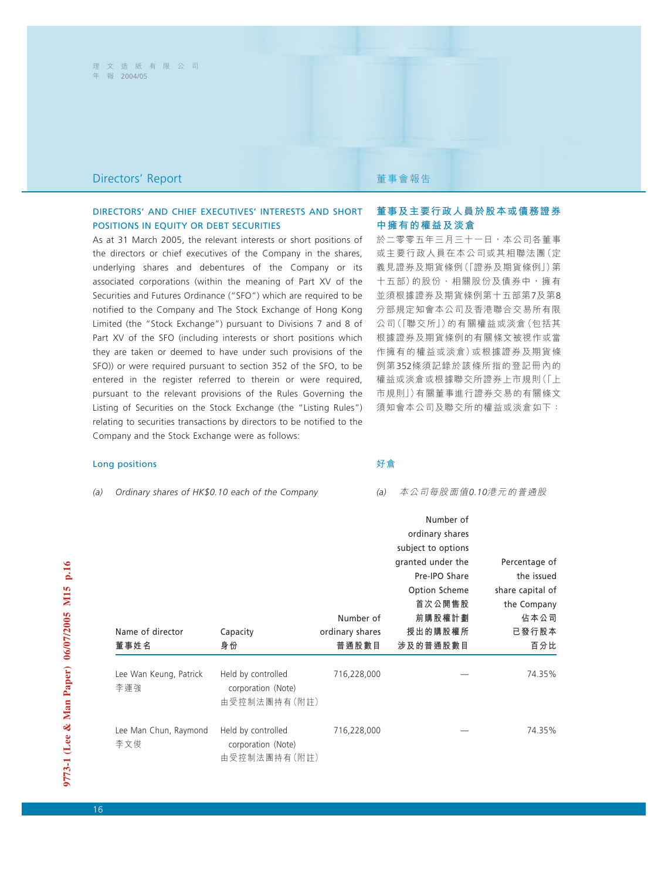## DIRECTORS' AND CHIEF EXECUTIVES' INTERESTS AND SHORT POSITIONS IN EQUITY OR DEBT SECURITIES

As at 31 March 2005, the relevant interests or short positions of the directors or chief executives of the Company in the shares, underlying shares and debentures of the Company or its associated corporations (within the meaning of Part XV of the Securities and Futures Ordinance ("SFO") which are required to be notified to the Company and The Stock Exchange of Hong Kong Limited (the "Stock Exchange") pursuant to Divisions 7 and 8 of Part XV of the SFO (including interests or short positions which they are taken or deemed to have under such provisions of the SFO)) or were required pursuant to section 352 of the SFO, to be entered in the register referred to therein or were required, pursuant to the relevant provisions of the Rules Governing the Listing of Securities on the Stock Exchange (the "Listing Rules") relating to securities transactions by directors to be notified to the Company and the Stock Exchange were as follows:

## 董事及主要行政人員於股本或債務證券中擁有的權益及淡倉

於二零零五年三月三十一日，本公司各董事或主要行政人員在本公司或其相聯法團（定義見證券及期貨條例（「證券及期貨條例」）第十五部）的股份、相關股份及債券中，擁有並須根據證券及期貨條例第十五部第7及第8分部規定知會本公司及香港聯合交易所有限公司（「聯交所」）的有關權益或淡倉（包括其根據證券及期貨條例的有關條文被視作或當作擁有的權益或淡倉）或根據證券及期貨條例第352條須記錄於該條所指的登記冊內的權益或淡倉或根據聯交所證券上市規則（「上市規則」）有關董事進行證券交易的有關條文須知會本公司及聯交所的權益或淡倉如下：

### Long positions 好倉

*(a) Ordinary shares of HK$0.10 each of the Company*

*(a) 本公司每股面值0.10港元的普通股*

| Name of director 董事姓名 | Capacity 身份 | Number of ordinary shares 普通股數目 | Number of ordinary shares subject to options granted under the Pre-IPO Share Option Scheme 首次公開售股前購股權計劃授出的購股權所涉及的普通股數目 | Percentage of the issued share capital of the Company 佔本公司已發行股本百分比 |
|---|---|---|---|---|
| Lee Wan Keung, Patrick 李運強 | Held by controlled corporation (Note) 由受控制法團持有（附註） | 716,228,000 | — | 74.35% |
| Lee Man Chun, Raymond 李文俊 | Held by controlled corporation (Note) 由受控制法團持有（附註） | 716,228,000 | — | 74.35% |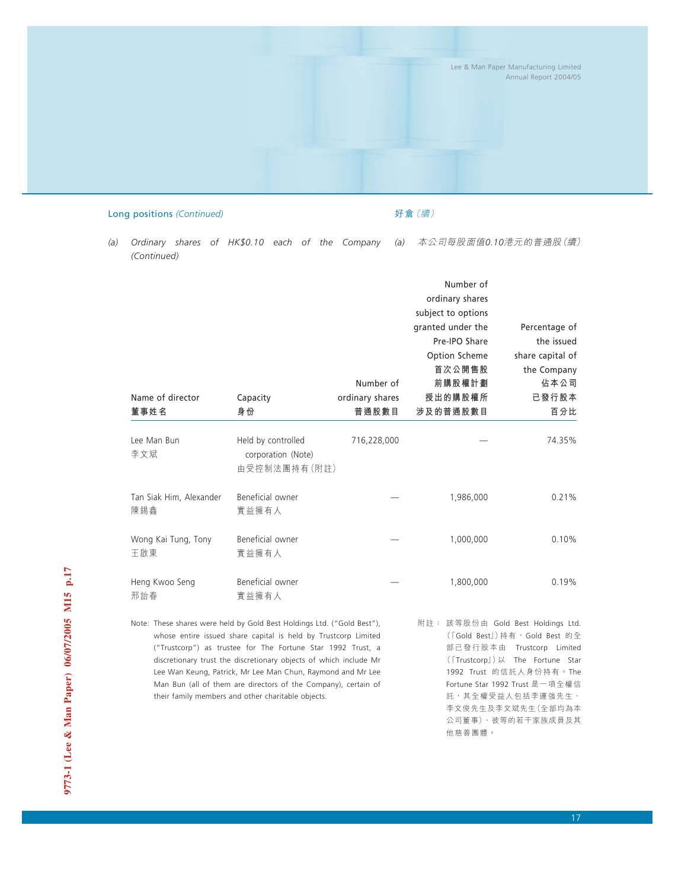## Long positions *(Continued)*

## 好倉（續）

(a) *Ordinary shares of HK$0.10 each of the Company (Continued)*

(a) *本公司每股面值0.10港元的普通股（續）*

| Name of director<br>董事姓名 | Capacity<br>身份 | Number of ordinary shares<br>普通股數目 | Number of ordinary shares subject to options granted under the Pre-IPO Share Option Scheme<br>首次公開售股前購股權計劃授出的購股權所涉及的普通股數目 | Percentage of the issued share capital of the Company<br>佔本公司已發行股本百分比 |
|---|---|---|---|---|
| Lee Man Bun<br>李文斌 | Held by controlled corporation (Note)<br>由受控制法團持有（附註） | 716,228,000 | — | 74.35% |
| Tan Siak Him, Alexander<br>陳錫鑫 | Beneficial owner<br>實益擁有人 | — | 1,986,000 | 0.21% |
| Wong Kai Tung, Tony<br>王啟東 | Beneficial owner<br>實益擁有人 | — | 1,000,000 | 0.10% |
| Heng Kwoo Seng<br>邢詒春 | Beneficial owner<br>實益擁有人 | — | 1,800,000 | 0.19% |

Note: These shares were held by Gold Best Holdings Ltd. ("Gold Best"), whose entire issued share capital is held by Trustcorp Limited ("Trustcorp") as trustee for The Fortune Star 1992 Trust, a discretionary trust the discretionary objects of which include Mr Lee Wan Keung, Patrick, Mr Lee Man Chun, Raymond and Mr Lee Man Bun (all of them are directors of the Company), certain of their family members and other charitable objects.

附註：該等股份由 Gold Best Holdings Ltd.（「Gold Best」）持有，Gold Best 的全部已發行股本由 Trustcorp Limited（「Trustcorp」）以 The Fortune Star 1992 Trust 的信託人身份持有。The Fortune Star 1992 Trust 是一項全權信託，其全權受益人包括李運強先生、李文俊先生及李文斌先生（全部均為本公司董事）、彼等的若干家族成員及其他慈善團體。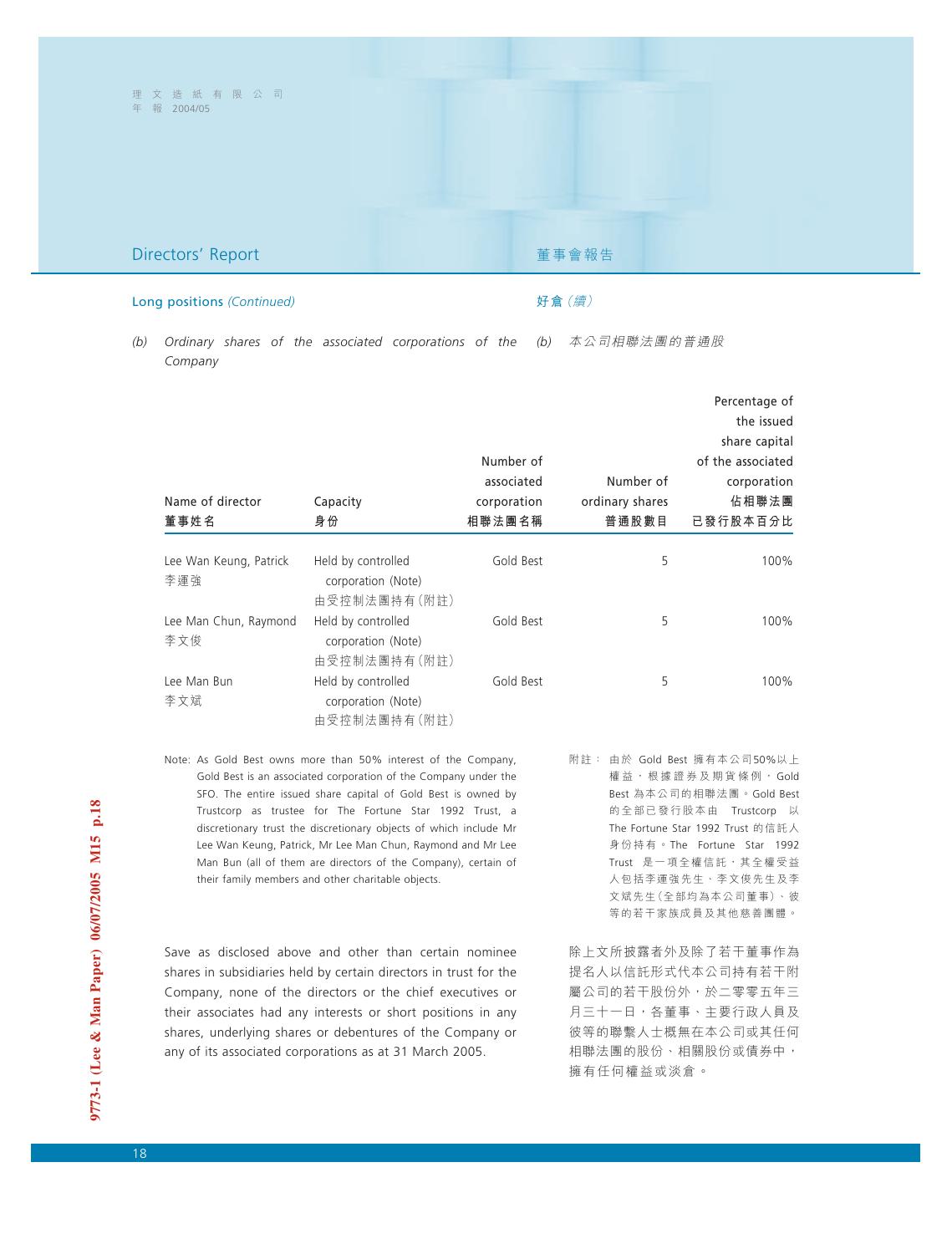## Directors' Report 董事會報告

### Long positions *(Continued)* 好倉（續）

*(b) Ordinary shares of the associated corporations of the Company*

*(b) 本公司相聯法團的普通股*

| Name of director 董事姓名 | Capacity 身份 | Number of associated corporation 相聯法團名稱 | Number of ordinary shares 普通股數目 | Percentage of the issued share capital of the associated corporation 佔相聯法團已發行股本百分比 |
|---|---|---|---|---|
| Lee Wan Keung, Patrick 李運強 | Held by controlled corporation (Note) 由受控制法團持有（附註） | Gold Best | 5 | 100% |
| Lee Man Chun, Raymond 李文俊 | Held by controlled corporation (Note) 由受控制法團持有（附註） | Gold Best | 5 | 100% |
| Lee Man Bun 李文斌 | Held by controlled corporation (Note) 由受控制法團持有（附註） | Gold Best | 5 | 100% |

Note: As Gold Best owns more than 50% interest of the Company, Gold Best is an associated corporation of the Company under the SFO. The entire issued share capital of Gold Best is owned by Trustcorp as trustee for The Fortune Star 1992 Trust, a discretionary trust the discretionary objects of which include Mr Lee Wan Keung, Patrick, Mr Lee Man Chun, Raymond and Mr Lee Man Bun (all of them are directors of the Company), certain of their family members and other charitable objects.

附註： 由於 Gold Best 擁有本公司50%以上權益，根據證券及期貨條例，Gold Best 為本公司的相聯法團。Gold Best 的全部已發行股本由 Trustcorp 以 The Fortune Star 1992 Trust 的信託人身份持有。The Fortune Star 1992 Trust 是一項全權信託，其全權受益人包括李運強先生、李文俊先生及李文斌先生（全部均為本公司董事）、彼等的若干家族成員及其他慈善團體。

Save as disclosed above and other than certain nominee shares in subsidiaries held by certain directors in trust for the Company, none of the directors or the chief executives or their associates had any interests or short positions in any shares, underlying shares or debentures of the Company or any of its associated corporations as at 31 March 2005.

除上文所披露者外及除了若干董事作為提名人以信託形式代本公司持有若干附屬公司的若干股份外，於二零零五年三月三十一日，各董事、主要行政人員及彼等的聯繫人士概無在本公司或其任何相聯法團的股份、相關股份或債券中，擁有任何權益或淡倉。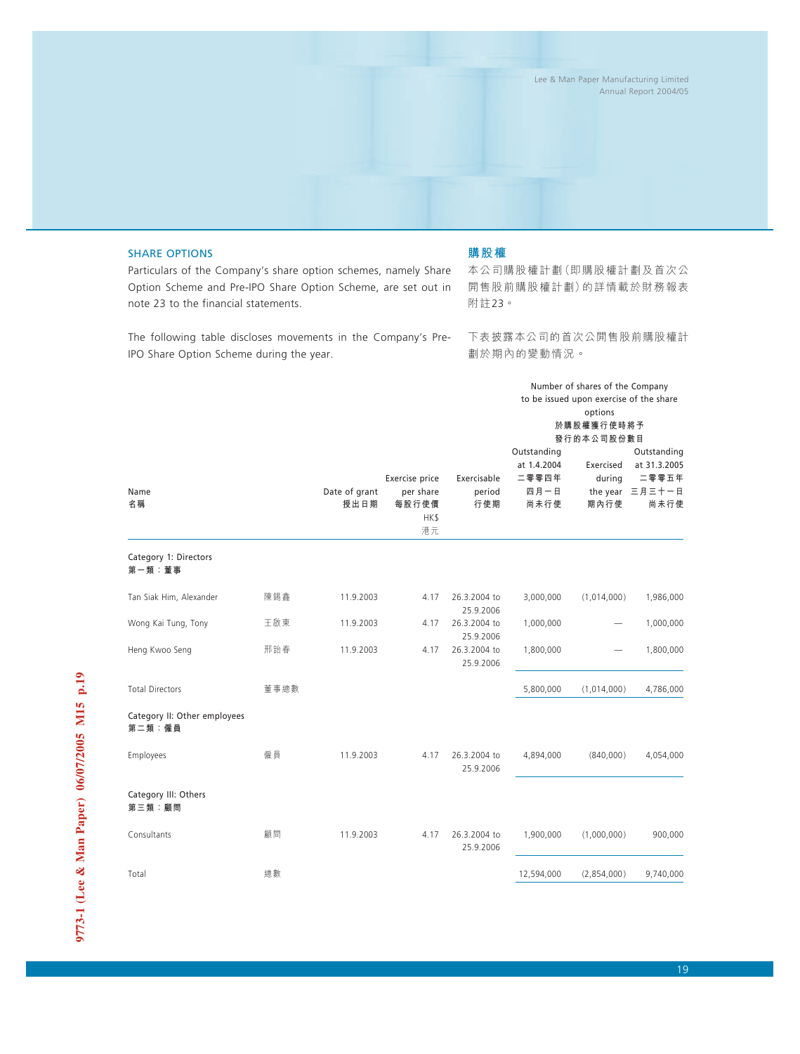## SHARE OPTIONS

Particulars of the Company's share option schemes, namely Share Option Scheme and Pre-IPO Share Option Scheme, are set out in note 23 to the financial statements.

The following table discloses movements in the Company's Pre-IPO Share Option Scheme during the year.

## 購股權

本公司購股權計劃(即購股權計劃及首次公開售股前購股權計劃)的詳情載於財務報表附註23。

下表披露本公司的首次公開售股前購股權計劃於期內的變動情況。

| Name 名稱 | | Date of grant 授出日期 | Exercise price per share 每股行使價 HK$ 港元 | Exercisable period 行使期 | Number of shares of the Company to be issued upon exercise of the share options 於購股權獲行使時將予發行的本公司股份數目 Outstanding at 1.4.2004 二零零四年四月一日尚未行使 | Exercised during the year 期內行使 | Outstanding at 31.3.2005 二零零五年三月三十一日尚未行使 |
|---|---|---|---|---|---|---|---|
| **Category 1: Directors 第一類：董事** | | | | | | | |
| Tan Siak Him, Alexander | 陳錫鑫 | 11.9.2003 | 4.17 | 26.3.2004 to 25.9.2006 | 3,000,000 | (1,014,000) | 1,986,000 |
| Wong Kai Tung, Tony | 王啟東 | 11.9.2003 | 4.17 | 26.3.2004 to 25.9.2006 | 1,000,000 | — | 1,000,000 |
| Heng Kwoo Seng | 邢詒春 | 11.9.2003 | 4.17 | 26.3.2004 to 25.9.2006 | 1,800,000 | — | 1,800,000 |
| Total Directors | 董事總數 | | | | 5,800,000 | (1,014,000) | 4,786,000 |
| **Category II: Other employees 第二類：僱員** | | | | | | | |
| Employees | 僱員 | 11.9.2003 | 4.17 | 26.3.2004 to 25.9.2006 | 4,894,000 | (840,000) | 4,054,000 |
| **Category III: Others 第三類：顧問** | | | | | | | |
| Consultants | 顧問 | 11.9.2003 | 4.17 | 26.3.2004 to 25.9.2006 | 1,900,000 | (1,000,000) | 900,000 |
| Total | 總數 | | | | 12,594,000 | (2,854,000) | 9,740,000 |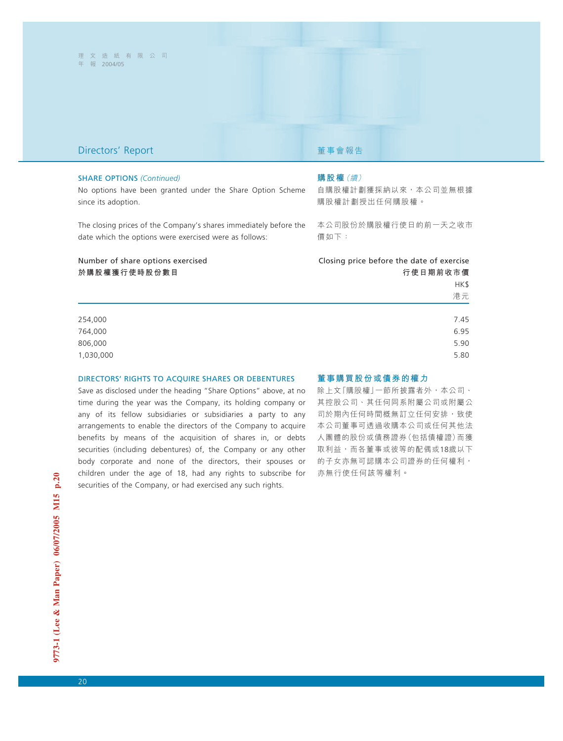## Directors' Report 董事會報告

### SHARE OPTIONS *(Continued)*

No options have been granted under the Share Option Scheme since its adoption.

The closing prices of the Company's shares immediately before the date which the options were exercised were as follows:

### 購股權 *(續)*

自購股權計劃獲採納以來，本公司並無根據購股權計劃授出任何購股權。

本公司股份於購股權行使日的前一天之收市價如下：

| Number of share options exercised<br>**於購股權獲行使時股份數目** | Closing price before the date of exercise<br>**行使日期前收市價**<br>HK$<br>港元 |
|---|---|
| 254,000 | 7.45 |
| 764,000 | 6.95 |
| 806,000 | 5.90 |
| 1,030,000 | 5.80 |

### DIRECTORS' RIGHTS TO ACQUIRE SHARES OR DEBENTURES

Save as disclosed under the heading "Share Options" above, at no time during the year was the Company, its holding company or any of its fellow subsidiaries or subsidiaries a party to any arrangements to enable the directors of the Company to acquire benefits by means of the acquisition of shares in, or debts securities (including debentures) of, the Company or any other body corporate and none of the directors, their spouses or children under the age of 18, had any rights to subscribe for securities of the Company, or had exercised any such rights.

### 董事購買股份或債券的權力

除上文「購股權」一節所披露者外，本公司、其控股公司、其任何同系附屬公司或附屬公司於期內任何時間概無訂立任何安排，致使本公司董事可透過收購本公司或任何其他法人團體的股份或債務證券（包括債權證）而獲取利益，而各董事或彼等的配偶或18歲以下的子女亦無可認購本公司證券的任何權利，亦無行使任何該等權利。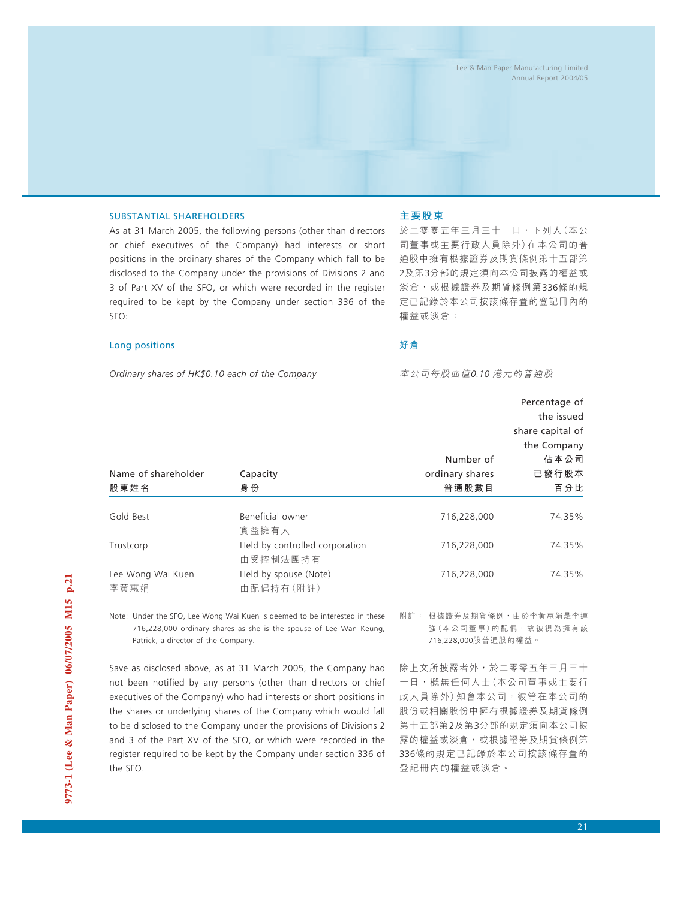## SUBSTANTIAL SHAREHOLDERS

As at 31 March 2005, the following persons (other than directors or chief executives of the Company) had interests or short positions in the ordinary shares of the Company which fall to be disclosed to the Company under the provisions of Divisions 2 and 3 of Part XV of the SFO, or which were recorded in the register required to be kept by the Company under section 336 of the SFO:

## 主要股東

於二零零五年三月三十一日，下列人(本公司董事或主要行政人員除外)在本公司的普通股中擁有根據證券及期貨條例第十五部第2及第3分部的規定須向本公司披露的權益或淡倉，或根據證券及期貨條例第336條的規定已記錄於本公司按該條存置的登記冊內的權益或淡倉：

### Long positions

### 好倉

*Ordinary shares of HK$0.10 each of the Company*

*本公司每股面值0.10 港元的普通股*

| Name of shareholder 股東姓名 | Capacity 身份 | Number of ordinary shares 普通股數目 | Percentage of the issued share capital of the Company 佔本公司已發行股本百分比 |
|---|---|---|---|
| Gold Best | Beneficial owner 實益擁有人 | 716,228,000 | 74.35% |
| Trustcorp | Held by controlled corporation 由受控制法團持有 | 716,228,000 | 74.35% |
| Lee Wong Wai Kuen 李黃惠娟 | Held by spouse (Note) 由配偶持有(附註) | 716,228,000 | 74.35% |

Note: Under the SFO, Lee Wong Wai Kuen is deemed to be interested in these 716,228,000 ordinary shares as she is the spouse of Lee Wan Keung, Patrick, a director of the Company.

附註： 根據證券及期貨條例，由於李黃惠娟是李運強(本公司董事)的配偶，故被視為擁有該716,228,000股普通股的權益。

Save as disclosed above, as at 31 March 2005, the Company had not been notified by any persons (other than directors or chief executives of the Company) who had interests or short positions in the shares or underlying shares of the Company which would fall to be disclosed to the Company under the provisions of Divisions 2 and 3 of the Part XV of the SFO, or which were recorded in the register required to be kept by the Company under section 336 of the SFO.

除上文所披露者外，於二零零五年三月三十一日，概無任何人士(本公司董事或主要行政人員除外)知會本公司，彼等在本公司的股份或相關股份中擁有根據證券及期貨條例第十五部第2及第3分部的規定須向本公司披露的權益或淡倉，或根據證券及期貨條例第336條的規定已記錄於本公司按該條存置的登記冊內的權益或淡倉。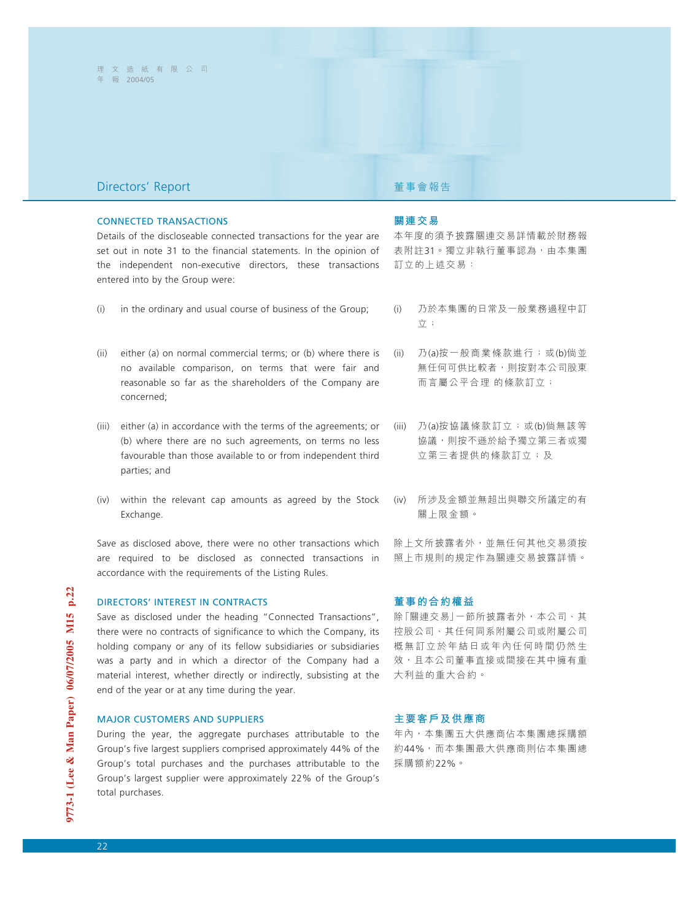## Directors' Report

## 董事會報告

### CONNECTED TRANSACTIONS

Details of the discloseable connected transactions for the year are set out in note 31 to the financial statements. In the opinion of the independent non-executive directors, these transactions entered into by the Group were:

(i) in the ordinary and usual course of business of the Group;

(ii) either (a) on normal commercial terms; or (b) where there is no available comparison, on terms that were fair and reasonable so far as the shareholders of the Company are concerned;

(iii) either (a) in accordance with the terms of the agreements; or (b) where there are no such agreements, on terms no less favourable than those available to or from independent third parties; and

(iv) within the relevant cap amounts as agreed by the Stock Exchange.

Save as disclosed above, there were no other transactions which are required to be disclosed as connected transactions in accordance with the requirements of the Listing Rules.

### 關連交易

本年度的須予披露關連交易詳情載於財務報表附註31。獨立非執行董事認為，由本集團訂立的上述交易：

(i) 乃於本集團的日常及一般業務過程中訂立；

(ii) 乃(a)按一般商業條款進行；或(b)倘並無任何可供比較者，則按對本公司股東而言屬公平合理 的條款訂立；

(iii) 乃(a)按協議條款訂立；或(b)倘無該等協議，則按不遜於給予獨立第三者或獨立第三者提供的條款訂立；及

(iv) 所涉及金額並無超出與聯交所議定的有關上限金額。

除上文所披露者外，並無任何其他交易須按照上市規則的規定作為關連交易披露詳情。

### DIRECTORS' INTEREST IN CONTRACTS

Save as disclosed under the heading "Connected Transactions", there were no contracts of significance to which the Company, its holding company or any of its fellow subsidiaries or subsidiaries was a party and in which a director of the Company had a material interest, whether directly or indirectly, subsisting at the end of the year or at any time during the year.

### 董事的合約權益

除「關連交易」一節所披露者外，本公司、其控股公司、其任何同系附屬公司或附屬公司概無訂立於年結日或年內任何時間仍然生效，且本公司董事直接或間接在其中擁有重大利益的重大合約。

### MAJOR CUSTOMERS AND SUPPLIERS

During the year, the aggregate purchases attributable to the Group's five largest suppliers comprised approximately 44% of the Group's total purchases and the purchases attributable to the Group's largest supplier were approximately 22% of the Group's total purchases.

### 主要客戶及供應商

年內，本集團五大供應商佔本集團總採購額約44%，而本集團最大供應商則佔本集團總採購額約22%。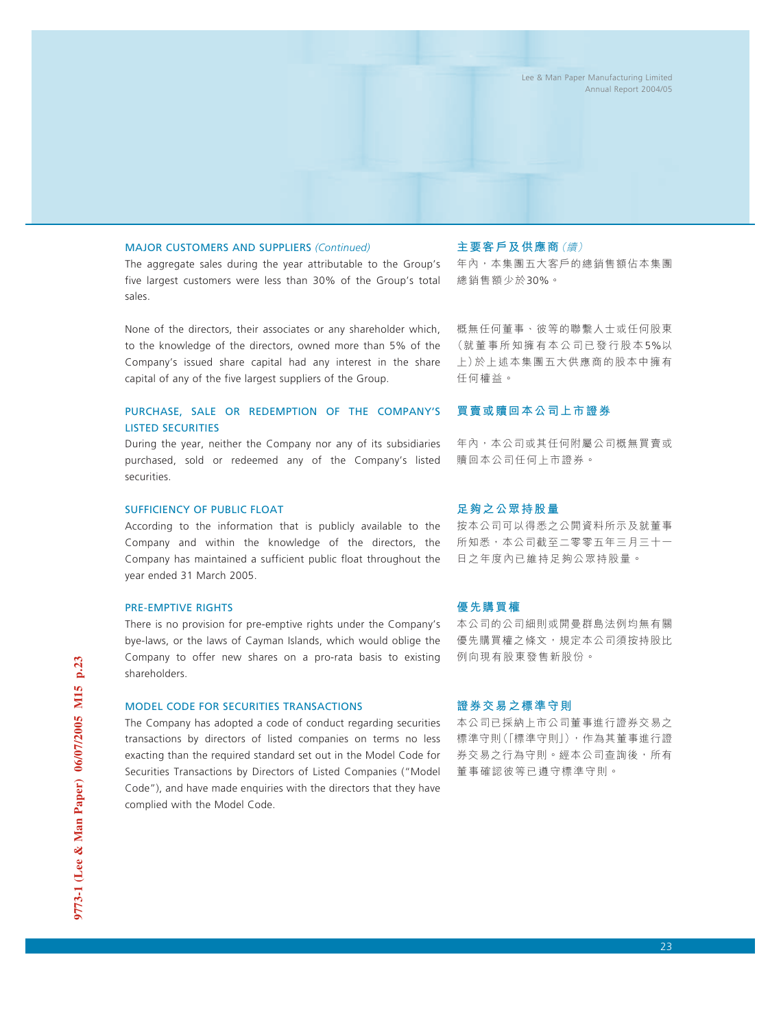### MAJOR CUSTOMERS AND SUPPLIERS *(Continued)*

The aggregate sales during the year attributable to the Group's five largest customers were less than 30% of the Group's total sales.

None of the directors, their associates or any shareholder which, to the knowledge of the directors, owned more than 5% of the Company's issued share capital had any interest in the share capital of any of the five largest suppliers of the Group.

### PURCHASE, SALE OR REDEMPTION OF THE COMPANY'S LISTED SECURITIES

During the year, neither the Company nor any of its subsidiaries purchased, sold or redeemed any of the Company's listed securities.

### SUFFICIENCY OF PUBLIC FLOAT

According to the information that is publicly available to the Company and within the knowledge of the directors, the Company has maintained a sufficient public float throughout the year ended 31 March 2005.

### PRE-EMPTIVE RIGHTS

There is no provision for pre-emptive rights under the Company's bye-laws, or the laws of Cayman Islands, which would oblige the Company to offer new shares on a pro-rata basis to existing shareholders.

### MODEL CODE FOR SECURITIES TRANSACTIONS

The Company has adopted a code of conduct regarding securities transactions by directors of listed companies on terms no less exacting than the required standard set out in the Model Code for Securities Transactions by Directors of Listed Companies ("Model Code"), and have made enquiries with the directors that they have complied with the Model Code.

### 主要客戶及供應商 *(續)*

年內，本集團五大客戶的總銷售額佔本集團總銷售額少於30%。

概無任何董事、彼等的聯繫人士或任何股東（就董事所知擁有本公司已發行股本5%以上）於上述本集團五大供應商的股本中擁有任何權益。

### 買賣或贖回本公司上市證券

年內，本公司或其任何附屬公司概無買賣或贖回本公司任何上市證券。

### 足夠之公眾持股量

按本公司可以得悉之公開資料所示及就董事所知悉，本公司截至二零零五年三月三十一日之年度內已維持足夠公眾持股量。

### 優先購買權

本公司的公司細則或開曼群島法例均無有關優先購買權之條文，規定本公司須按持股比例向現有股東發售新股份。

### 證券交易之標準守則

本公司已採納上市公司董事進行證券交易之標準守則（「標準守則」），作為其董事進行證券交易之行為守則。經本公司查詢後，所有董事確認彼等已遵守標準守則。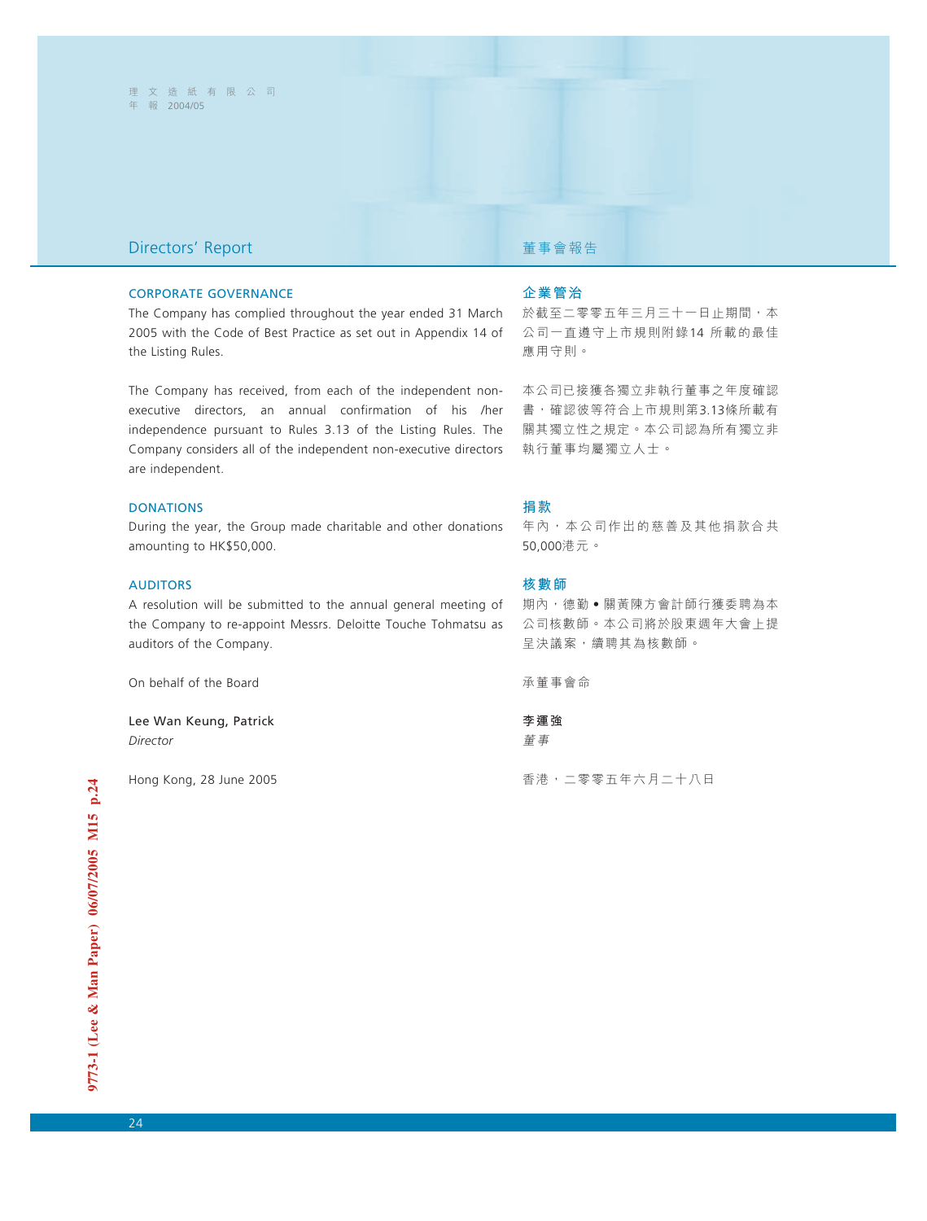## Directors' Report

## 董事會報告

### CORPORATE GOVERNANCE

The Company has complied throughout the year ended 31 March 2005 with the Code of Best Practice as set out in Appendix 14 of the Listing Rules.

The Company has received, from each of the independent non-executive directors, an annual confirmation of his /her independence pursuant to Rules 3.13 of the Listing Rules. The Company considers all of the independent non-executive directors are independent.

### 企業管治

於截至二零零五年三月三十一日止期間，本公司一直遵守上市規則附錄14 所載的最佳應用守則。

本公司已接獲各獨立非執行董事之年度確認書，確認彼等符合上市規則第3.13條所載有關其獨立性之規定。本公司認為所有獨立非執行董事均屬獨立人士。

### DONATIONS

During the year, the Group made charitable and other donations amounting to HK$50,000.

### 捐款

年內，本公司作出的慈善及其他捐款合共50,000港元。

### AUDITORS

A resolution will be submitted to the annual general meeting of the Company to re-appoint Messrs. Deloitte Touche Tohmatsu as auditors of the Company.

### 核數師

期內，德勤 • 關黃陳方會計師行獲委聘為本公司核數師。本公司將於股東週年大會上提呈決議案，續聘其為核數師。

On behalf of the Board

**Lee Wan Keung, Patrick**
*Director*

Hong Kong, 28 June 2005

承董事會命

**李運強**
*董事*

香港，二零零五年六月二十八日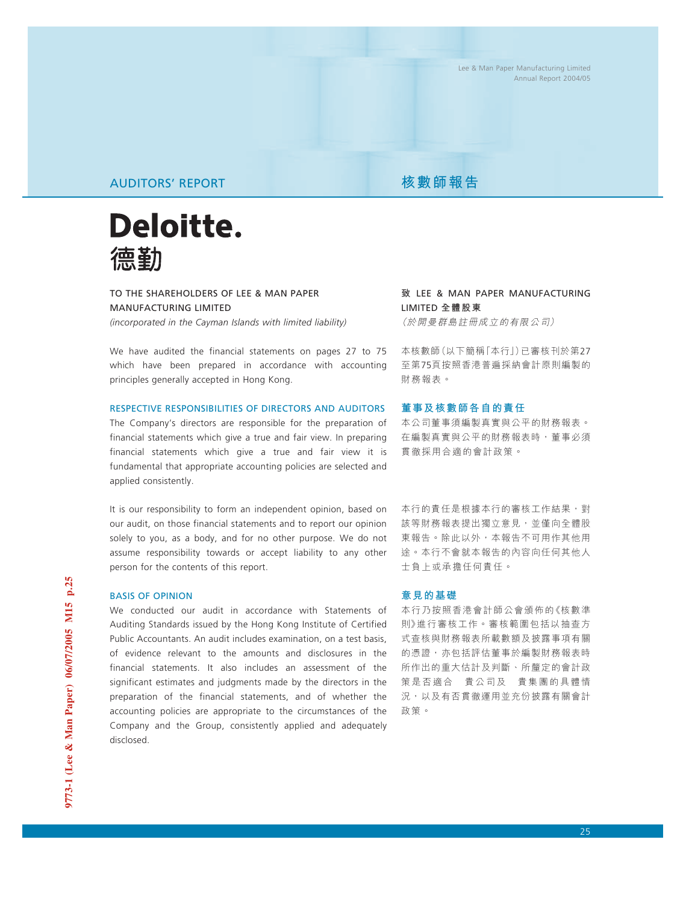# AUDITORS' REPORT

# 核數師報告

**Deloitte.**
**德勤**

TO THE SHAREHOLDERS OF LEE & MAN PAPER MANUFACTURING LIMITED
*(incorporated in the Cayman Islands with limited liability)*

We have audited the financial statements on pages 27 to 75 which have been prepared in accordance with accounting principles generally accepted in Hong Kong.

## RESPECTIVE RESPONSIBILITIES OF DIRECTORS AND AUDITORS

The Company's directors are responsible for the preparation of financial statements which give a true and fair view. In preparing financial statements which give a true and fair view it is fundamental that appropriate accounting policies are selected and applied consistently.

It is our responsibility to form an independent opinion, based on our audit, on those financial statements and to report our opinion solely to you, as a body, and for no other purpose. We do not assume responsibility towards or accept liability to any other person for the contents of this report.

## BASIS OF OPINION

We conducted our audit in accordance with Statements of Auditing Standards issued by the Hong Kong Institute of Certified Public Accountants. An audit includes examination, on a test basis, of evidence relevant to the amounts and disclosures in the financial statements. It also includes an assessment of the significant estimates and judgments made by the directors in the preparation of the financial statements, and of whether the accounting policies are appropriate to the circumstances of the Company and the Group, consistently applied and adequately disclosed.

致 LEE & MAN PAPER MANUFACTURING LIMITED **全體股東**
*（於開曼群島註冊成立的有限公司）*

本核數師（以下簡稱「本行」）已審核刊於第27至第75頁按照香港普遍採納會計原則編製的財務報表。

## 董事及核數師各自的責任

本公司董事須編製真實與公平的財務報表。在編製真實與公平的財務報表時，董事必須貫徹採用合適的會計政策。

本行的責任是根據本行的審核工作結果，對該等財務報表提出獨立意見，並僅向全體股東報告。除此以外，本報告不可用作其他用途。本行不會就本報告的內容向任何其他人士負上或承擔任何責任。

## 意見的基礎

本行乃按照香港會計師公會頒佈的《核數準則》進行審核工作。審核範圍包括以抽查方式查核與財務報表所載數額及披露事項有關的憑證，亦包括評估董事於編製財務報表時所作出的重大估計及判斷、所釐定的會計政策是否適合 貴公司及 貴集團的具體情況，以及有否貫徹運用並充份披露有關會計政策。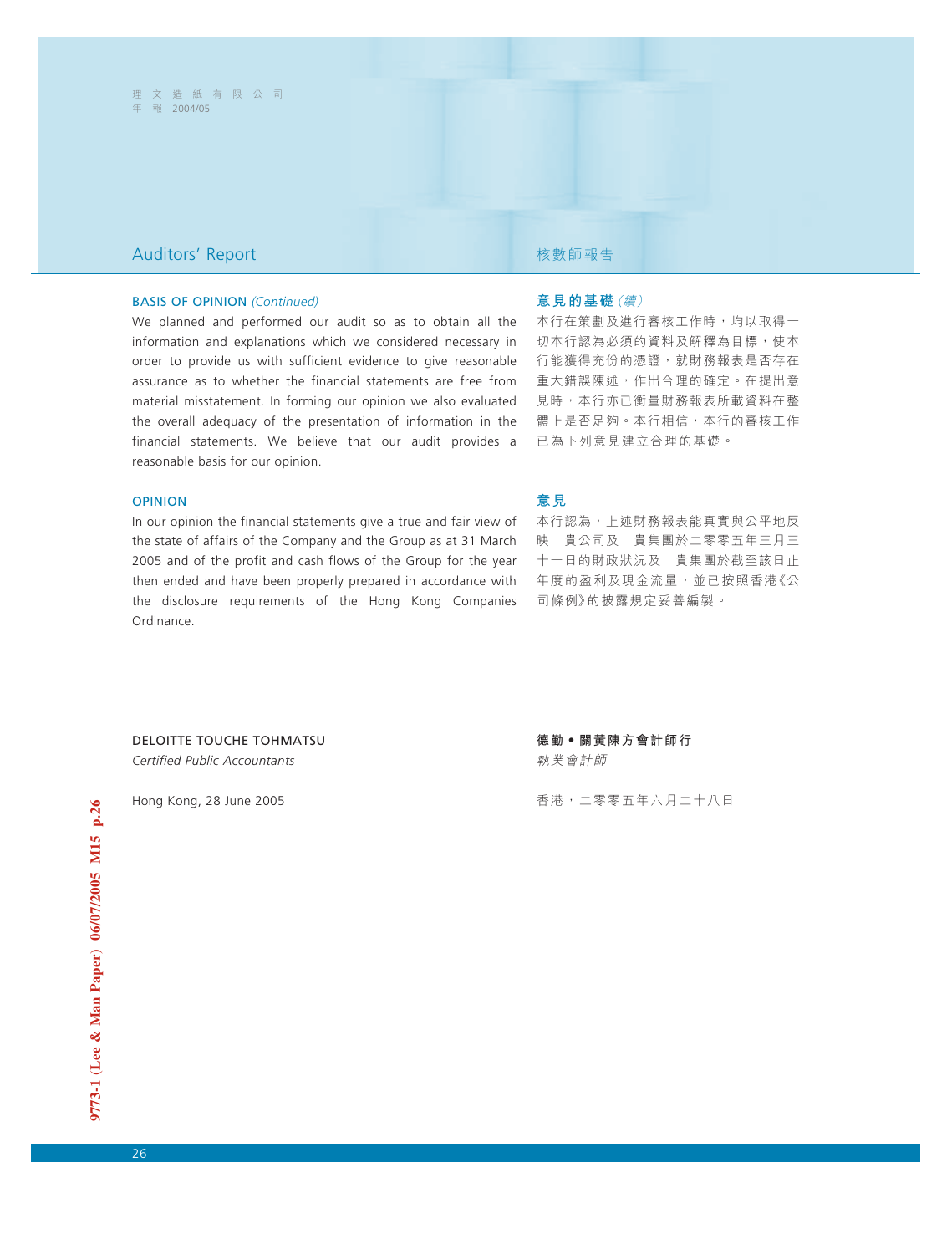# Auditors' Report

# 核數師報告

### BASIS OF OPINION *(Continued)*

We planned and performed our audit so as to obtain all the information and explanations which we considered necessary in order to provide us with sufficient evidence to give reasonable assurance as to whether the financial statements are free from material misstatement. In forming our opinion we also evaluated the overall adequacy of the presentation of information in the financial statements. We believe that our audit provides a reasonable basis for our opinion.

### OPINION

In our opinion the financial statements give a true and fair view of the state of affairs of the Company and the Group as at 31 March 2005 and of the profit and cash flows of the Group for the year then ended and have been properly prepared in accordance with the disclosure requirements of the Hong Kong Companies Ordinance.

DELOITTE TOUCHE TOHMATSU
*Certified Public Accountants*

Hong Kong, 28 June 2005

### 意見的基礎 *(續)*

本行在策劃及進行審核工作時，均以取得一切本行認為必須的資料及解釋為目標，使本行能獲得充份的憑證，就財務報表是否存在重大錯誤陳述，作出合理的確定。在提出意見時，本行亦已衡量財務報表所載資料在整體上是否足夠。本行相信，本行的審核工作已為下列意見建立合理的基礎。

### 意見

本行認為，上述財務報表能真實與公平地反映　貴公司及　貴集團於二零零五年三月三十一日的財政狀況及　貴集團於截至該日止年度的盈利及現金流量，並已按照香港《公司條例》的披露規定妥善編製。

**德勤•關黃陳方會計師行**
*執業會計師*

香港，二零零五年六月二十八日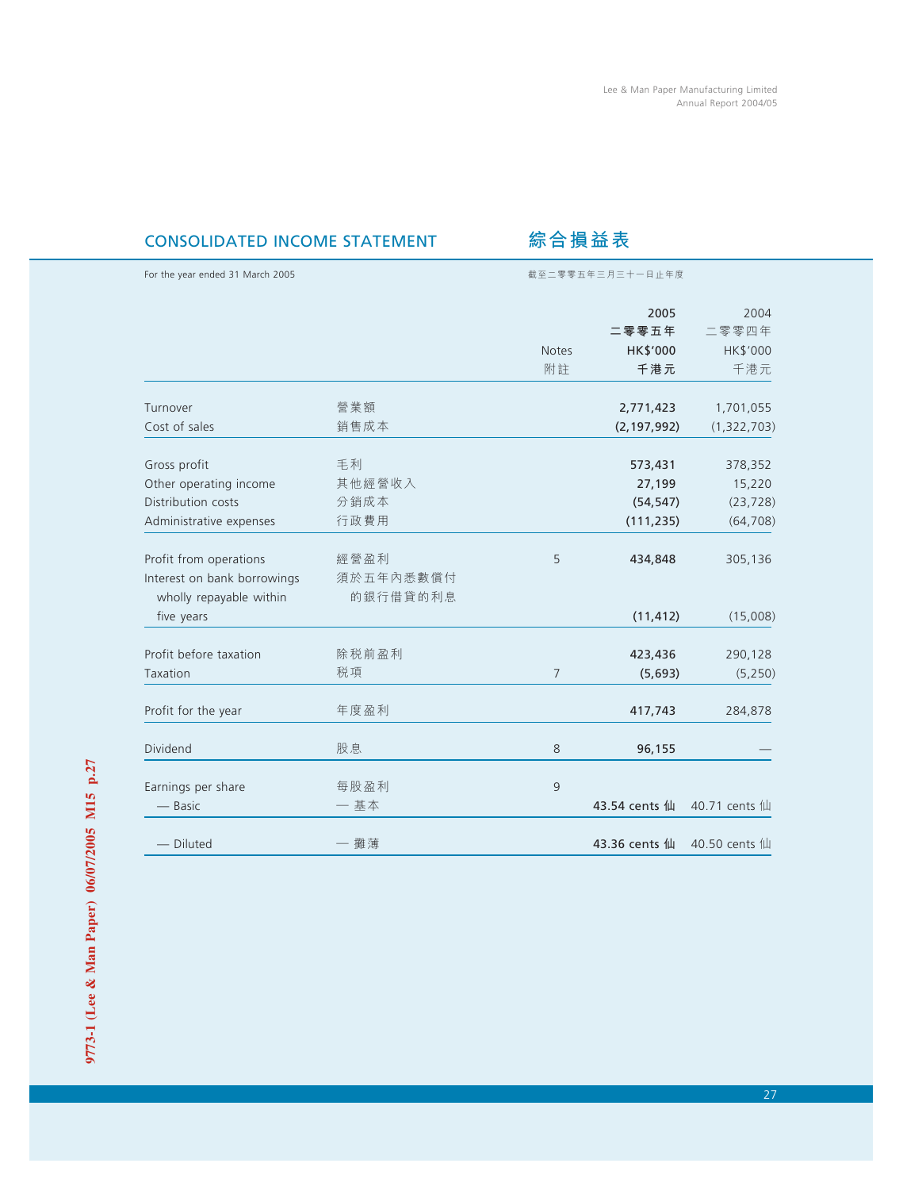# CONSOLIDATED INCOME STATEMENT 綜合損益表

For the year ended 31 March 2005 截至二零零五年三月三十一日止年度

| | | Notes 附註 | 2005 二零零五年 HK$'000 千港元 | 2004 二零零四年 HK$'000 千港元 |
|---|---|---|---|---|
| Turnover | 營業額 | | **2,771,423** | 1,701,055 |
| Cost of sales | 銷售成本 | | **(2,197,992)** | (1,322,703) |
| Gross profit | 毛利 | | **573,431** | 378,352 |
| Other operating income | 其他經營收入 | | **27,199** | 15,220 |
| Distribution costs | 分銷成本 | | **(54,547)** | (23,728) |
| Administrative expenses | 行政費用 | | **(111,235)** | (64,708) |
| Profit from operations | 經營盈利 | 5 | **434,848** | 305,136 |
| Interest on bank borrowings wholly repayable within five years | 須於五年內悉數償付的銀行借貸的利息 | | **(11,412)** | (15,008) |
| Profit before taxation | 除税前盈利 | | **423,436** | 290,128 |
| Taxation | 税項 | 7 | **(5,693)** | (5,250) |
| Profit for the year | 年度盈利 | | **417,743** | 284,878 |
| Dividend | 股息 | 8 | **96,155** | — |
| Earnings per share | 每股盈利 | 9 | | |
| — Basic | — 基本 | | **43.54 cents 仙** | 40.71 cents 仙 |
| — Diluted | — 攤薄 | | **43.36 cents 仙** | 40.50 cents 仙 |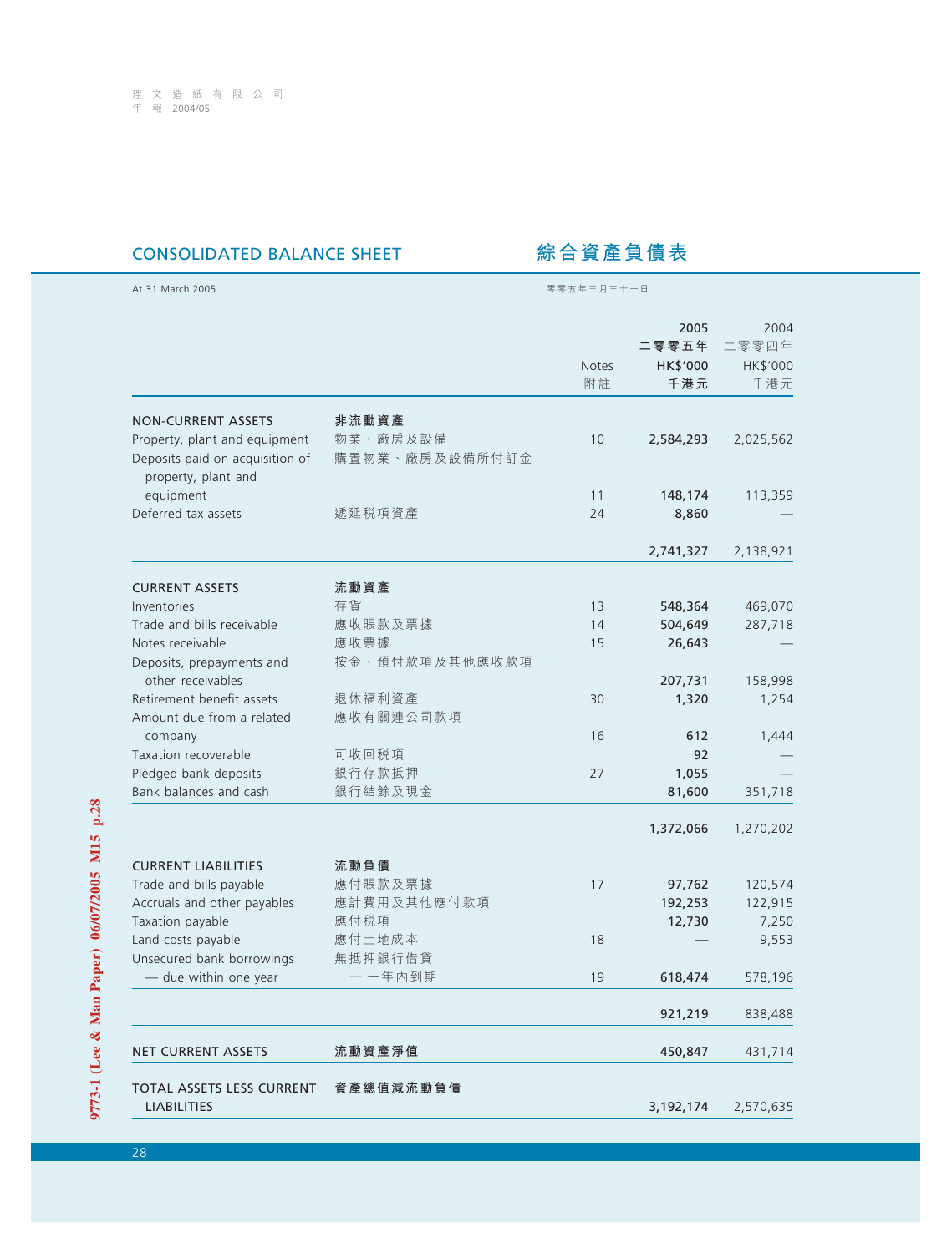## CONSOLIDATED BALANCE SHEET 綜合資產負債表

At 31 March 2005 二零零五年三月三十一日

| | | Notes 附註 | 2005 二零零五年 HK$'000 千港元 | 2004 二零零四年 HK$'000 千港元 |
|---|---|---|---|---|
| **NON-CURRENT ASSETS** | **非流動資產** | | | |
| Property, plant and equipment | 物業、廠房及設備 | 10 | **2,584,293** | 2,025,562 |
| Deposits paid on acquisition of property, plant and equipment | 購置物業、廠房及設備所付訂金 | 11 | **148,174** | 113,359 |
| Deferred tax assets | 遞延税項資產 | 24 | **8,860** | — |
| | | | **2,741,327** | 2,138,921 |
| **CURRENT ASSETS** | **流動資產** | | | |
| Inventories | 存貨 | 13 | **548,364** | 469,070 |
| Trade and bills receivable | 應收賬款及票據 | 14 | **504,649** | 287,718 |
| Notes receivable | 應收票據 | 15 | **26,643** | — |
| Deposits, prepayments and other receivables | 按金、預付款項及其他應收款項 | | **207,731** | 158,998 |
| Retirement benefit assets | 退休福利資產 | 30 | **1,320** | 1,254 |
| Amount due from a related company | 應收有關連公司款項 | 16 | **612** | 1,444 |
| Taxation recoverable | 可收回税項 | | **92** | — |
| Pledged bank deposits | 銀行存款抵押 | 27 | **1,055** | — |
| Bank balances and cash | 銀行結餘及現金 | | **81,600** | 351,718 |
| | | | **1,372,066** | 1,270,202 |
| **CURRENT LIABILITIES** | **流動負債** | | | |
| Trade and bills payable | 應付賬款及票據 | 17 | **97,762** | 120,574 |
| Accruals and other payables | 應計費用及其他應付款項 | | **192,253** | 122,915 |
| Taxation payable | 應付税項 | | **12,730** | 7,250 |
| Land costs payable | 應付土地成本 | 18 | **—** | 9,553 |
| Unsecured bank borrowings — due within one year | 無抵押銀行借貸 — 一年內到期 | 19 | **618,474** | 578,196 |
| | | | **921,219** | 838,488 |
| **NET CURRENT ASSETS** | **流動資產淨值** | | **450,847** | 431,714 |
| **TOTAL ASSETS LESS CURRENT LIABILITIES** | **資產總值減流動負債** | | **3,192,174** | 2,570,635 |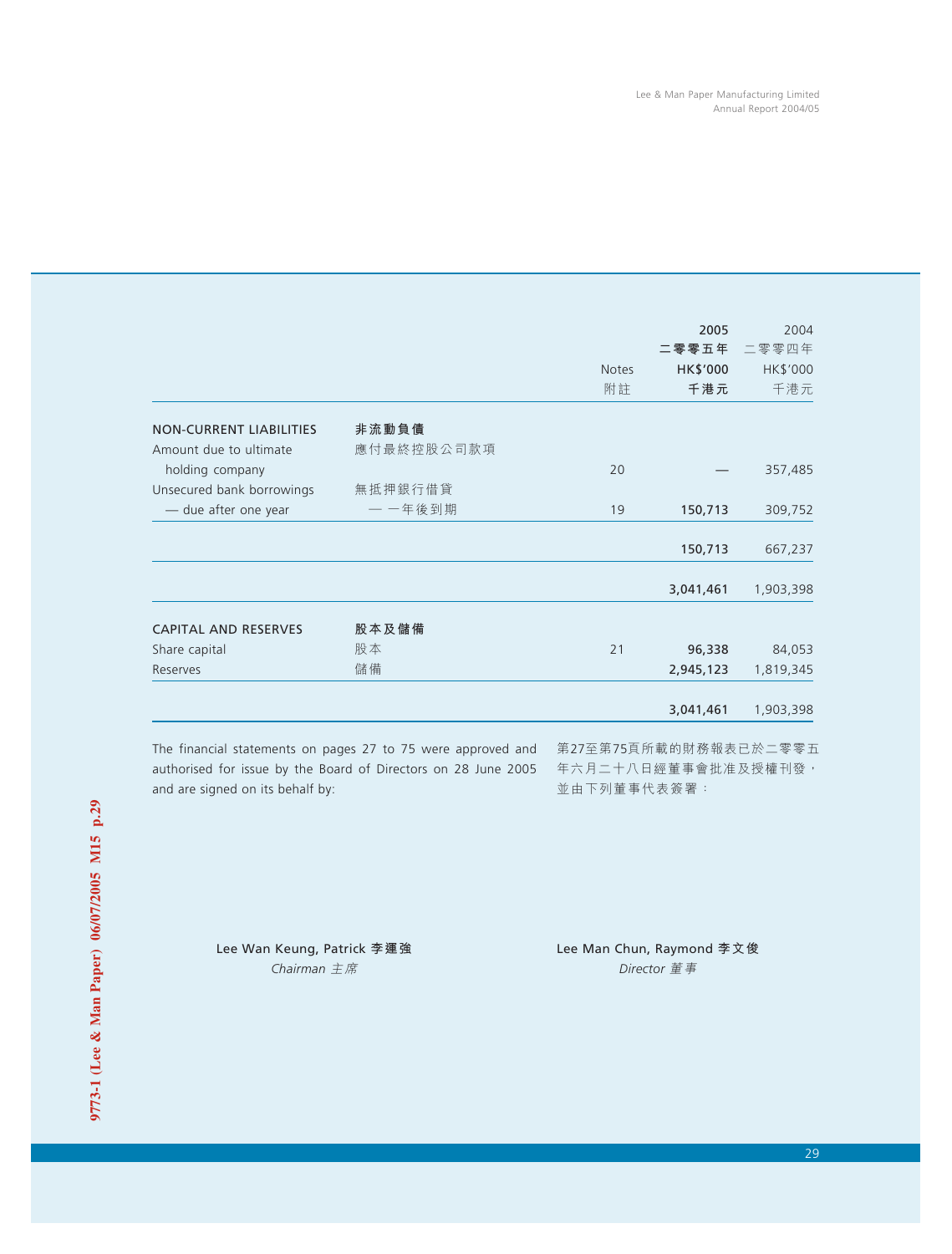| | | Notes<br>附註 | 2005<br>二零零五年<br>HK$'000<br>千港元 | 2004<br>二零零四年<br>HK$'000<br>千港元 |
|---|---|---|---|---|
| **NON-CURRENT LIABILITIES** | **非流動負債** | | | |
| Amount due to ultimate holding company | 應付最終控股公司款項 | 20 | — | 357,485 |
| Unsecured bank borrowings — due after one year | 無抵押銀行借貸 — 一年後到期 | 19 | **150,713** | 309,752 |
| | | | **150,713** | 667,237 |
| | | | **3,041,461** | 1,903,398 |
| **CAPITAL AND RESERVES** | **股本及儲備** | | | |
| Share capital | 股本 | 21 | **96,338** | 84,053 |
| Reserves | 儲備 | | **2,945,123** | 1,819,345 |
| | | | **3,041,461** | 1,903,398 |

The financial statements on pages 27 to 75 were approved and authorised for issue by the Board of Directors on 28 June 2005 and are signed on its behalf by:

第27至第75頁所載的財務報表已於二零零五年六月二十八日經董事會批准及授權刊發，並由下列董事代表簽署：

**Lee Wan Keung, Patrick 李運強**
*Chairman 主席*

**Lee Man Chun, Raymond 李文俊**
*Director 董事*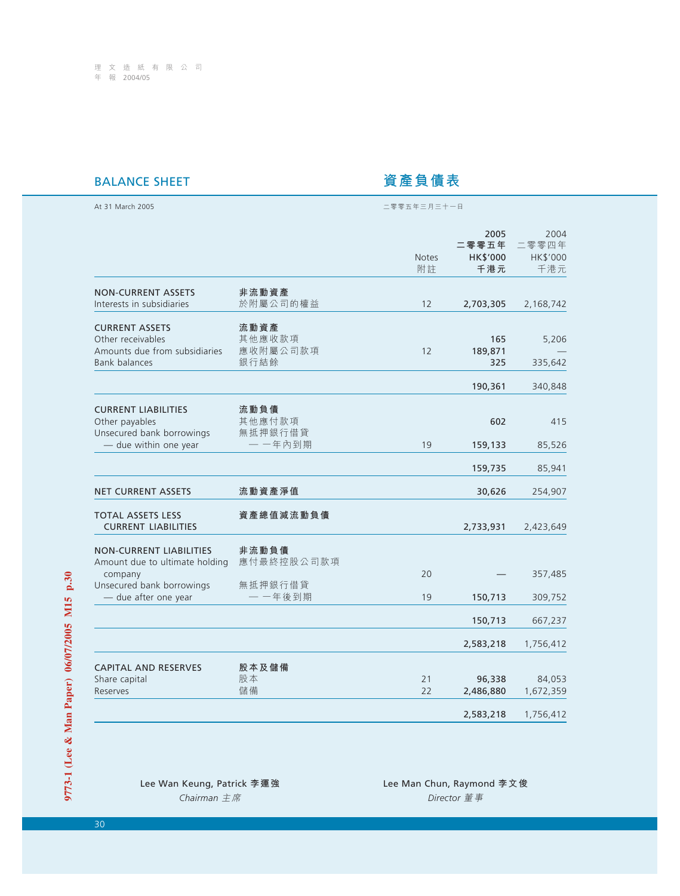## BALANCE SHEET 資產負債表

At 31 March 2005 二零零五年三月三十一日

| | | Notes 附註 | 2005 二零零五年 HK$'000 千港元 | 2004 二零零四年 HK$'000 千港元 |
|---|---|---|---|---|
| **NON-CURRENT ASSETS** | **非流動資產** | | | |
| Interests in subsidiaries | 於附屬公司的權益 | 12 | **2,703,305** | 2,168,742 |
| **CURRENT ASSETS** | **流動資產** | | | |
| Other receivables | 其他應收款項 | | **165** | 5,206 |
| Amounts due from subsidiaries | 應收附屬公司款項 | 12 | **189,871** | — |
| Bank balances | 銀行結餘 | | **325** | 335,642 |
| | | | **190,361** | 340,848 |
| **CURRENT LIABILITIES** | **流動負債** | | | |
| Other payables | 其他應付款項 | | **602** | 415 |
| Unsecured bank borrowings — due within one year | 無抵押銀行借貸 — 一年內到期 | 19 | **159,133** | 85,526 |
| | | | **159,735** | 85,941 |
| **NET CURRENT ASSETS** | **流動資產淨值** | | **30,626** | 254,907 |
| **TOTAL ASSETS LESS CURRENT LIABILITIES** | **資產總值減流動負債** | | **2,733,931** | 2,423,649 |
| **NON-CURRENT LIABILITIES** | **非流動負債** | | | |
| Amount due to ultimate holding company | 應付最終控股公司款項 | 20 | **—** | 357,485 |
| Unsecured bank borrowings — due after one year | 無抵押銀行借貸 — 一年後到期 | 19 | **150,713** | 309,752 |
| | | | **150,713** | 667,237 |
| | | | **2,583,218** | 1,756,412 |
| **CAPITAL AND RESERVES** | **股本及儲備** | | | |
| Share capital | 股本 | 21 | **96,338** | 84,053 |
| Reserves | 儲備 | 22 | **2,486,880** | 1,672,359 |
| | | | **2,583,218** | 1,756,412 |

Lee Wan Keung, Patrick 李運強
*Chairman 主席*

Lee Man Chun, Raymond 李文俊
*Director 董事*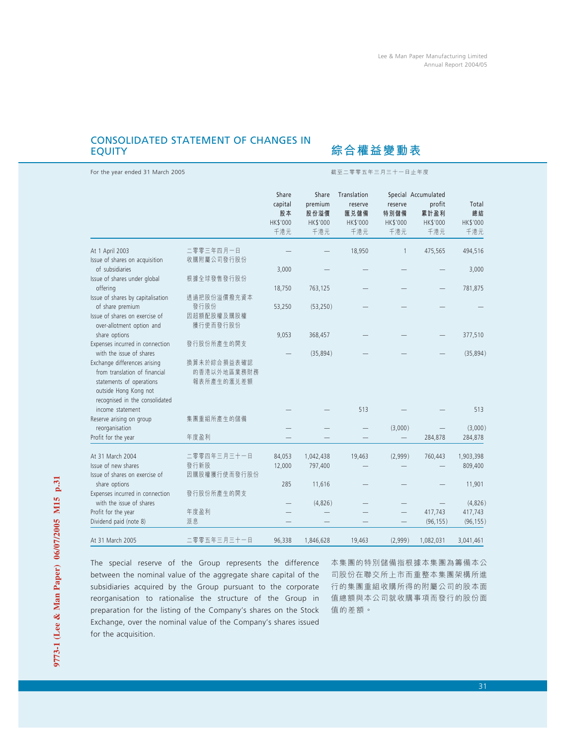## CONSOLIDATED STATEMENT OF CHANGES IN EQUITY 綜合權益變動表

For the year ended 31 March 2005 截至二零零五年三月三十一日止年度

| | | Share capital 股本 HK$'000 千港元 | Share premium 股份溢價 HK$'000 千港元 | Translation reserve 匯兌儲備 HK$'000 千港元 | Special reserve 特別儲備 HK$'000 千港元 | Accumulated profit 累計盈利 HK$'000 千港元 | Total 總結 HK$'000 千港元 |
|---|---|---|---|---|---|---|---|
| At 1 April 2003 | 二零零三年四月一日 | — | — | 18,950 | 1 | 475,565 | 494,516 |
| Issue of shares on acquisition of subsidiaries | 收購附屬公司發行股份 | 3,000 | — | — | — | — | 3,000 |
| Issue of shares under global offering | 根據全球發售發行股份 | 18,750 | 763,125 | — | — | — | 781,875 |
| Issue of shares by capitalisation of share premium | 透過把股份溢價撥充資本發行股份 | 53,250 | (53,250) | — | — | — | — |
| Issue of shares on exercise of over-allotment option and share options | 因超額配股權及購股權獲行使而發行股份 | 9,053 | 368,457 | — | — | — | 377,510 |
| Expenses incurred in connection with the issue of shares | 發行股份所產生的開支 | — | (35,894) | — | — | — | (35,894) |
| Exchange differences arising from translation of financial statements of operations outside Hong Kong not recognised in the consolidated income statement | 換算未於綜合損益表確認的香港以外地區業務財務報表所產生的滙兌差額 | — | — | 513 | — | — | 513 |
| Reserve arising on group reorganisation | 集團重組所產生的儲備 | — | — | — | (3,000) | — | (3,000) |
| Profit for the year | 年度盈利 | — | — | — | — | 284,878 | 284,878 |
| At 31 March 2004 | 二零零四年三月三十一日 | 84,053 | 1,042,438 | 19,463 | (2,999) | 760,443 | 1,903,398 |
| Issue of new shares | 發行新股 | 12,000 | 797,400 | — | — | — | 809,400 |
| Issue of shares on exercise of share options | 因購股權獲行使而發行股份 | 285 | 11,616 | — | — | — | 11,901 |
| Expenses incurred in connection with the issue of shares | 發行股份所產生的開支 | — | (4,826) | — | — | — | (4,826) |
| Profit for the year | 年度盈利 | — | — | — | — | 417,743 | 417,743 |
| Dividend paid (note 8) | 派息 | — | — | — | — | (96,155) | (96,155) |
| At 31 March 2005 | 二零零五年三月三十一日 | 96,338 | 1,846,628 | 19,463 | (2,999) | 1,082,031 | 3,041,461 |

The special reserve of the Group represents the difference between the nominal value of the aggregate share capital of the subsidiaries acquired by the Group pursuant to the corporate reorganisation to rationalise the structure of the Group in preparation for the listing of the Company's shares on the Stock Exchange, over the nominal value of the Company's shares issued for the acquisition.

本集團的特別儲備指根據本集團為籌備本公司股份在聯交所上市而重整本集團架構所進行的集團重組收購所得的附屬公司的股本面值總額與本公司就收購事項而發行的股份面值的差額。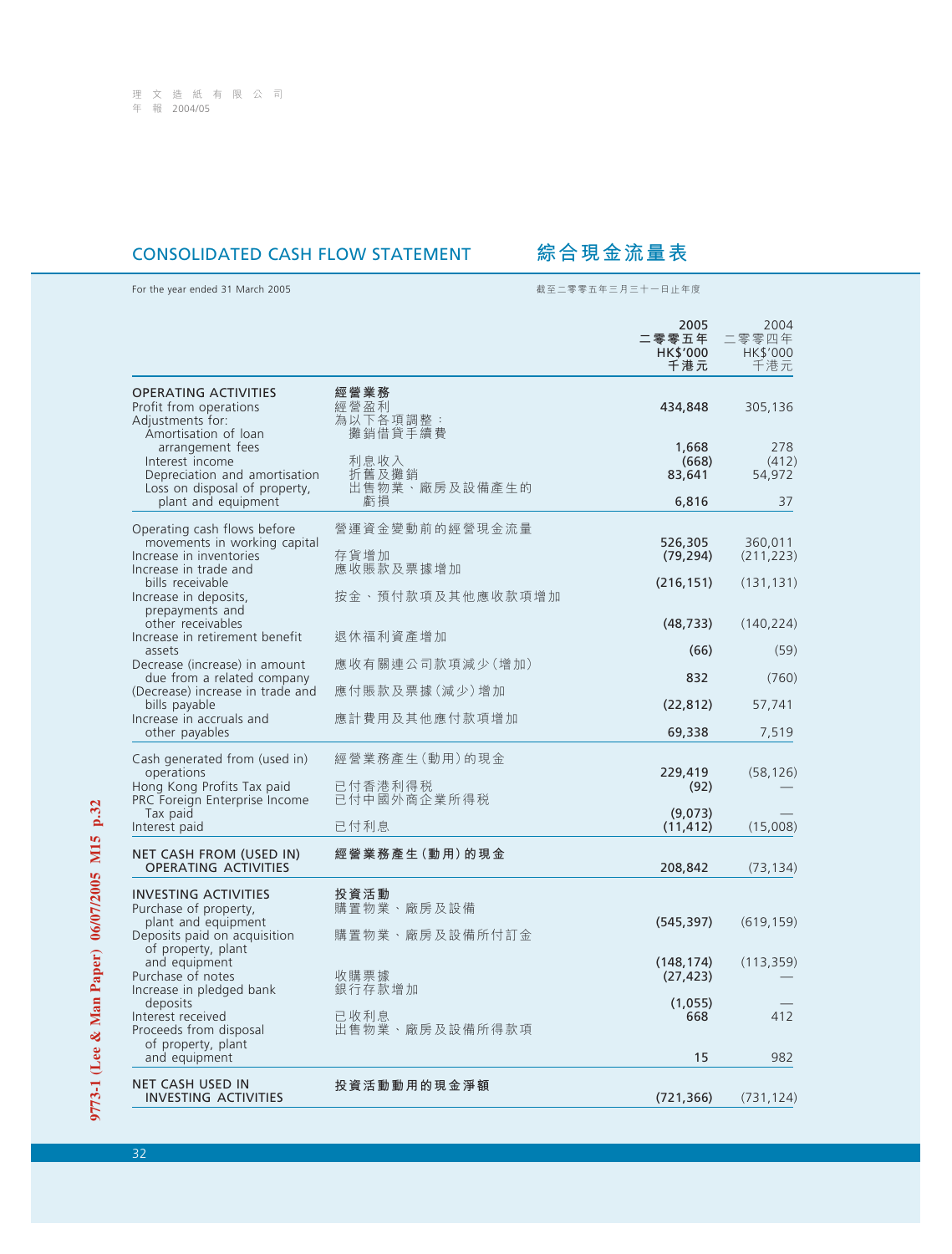## CONSOLIDATED CASH FLOW STATEMENT 綜合現金流量表

For the year ended 31 March 2005 截至二零零五年三月三十一日止年度

| | | 2005 二零零五年 HK$'000 千港元 | 2004 二零零四年 HK$'000 千港元 |
|---|---|---|---|
| **OPERATING ACTIVITIES** | **經營業務** | | |
| Profit from operations | 經營盈利 | **434,848** | 305,136 |
| Adjustments for: | 為以下各項調整： | | |
| Amortisation of loan arrangement fees | 攤銷借貸手續費 | **1,668** | 278 |
| Interest income | 利息收入 | **(668)** | (412) |
| Depreciation and amortisation | 折舊及攤銷 | **83,641** | 54,972 |
| Loss on disposal of property, plant and equipment | 出售物業、廠房及設備產生的虧損 | **6,816** | 37 |
| Operating cash flows before movements in working capital | 營運資金變動前的經營現金流量 | **526,305** | 360,011 |
| Increase in inventories | 存貨增加 | **(79,294)** | (211,223) |
| Increase in trade and bills receivable | 應收賬款及票據增加 | **(216,151)** | (131,131) |
| Increase in deposits, prepayments and other receivables | 按金、預付款項及其他應收款項增加 | **(48,733)** | (140,224) |
| Increase in retirement benefit assets | 退休福利資產增加 | **(66)** | (59) |
| Decrease (increase) in amount due from a related company | 應收有關連公司款項減少(增加) | **832** | (760) |
| (Decrease) increase in trade and bills payable | 應付賬款及票據(減少)增加 | **(22,812)** | 57,741 |
| Increase in accruals and other payables | 應計費用及其他應付款項增加 | **69,338** | 7,519 |
| Cash generated from (used in) operations | 經營業務產生(動用)的現金 | **229,419** | (58,126) |
| Hong Kong Profits Tax paid | 已付香港利得稅 | **(92)** | — |
| PRC Foreign Enterprise Income Tax paid | 已付中國外商企業所得稅 | **(9,073)** | — |
| Interest paid | 已付利息 | **(11,412)** | (15,008) |
| **NET CASH FROM (USED IN) OPERATING ACTIVITIES** | **經營業務產生(動用)的現金** | **208,842** | (73,134) |
| **INVESTING ACTIVITIES** | **投資活動** | | |
| Purchase of property, plant and equipment | 購置物業、廠房及設備 | **(545,397)** | (619,159) |
| Deposits paid on acquisition of property, plant and equipment | 購置物業、廠房及設備所付訂金 | **(148,174)** | (113,359) |
| Purchase of notes | 收購票據 | **(27,423)** | — |
| Increase in pledged bank deposits | 銀行存款增加 | **(1,055)** | — |
| Interest received | 已收利息 | **668** | 412 |
| Proceeds from disposal of property, plant and equipment | 出售物業、廠房及設備所得款項 | **15** | 982 |
| **NET CASH USED IN INVESTING ACTIVITIES** | **投資活動動用的現金淨額** | **(721,366)** | (731,124) |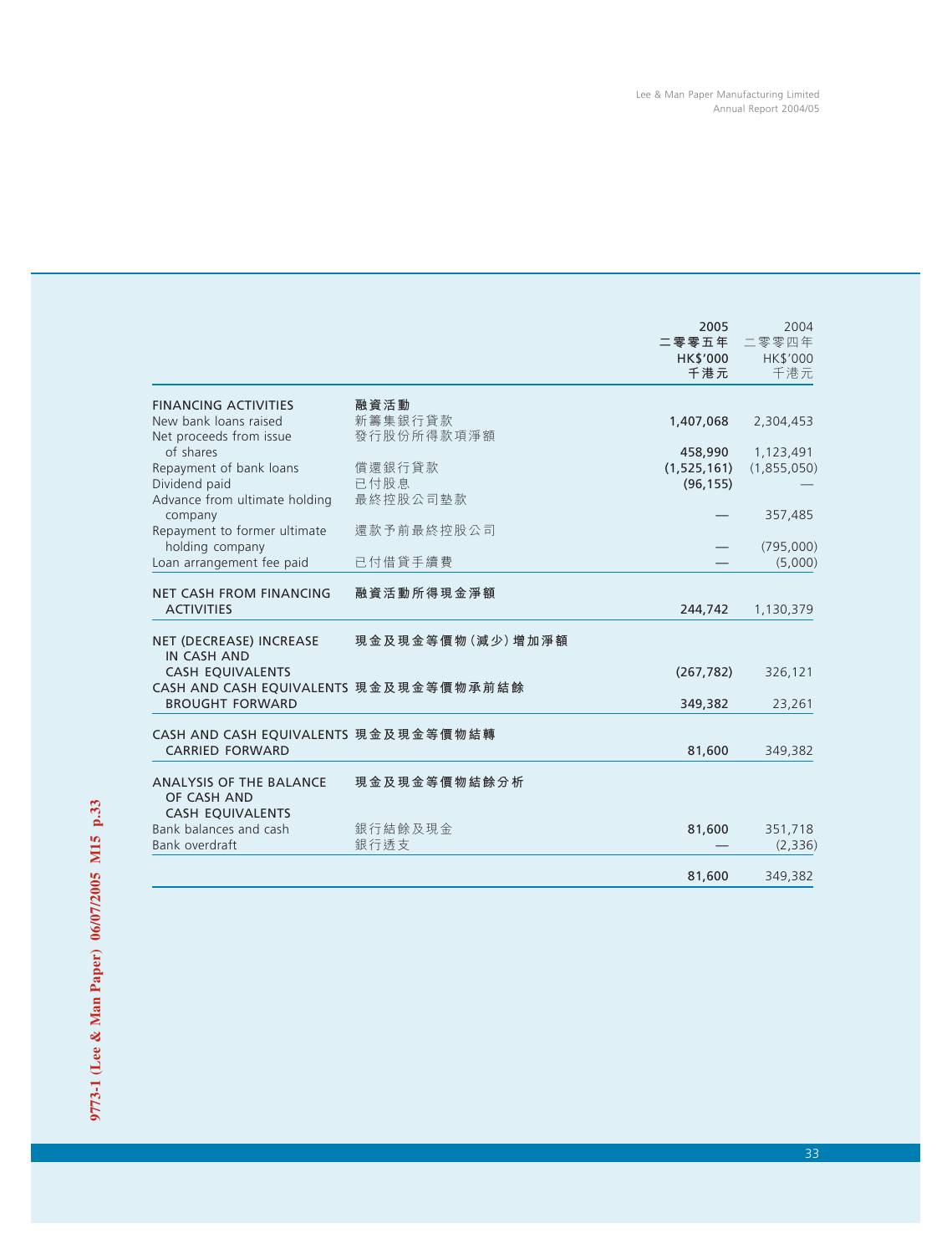| | | 2005<br>二零零五年<br>HK$'000<br>千港元 | 2004<br>二零零四年<br>HK$'000<br>千港元 |
|---|---|---|---|
| **FINANCING ACTIVITIES** | **融資活動** | | |
| New bank loans raised | 新籌集銀行貸款 | **1,407,068** | 2,304,453 |
| Net proceeds from issue of shares | 發行股份所得款項淨額 | **458,990** | 1,123,491 |
| Repayment of bank loans | 償還銀行貸款 | **(1,525,161)** | (1,855,050) |
| Dividend paid | 已付股息 | **(96,155)** | — |
| Advance from ultimate holding company | 最終控股公司墊款 | **—** | 357,485 |
| Repayment to former ultimate holding company | 還款予前最終控股公司 | **—** | (795,000) |
| Loan arrangement fee paid | 已付借貸手續費 | **—** | (5,000) |
| **NET CASH FROM FINANCING ACTIVITIES** | **融資活動所得現金淨額** | **244,742** | 1,130,379 |
| **NET (DECREASE) INCREASE IN CASH AND CASH EQUIVALENTS** | **現金及現金等價物(減少)增加淨額** | **(267,782)** | 326,121 |
| **CASH AND CASH EQUIVALENTS BROUGHT FORWARD** | **現金及現金等價物承前結餘** | **349,382** | 23,261 |
| **CASH AND CASH EQUIVALENTS CARRIED FORWARD** | **現金及現金等價物結轉** | **81,600** | 349,382 |
| **ANALYSIS OF THE BALANCE OF CASH AND CASH EQUIVALENTS** | **現金及現金等價物結餘分析** | | |
| Bank balances and cash | 銀行結餘及現金 | **81,600** | 351,718 |
| Bank overdraft | 銀行透支 | **—** | (2,336) |
| | | **81,600** | 349,382 |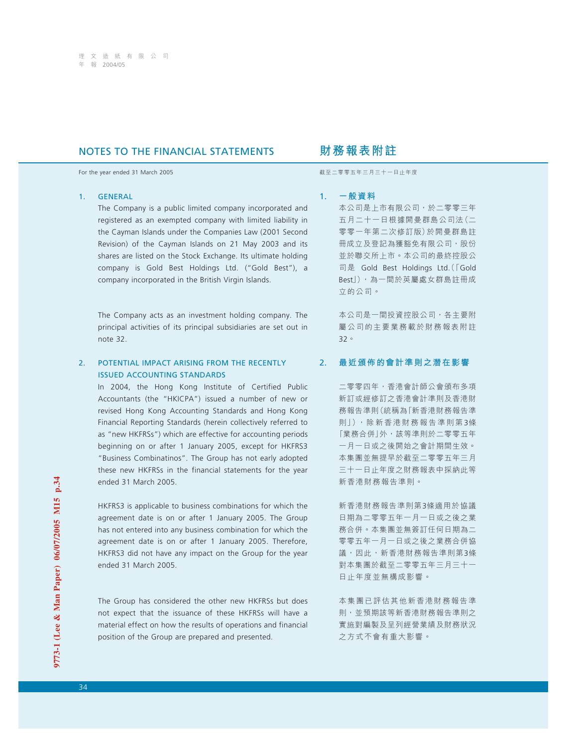# NOTES TO THE FINANCIAL STATEMENTS

# 財務報表附註

For the year ended 31 March 2005

截至二零零五年三月三十一日止年度

## 1. GENERAL

The Company is a public limited company incorporated and registered as an exempted company with limited liability in the Cayman Islands under the Companies Law (2001 Second Revision) of the Cayman Islands on 21 May 2003 and its shares are listed on the Stock Exchange. Its ultimate holding company is Gold Best Holdings Ltd. ("Gold Best"), a company incorporated in the British Virgin Islands.

The Company acts as an investment holding company. The principal activities of its principal subsidiaries are set out in note 32.

## 1. 一般資料

本公司是上市有限公司，於二零零三年五月二十一日根據開曼群島公司法（二零零一年第二次修訂版）於開曼群島註冊成立及登記為獲豁免有限公司，股份並於聯交所上市。本公司的最終控股公司是 Gold Best Holdings Ltd.（「Gold Best」），為一間於英屬處女群島註冊成立的公司。

本公司是一間投資控股公司，各主要附屬公司的主要業務載於財務報表附註32。

## 2. POTENTIAL IMPACT ARISING FROM THE RECENTLY ISSUED ACCOUNTING STANDARDS

In 2004, the Hong Kong Institute of Certified Public Accountants (the "HKICPA") issued a number of new or revised Hong Kong Accounting Standards and Hong Kong Financial Reporting Standards (herein collectively referred to as "new HKFRSs") which are effective for accounting periods beginning on or after 1 January 2005, except for HKFRS3 "Business Combinatinos". The Group has not early adopted these new HKFRSs in the financial statements for the year ended 31 March 2005.

HKFRS3 is applicable to business combinations for which the agreement date is on or after 1 January 2005. The Group has not entered into any business combination for which the agreement date is on or after 1 January 2005. Therefore, HKFRS3 did not have any impact on the Group for the year ended 31 March 2005.

The Group has considered the other new HKFRSs but does not expect that the issuance of these HKFRSs will have a material effect on how the results of operations and financial position of the Group are prepared and presented.

## 2. 最近頒佈的會計準則之潛在影響

二零零四年，香港會計師公會頒布多項新訂或經修訂之香港會計準則及香港財務報告準則（統稱為「新香港財務報告準則」），除新香港財務報告準則第3條「業務合併」外，該等準則於二零零五年一月一日或之後開始之會計期間生效。本集團並無提早於截至二零零五年三月三十一日止年度之財務報表中採納此等新香港財務報告準則。

新香港財務報告準則第3條適用於協議日期為二零零五年一月一日或之後之業務合併。本集團並無簽訂任何日期為二零零五年一月一日或之後之業務合併協議，因此，新香港財務報告準則第3條對本集團於截至二零零五年三月三十一日止年度並無構成影響。

本集團已評估其他新香港財務報告準則，並預期該等新香港財務報告準則之實施對編製及呈列經營業績及財務狀況之方式不會有重大影響。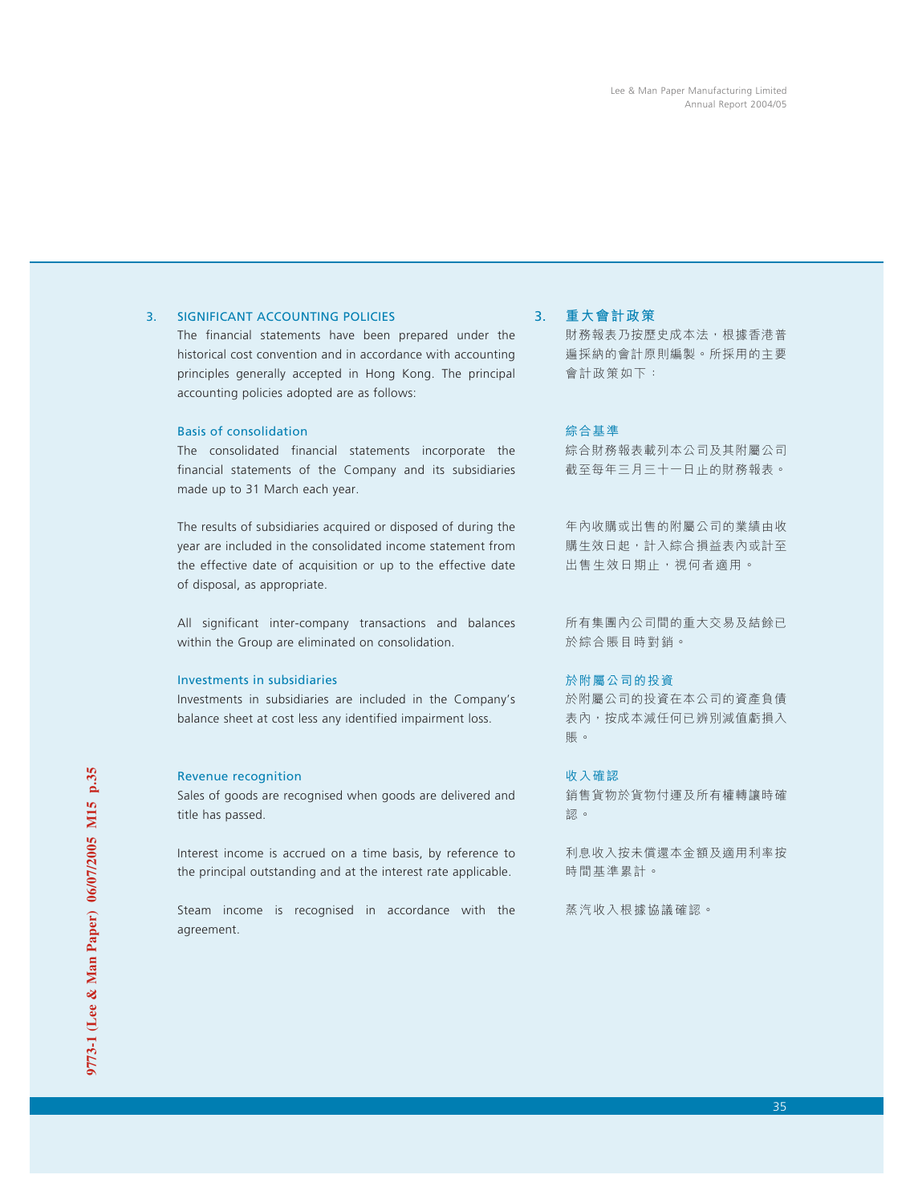## 3. SIGNIFICANT ACCOUNTING POLICIES

The financial statements have been prepared under the historical cost convention and in accordance with accounting principles generally accepted in Hong Kong. The principal accounting policies adopted are as follows:

### Basis of consolidation

The consolidated financial statements incorporate the financial statements of the Company and its subsidiaries made up to 31 March each year.

The results of subsidiaries acquired or disposed of during the year are included in the consolidated income statement from the effective date of acquisition or up to the effective date of disposal, as appropriate.

All significant inter-company transactions and balances within the Group are eliminated on consolidation.

### Investments in subsidiaries

Investments in subsidiaries are included in the Company's balance sheet at cost less any identified impairment loss.

### Revenue recognition

Sales of goods are recognised when goods are delivered and title has passed.

Interest income is accrued on a time basis, by reference to the principal outstanding and at the interest rate applicable.

Steam income is recognised in accordance with the agreement.

## 3. 重大會計政策

財務報表乃按歷史成本法，根據香港普遍採納的會計原則編製。所採用的主要會計政策如下：

### 綜合基準

綜合財務報表載列本公司及其附屬公司截至每年三月三十一日止的財務報表。

年內收購或出售的附屬公司的業績由收購生效日起，計入綜合損益表內或計至出售生效日期止，視何者適用。

所有集團內公司間的重大交易及結餘已於綜合賬目時對銷。

### 於附屬公司的投資

於附屬公司的投資在本公司的資產負債表內，按成本減任何已辨別減值虧損入賬。

### 收入確認

銷售貨物於貨物付運及所有權轉讓時確認。

利息收入按未償還本金額及適用利率按時間基準累計。

蒸汽收入根據協議確認。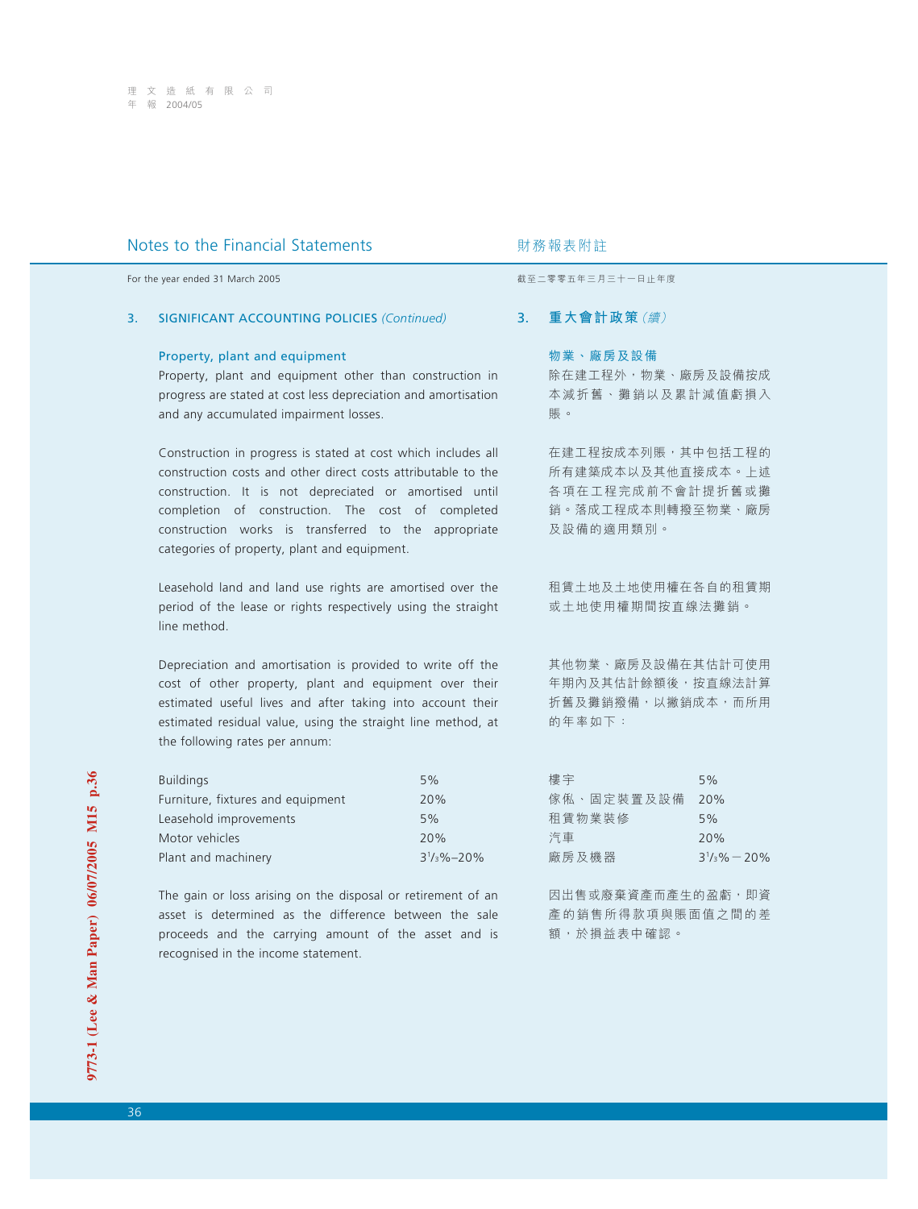# Notes to the Financial Statements

For the year ended 31 March 2005

## 3. SIGNIFICANT ACCOUNTING POLICIES *(Continued)*

### Property, plant and equipment

Property, plant and equipment other than construction in progress are stated at cost less depreciation and amortisation and any accumulated impairment losses.

Construction in progress is stated at cost which includes all construction costs and other direct costs attributable to the construction. It is not depreciated or amortised until completion of construction. The cost of completed construction works is transferred to the appropriate categories of property, plant and equipment.

Leasehold land and land use rights are amortised over the period of the lease or rights respectively using the straight line method.

Depreciation and amortisation is provided to write off the cost of other property, plant and equipment over their estimated useful lives and after taking into account their estimated residual value, using the straight line method, at the following rates per annum:

| | |
|---|---|
| Buildings | 5% |
| Furniture, fixtures and equipment | 20% |
| Leasehold improvements | 5% |
| Motor vehicles | 20% |
| Plant and machinery | 3$^1/_3$%–20% |

The gain or loss arising on the disposal or retirement of an asset is determined as the difference between the sale proceeds and the carrying amount of the asset and is recognised in the income statement.

# 財務報表附註

截至二零零五年三月三十一日止年度

## 3. 重大會計政策*（續）*

### 物業、廠房及設備

除在建工程外，物業、廠房及設備按成本減折舊、攤銷以及累計減值虧損入賬。

在建工程按成本列賬，其中包括工程的所有建築成本以及其他直接成本。上述各項在工程完成前不會計提折舊或攤銷。落成工程成本則轉撥至物業、廠房及設備的適用類別。

租賃土地及土地使用權在各自的租賃期或土地使用權期間按直線法攤銷。

其他物業、廠房及設備在其估計可使用年期內及其估計剩餘額後，按直線法計算折舊及攤銷撥備，以撇銷成本，而所用的年率如下：

| | |
|---|---|
| 樓宇 | 5% |
| 傢俬、固定裝置及設備 | 20% |
| 租賃物業裝修 | 5% |
| 汽車 | 20% |
| 廠房及機器 | 3$^1/_3$%－20% |

因出售或廢棄資產而產生的盈虧，即資產的銷售所得款項與賬面值之間的差額，於損益表中確認。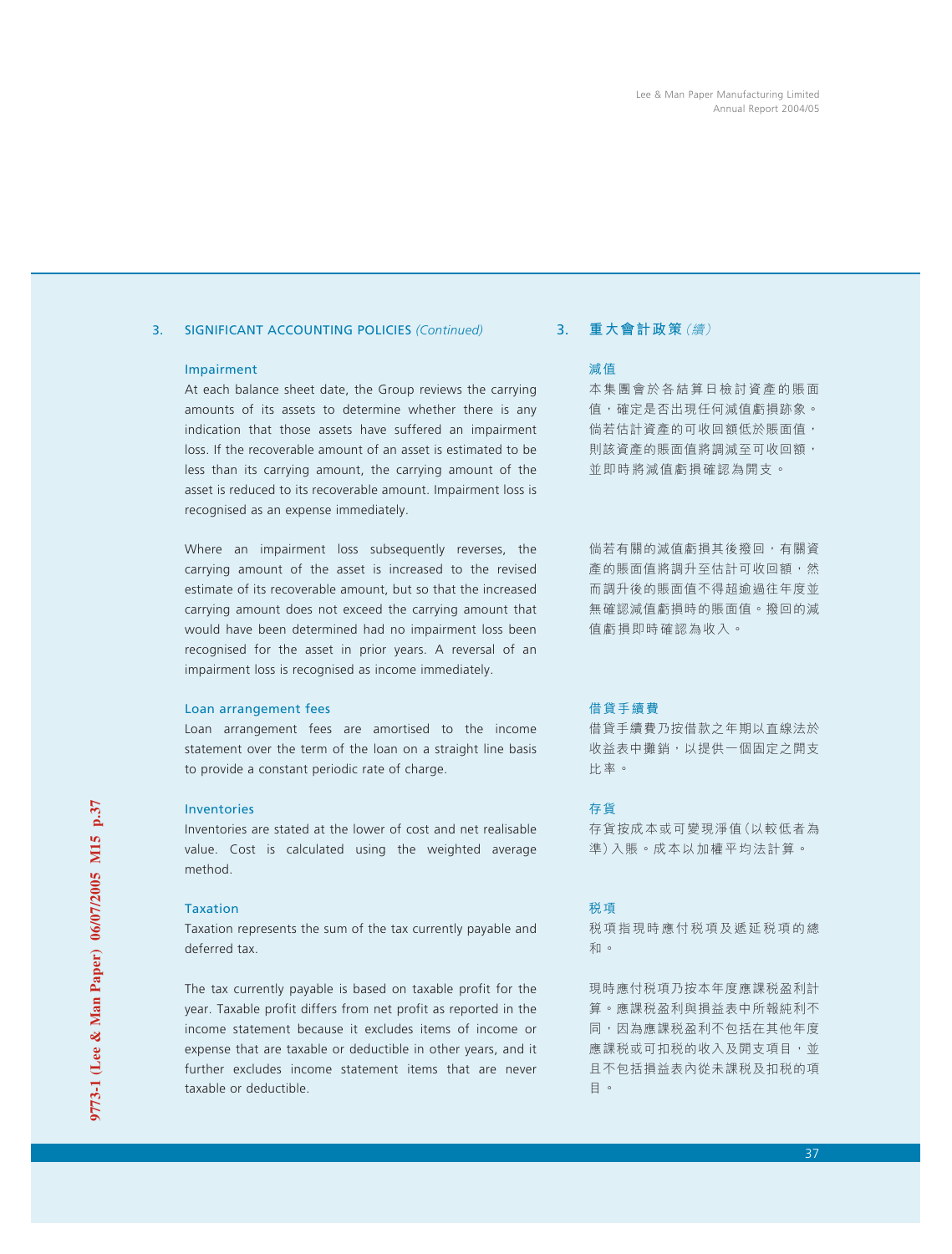## 3. SIGNIFICANT ACCOUNTING POLICIES *(Continued)*

### Impairment

At each balance sheet date, the Group reviews the carrying amounts of its assets to determine whether there is any indication that those assets have suffered an impairment loss. If the recoverable amount of an asset is estimated to be less than its carrying amount, the carrying amount of the asset is reduced to its recoverable amount. Impairment loss is recognised as an expense immediately.

Where an impairment loss subsequently reverses, the carrying amount of the asset is increased to the revised estimate of its recoverable amount, but so that the increased carrying amount does not exceed the carrying amount that would have been determined had no impairment loss been recognised for the asset in prior years. A reversal of an impairment loss is recognised as income immediately.

### Loan arrangement fees

Loan arrangement fees are amortised to the income statement over the term of the loan on a straight line basis to provide a constant periodic rate of charge.

### Inventories

Inventories are stated at the lower of cost and net realisable value. Cost is calculated using the weighted average method.

### Taxation

Taxation represents the sum of the tax currently payable and deferred tax.

The tax currently payable is based on taxable profit for the year. Taxable profit differs from net profit as reported in the income statement because it excludes items of income or expense that are taxable or deductible in other years, and it further excludes income statement items that are never taxable or deductible.

## 3. 重大會計政策 *(續)*

### 減值

本集團會於各結算日檢討資產的賬面值，確定是否出現任何減值虧損跡象。倘若估計資產的可收回額低於賬面值，則該資產的賬面值將調減至可收回額，並即時將減值虧損確認為開支。

倘若有關的減值虧損其後撥回，有關資產的賬面值將調升至估計可收回額，然而調升後的賬面值不得超逾過往年度並無確認減值虧損時的賬面值。撥回的減值虧損即時確認為收入。

### 借貸手續費

借貸手續費乃按借款之年期以直線法於收益表中攤銷，以提供一個固定之開支比率。

### 存貨

存貨按成本或可變現淨值(以較低者為準)入賬。成本以加權平均法計算。

### 稅項

稅項指現時應付稅項及遞延稅項的總和。

現時應付稅項乃按本年度應課稅盈利計算。應課稅盈利與損益表中所報純利不同，因為應課稅盈利不包括在其他年度應課稅或可扣稅的收入及開支項目，並且不包括損益表內從未課稅及扣稅的項目。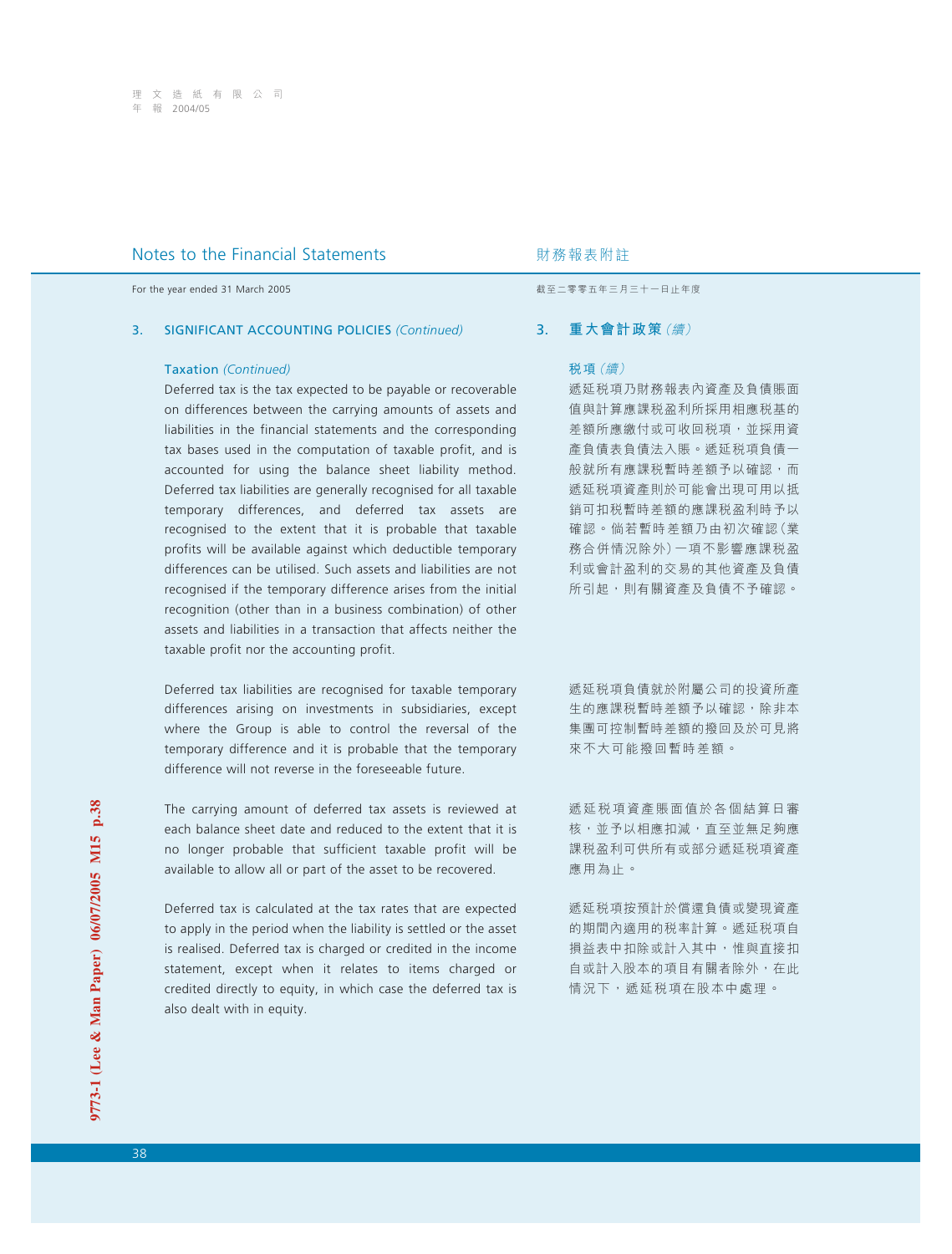## Notes to the Financial Statements

財務報表附註

For the year ended 31 March 2005

截至二零零五年三月三十一日止年度

### 3. SIGNIFICANT ACCOUNTING POLICIES *(Continued)*

#### Taxation *(Continued)*

Deferred tax is the tax expected to be payable or recoverable on differences between the carrying amounts of assets and liabilities in the financial statements and the corresponding tax bases used in the computation of taxable profit, and is accounted for using the balance sheet liability method. Deferred tax liabilities are generally recognised for all taxable temporary differences, and deferred tax assets are recognised to the extent that it is probable that taxable profits will be available against which deductible temporary differences can be utilised. Such assets and liabilities are not recognised if the temporary difference arises from the initial recognition (other than in a business combination) of other assets and liabilities in a transaction that affects neither the taxable profit nor the accounting profit.

Deferred tax liabilities are recognised for taxable temporary differences arising on investments in subsidiaries, except where the Group is able to control the reversal of the temporary difference and it is probable that the temporary difference will not reverse in the foreseeable future.

The carrying amount of deferred tax assets is reviewed at each balance sheet date and reduced to the extent that it is no longer probable that sufficient taxable profit will be available to allow all or part of the asset to be recovered.

Deferred tax is calculated at the tax rates that are expected to apply in the period when the liability is settled or the asset is realised. Deferred tax is charged or credited in the income statement, except when it relates to items charged or credited directly to equity, in which case the deferred tax is also dealt with in equity.

### 3. 重大會計政策 *（續）*

#### 稅項 *（續）*

遞延稅項乃財務報表內資產及負債賬面值與計算應課稅盈利所採用相應稅基的差額所應繳付或可收回稅項，並採用資產負債表負債法入賬。遞延稅項負債一般就所有應課稅暫時差額予以確認，而遞延稅項資產則於可能會出現可用以抵銷可扣稅暫時差額的應課稅盈利時予以確認。倘若暫時差額乃由初次確認（業務合併情況除外）一項不影響應課稅盈利或會計盈利的交易的其他資產及負債所引起，則有關資產及負債不予確認。

遞延稅項負債就於附屬公司的投資所產生的應課稅暫時差額予以確認，除非本集團可控制暫時差額的撥回及於可見將來不大可能撥回暫時差額。

遞延稅項資產賬面值於各個結算日審核，並予以相應扣減，直至並無足夠應課稅盈利可供所有或部分遞延稅項資產應用為止。

遞延稅項按預計於償還負債或變現資產的期間內適用的稅率計算。遞延稅項自損益表中扣除或計入其中，惟與直接扣自或計入股本的項目有關者除外，在此情況下，遞延稅項在股本中處理。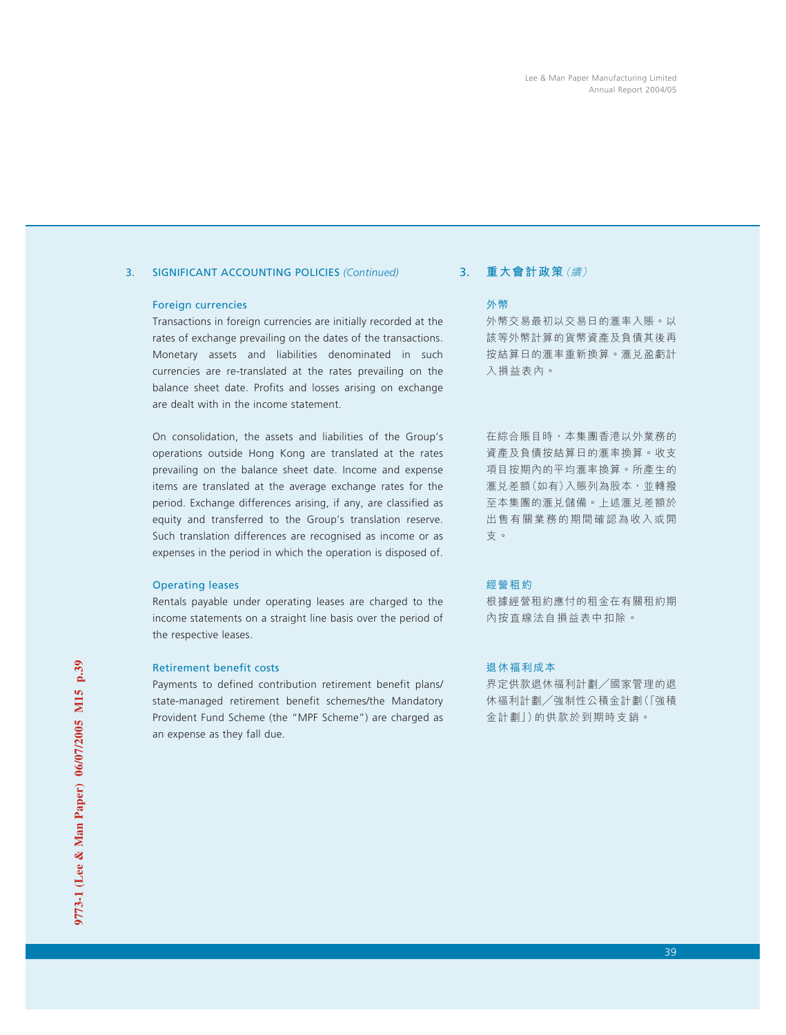## 3. SIGNIFICANT ACCOUNTING POLICIES *(Continued)*

### Foreign currencies

Transactions in foreign currencies are initially recorded at the rates of exchange prevailing on the dates of the transactions. Monetary assets and liabilities denominated in such currencies are re-translated at the rates prevailing on the balance sheet date. Profits and losses arising on exchange are dealt with in the income statement.

On consolidation, the assets and liabilities of the Group's operations outside Hong Kong are translated at the rates prevailing on the balance sheet date. Income and expense items are translated at the average exchange rates for the period. Exchange differences arising, if any, are classified as equity and transferred to the Group's translation reserve. Such translation differences are recognised as income or as expenses in the period in which the operation is disposed of.

### Operating leases

Rentals payable under operating leases are charged to the income statements on a straight line basis over the period of the respective leases.

### Retirement benefit costs

Payments to defined contribution retirement benefit plans/state-managed retirement benefit schemes/the Mandatory Provident Fund Scheme (the "MPF Scheme") are charged as an expense as they fall due.

## 3. 重大會計政策*（續）*

### 外幣

外幣交易最初以交易日的滙率入賬。以該等外幣計算的貨幣資產及負債其後再按結算日的滙率重新換算。滙兑盈虧計入損益表內。

在綜合賬目時，本集團香港以外業務的資產及負債按結算日的滙率換算。收支項目按期內的平均滙率換算。所產生的滙兑差額(如有)入賬列為股本，並轉撥至本集團的滙兑儲備。上述滙兑差額於出售有關業務的期間確認為收入或開支。

### 經營租約

根據經營租約應付的租金在有關租約期內按直線法自損益表中扣除。

### 退休福利成本

界定供款退休福利計劃／國家管理的退休福利計劃／強制性公積金計劃(「強積金計劃」)的供款於到期時支銷。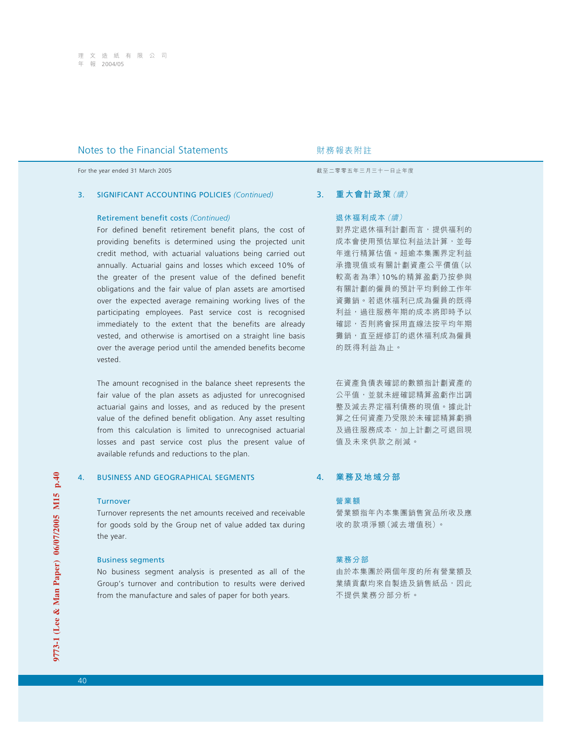## Notes to the Financial Statements

## 財務報表附註

For the year ended 31 March 2005

截至二零零五年三月三十一日止年度

### 3. SIGNIFICANT ACCOUNTING POLICIES *(Continued)*

#### Retirement benefit costs *(Continued)*

For defined benefit retirement benefit plans, the cost of providing benefits is determined using the projected unit credit method, with actuarial valuations being carried out annually. Actuarial gains and losses which exceed 10% of the greater of the present value of the defined benefit obligations and the fair value of plan assets are amortised over the expected average remaining working lives of the participating employees. Past service cost is recognised immediately to the extent that the benefits are already vested, and otherwise is amortised on a straight line basis over the average period until the amended benefits become vested.

The amount recognised in the balance sheet represents the fair value of the plan assets as adjusted for unrecognised actuarial gains and losses, and as reduced by the present value of the defined benefit obligation. Any asset resulting from this calculation is limited to unrecognised actuarial losses and past service cost plus the present value of available refunds and reductions to the plan.

### 3. 重大會計政策*（續）*

#### 退休福利成本*（續）*

對界定退休福利計劃而言，提供福利的成本會使用預估單位利益法計算，並每年進行精算估值。超逾本集團界定利益承擔現值或有關計劃資產公平價值（以較高者為準）10%的精算盈虧乃按參與有關計劃的僱員的預計平均剩餘工作年資攤銷。若退休福利已成為僱員的既得利益，過往服務年期的成本將即時予以確認，否則將會採用直線法按平均年期攤銷，直至經修訂的退休福利成為僱員的既得利益為止。

在資產負債表確認的數額指計劃資產的公平值，並就未經確認精算盈虧作出調整及減去界定福利債務的現值。據此計算之任何資產乃受限於未確認精算虧損及過往服務成本，加上計劃之可退回現值及未來供款之削減。

### 4. BUSINESS AND GEOGRAPHICAL SEGMENTS

#### Turnover

Turnover represents the net amounts received and receivable for goods sold by the Group net of value added tax during the year.

#### Business segments

No business segment analysis is presented as all of the Group's turnover and contribution to results were derived from the manufacture and sales of paper for both years.

### 4. 業務及地域分部

#### 營業額

營業額指年內本集團銷售貨品所收及應收的款項淨額（減去增值税）。

#### 業務分部

由於本集團於兩個年度的所有營業額及業績貢獻均來自製造及銷售紙品，因此不提供業務分部分析。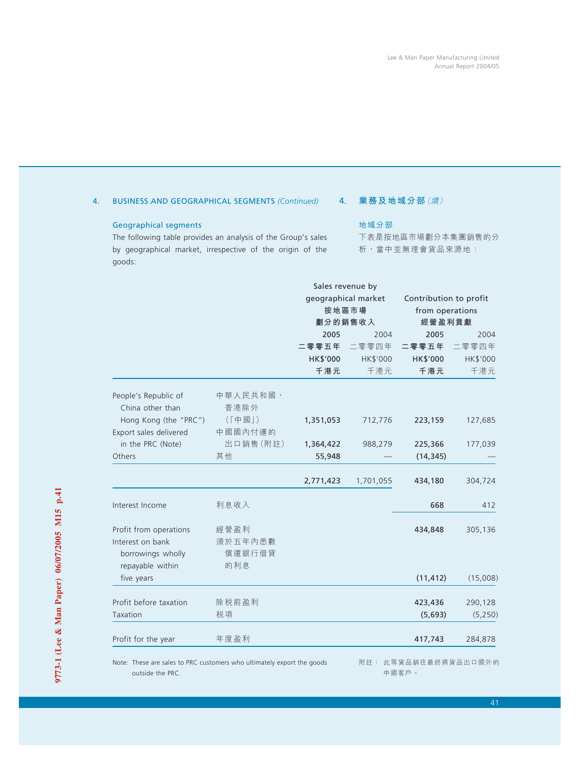## 4. BUSINESS AND GEOGRAPHICAL SEGMENTS *(Continued)*

## 4. 業務及地域分部（續）

### Geographical segments

The following table provides an analysis of the Group's sales by geographical market, irrespective of the origin of the goods:

### 地域分部

下表是按地區市場劃分本集團銷售的分析，當中並無理會貨品來源地：

| | | Sales revenue by geographical market 按地區市場劃分的銷售收入 | | Contribution to profit from operations 經營盈利貢獻 | |
|---|---|---|---|---|---|
| | | **2005 二零零五年 HK$'000 千港元** | 2004 二零零四年 HK$'000 千港元 | **2005 二零零五年 HK$'000 千港元** | 2004 二零零四年 HK$'000 千港元 |
| People's Republic of China other than Hong Kong (the "PRC") | 中華人民共和國，香港除外（「中國」） | **1,351,053** | 712,776 | **223,159** | 127,685 |
| Export sales delivered in the PRC (Note) | 中國國內付運的出口銷售（附註） | **1,364,422** | 988,279 | **225,366** | 177,039 |
| Others | 其他 | **55,948** | — | **(14,345)** | — |
| | | **2,771,423** | 1,701,055 | **434,180** | 304,724 |
| Interest Income | 利息收入 | | | **668** | 412 |
| Profit from operations | 經營盈利 | | | **434,848** | 305,136 |
| Interest on bank borrowings wholly repayable within five years | 須於五年內悉數償還銀行借貸的利息 | | | **(11,412)** | (15,008) |
| Profit before taxation | 除稅前盈利 | | | **423,436** | 290,128 |
| Taxation | 稅項 | | | **(5,693)** | (5,250) |
| Profit for the year | 年度盈利 | | | **417,743** | 284,878 |

Note: These are sales to PRC customers who ultimately export the goods outside the PRC.

附註：此等貨品銷往最終將貨品出口國外的中國客戶。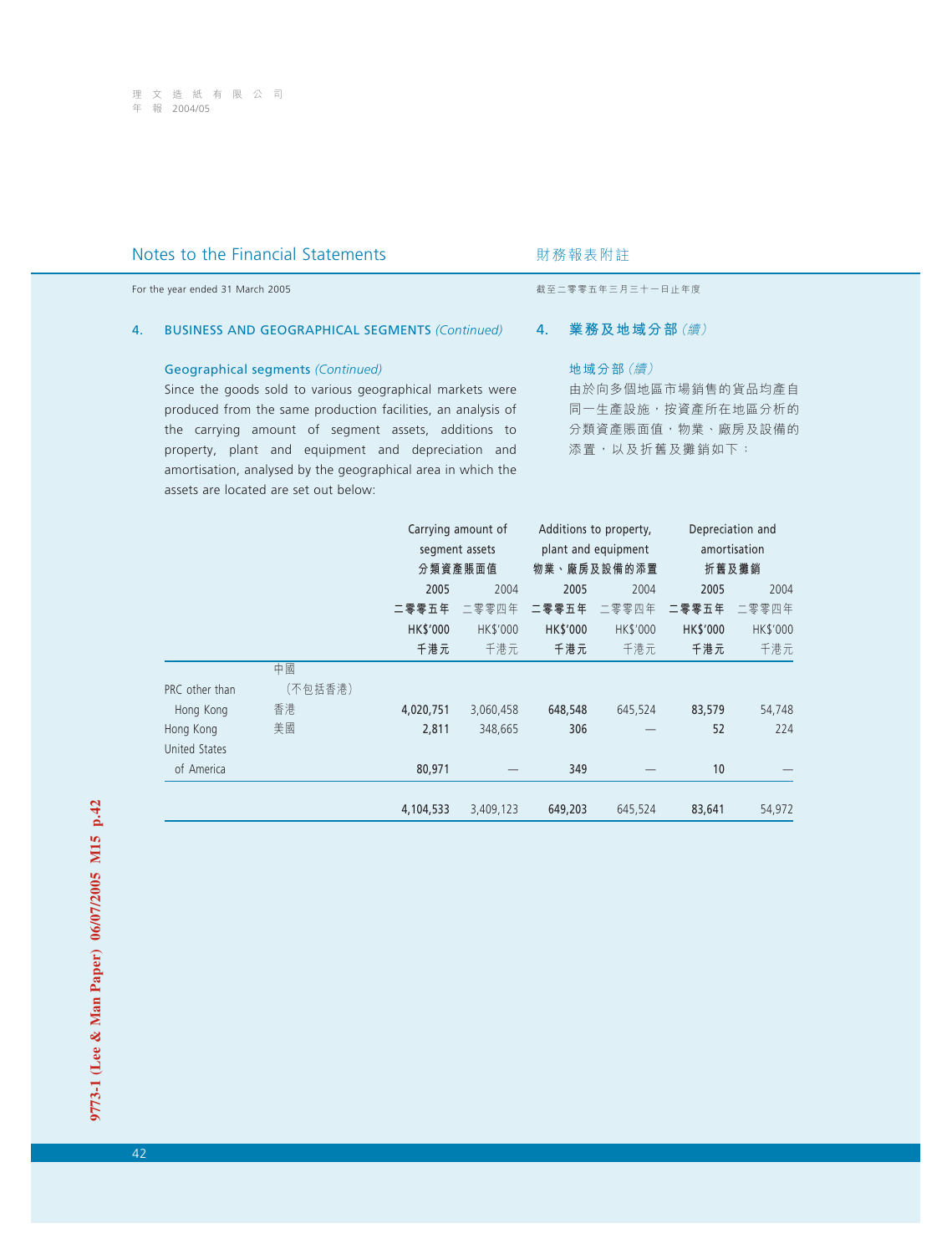## Notes to the Financial Statements

## 財務報表附註

For the year ended 31 March 2005

截至二零零五年三月三十一日止年度

### 4. BUSINESS AND GEOGRAPHICAL SEGMENTS *(Continued)*

### 4. 業務及地域分部 *(續)*

#### Geographical segments *(Continued)*

Since the goods sold to various geographical markets were produced from the same production facilities, an analysis of the carrying amount of segment assets, additions to property, plant and equipment and depreciation and amortisation, analysed by the geographical area in which the assets are located are set out below:

#### 地域分部 *(續)*

由於向多個地區市場銷售的貨品均產自同一生產設施，按資產所在地區分析的分類資產賬面值，物業、廠房及設備的添置，以及折舊及攤銷如下：

| | | Carrying amount of segment assets 分類資產賬面值 | | Additions to property, plant and equipment 物業、廠房及設備的添置 | | Depreciation and amortisation 折舊及攤銷 | |
|---|---|---|---|---|---|---|---|
| | | **2005 二零零五年 HK$'000 千港元** | 2004 二零零四年 HK$'000 千港元 | **2005 二零零五年 HK$'000 千港元** | 2004 二零零四年 HK$'000 千港元 | **2005 二零零五年 HK$'000 千港元** | 2004 二零零四年 HK$'000 千港元 |
| PRC other than Hong Kong | 中國（不包括香港） | **4,020,751** | 3,060,458 | **648,548** | 645,524 | **83,579** | 54,748 |
| Hong Kong | 香港 | **2,811** | 348,665 | **306** | — | **52** | 224 |
| United States of America | 美國 | **80,971** | — | **349** | — | **10** | — |
| | | **4,104,533** | 3,409,123 | **649,203** | 645,524 | **83,641** | 54,972 |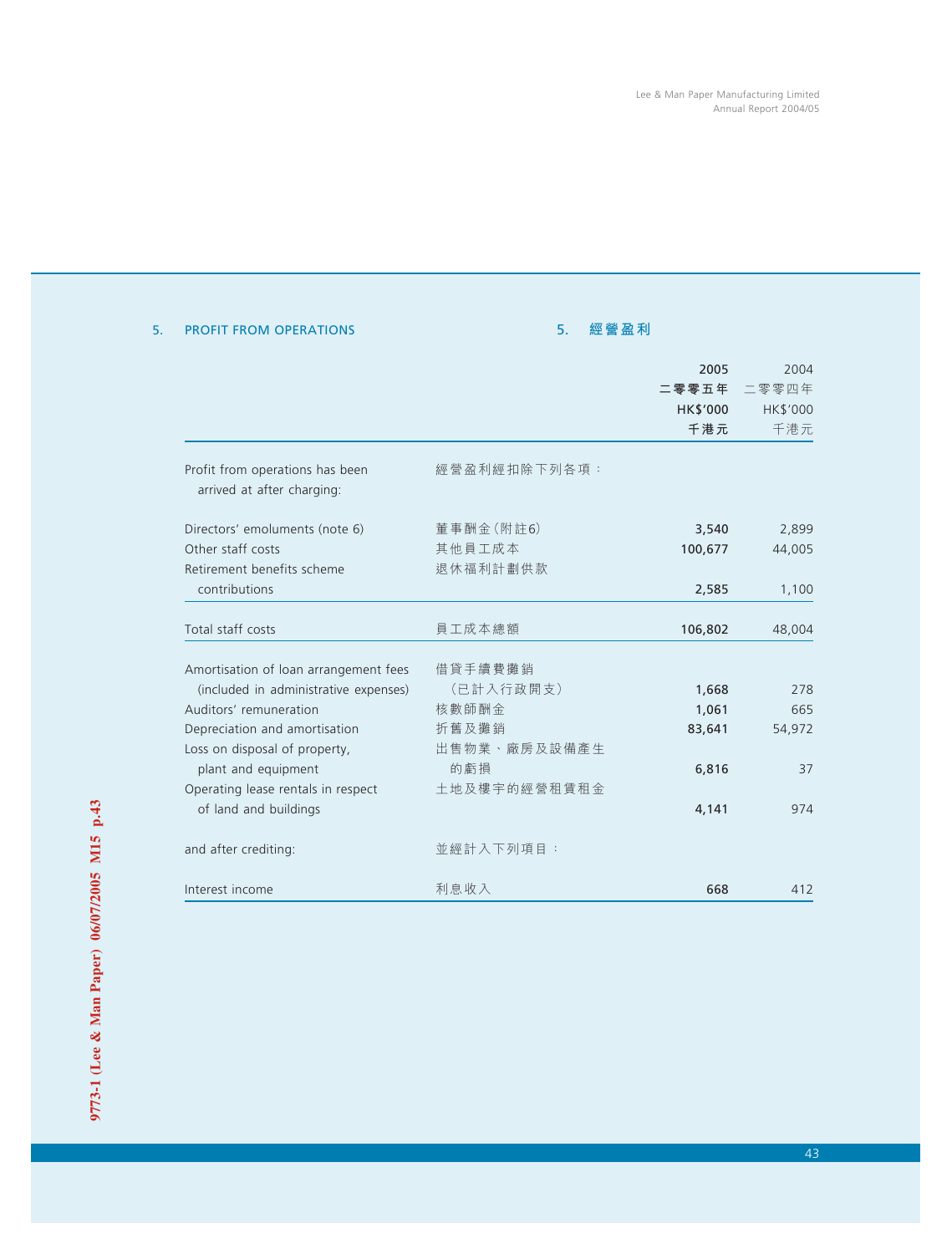## 5. PROFIT FROM OPERATIONS

## 5. 經營盈利

| | | 2005<br>二零零五年<br>HK$'000<br>千港元 | 2004<br>二零零四年<br>HK$'000<br>千港元 |
|---|---|---|---|
| Profit from operations has been arrived at after charging: | 經營盈利經扣除下列各項： | | |
| Directors' emoluments (note 6) | 董事酬金(附註6) | **3,540** | 2,899 |
| Other staff costs | 其他員工成本 | **100,677** | 44,005 |
| Retirement benefits scheme contributions | 退休福利計劃供款 | **2,585** | 1,100 |
| Total staff costs | 員工成本總額 | **106,802** | 48,004 |
| Amortisation of loan arrangement fees (included in administrative expenses) | 借貸手續費攤銷（已計入行政開支） | **1,668** | 278 |
| Auditors' remuneration | 核數師酬金 | **1,061** | 665 |
| Depreciation and amortisation | 折舊及攤銷 | **83,641** | 54,972 |
| Loss on disposal of property, plant and equipment | 出售物業、廠房及設備產生的虧損 | **6,816** | 37 |
| Operating lease rentals in respect of land and buildings | 土地及樓宇的經營租賃租金 | **4,141** | 974 |
| and after crediting: | 並經計入下列項目： | | |
| Interest income | 利息收入 | **668** | 412 |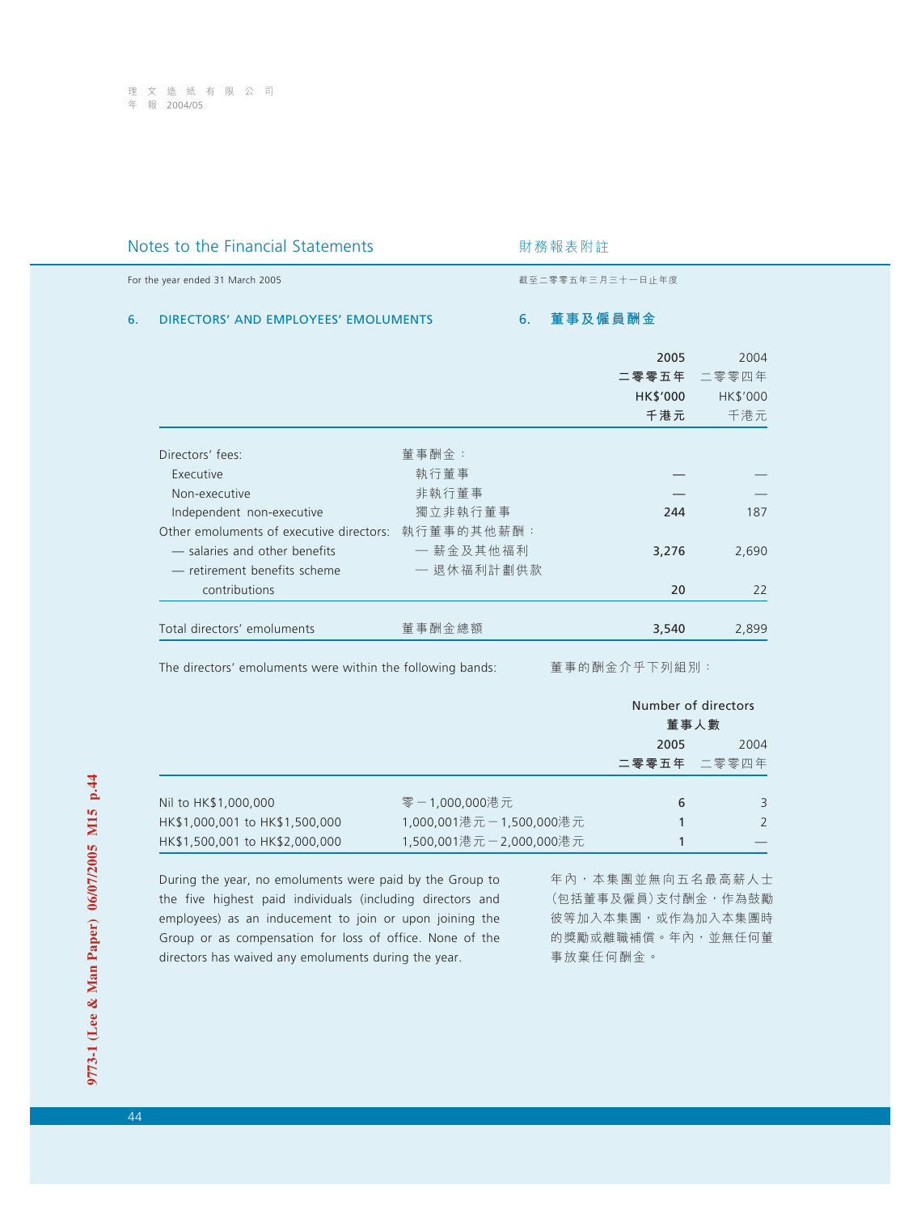## Notes to the Financial Statements 財務報表附註

For the year ended 31 March 2005 截至二零零五年三月三十一日止年度

### 6. DIRECTORS' AND EMPLOYEES' EMOLUMENTS 6. 董事及僱員酬金

| | | 2005 二零零五年 HK$'000 千港元 | 2004 二零零四年 HK$'000 千港元 |
|---|---|---|---|
| Directors' fees: | 董事酬金： | | |
| Executive | 執行董事 | — | — |
| Non-executive | 非執行董事 | — | — |
| Independent non-executive | 獨立非執行董事 | **244** | 187 |
| Other emoluments of executive directors: | 執行董事的其他薪酬： | | |
| — salaries and other benefits | — 薪金及其他福利 | **3,276** | 2,690 |
| — retirement benefits scheme contributions | — 退休福利計劃供款 | **20** | 22 |
| Total directors' emoluments | 董事酬金總額 | **3,540** | 2,899 |

The directors' emoluments were within the following bands: 董事的酬金介乎下列組別：

| | | Number of directors 董事人數 2005 二零零五年 | 2004 二零零四年 |
|---|---|---|---|
| Nil to HK$1,000,000 | 零－1,000,000港元 | **6** | 3 |
| HK$1,000,001 to HK$1,500,000 | 1,000,001港元－1,500,000港元 | **1** | 2 |
| HK$1,500,001 to HK$2,000,000 | 1,500,001港元－2,000,000港元 | **1** | — |

During the year, no emoluments were paid by the Group to the five highest paid individuals (including directors and employees) as an inducement to join or upon joining the Group or as compensation for loss of office. None of the directors has waived any emoluments during the year.

年內，本集團並無向五名最高薪人士(包括董事及僱員)支付酬金，作為鼓勵彼等加入本集團，或作為加入本集團時的獎勵或離職補償。年內，並無任何董事放棄任何酬金。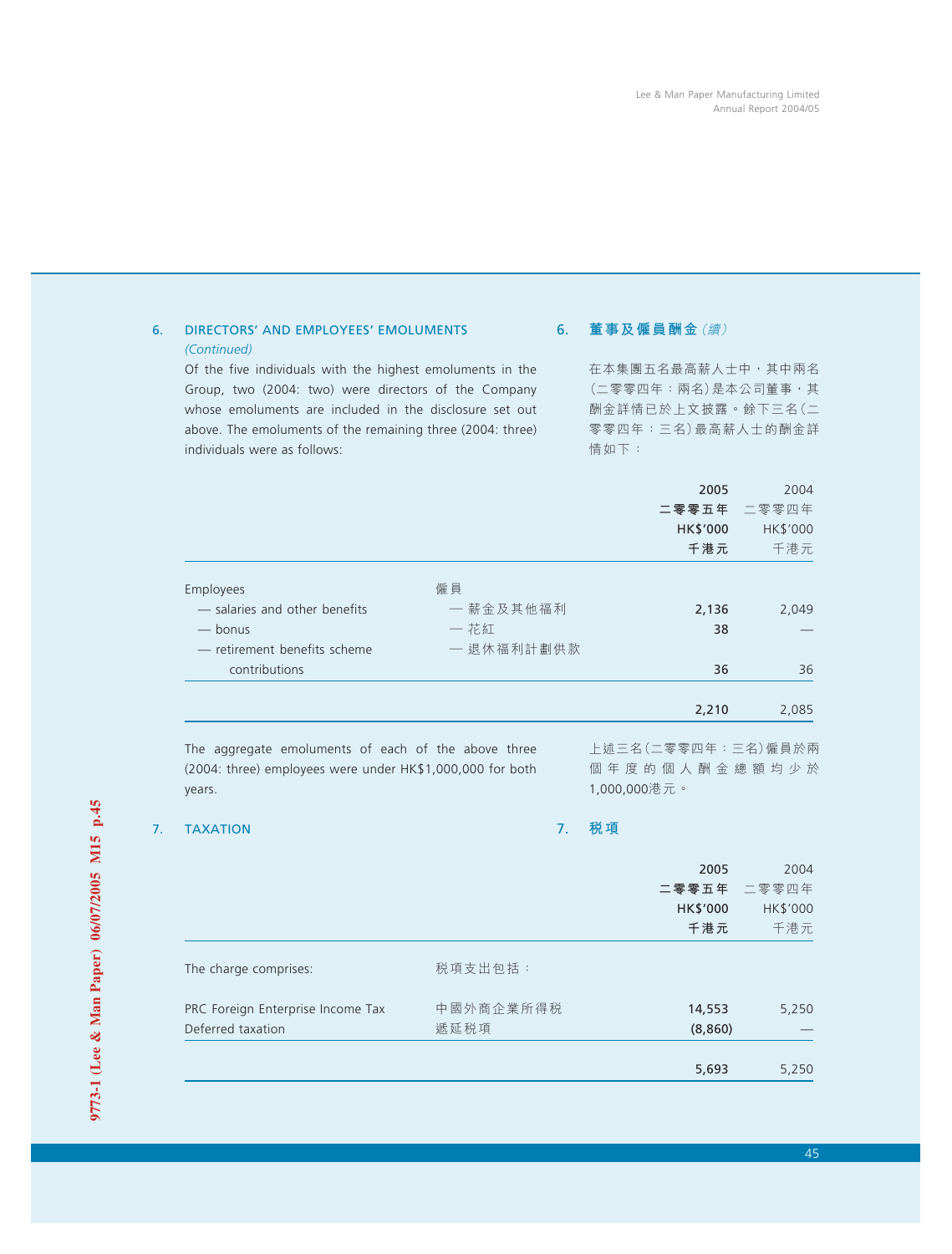## 6. DIRECTORS' AND EMPLOYEES' EMOLUMENTS *(Continued)*

## 6. 董事及僱員酬金 *(續)*

Of the five individuals with the highest emoluments in the Group, two (2004: two) were directors of the Company whose emoluments are included in the disclosure set out above. The emoluments of the remaining three (2004: three) individuals were as follows:

在本集團五名最高薪人士中，其中兩名(二零零四年：兩名)是本公司董事，其酬金詳情已於上文披露。餘下三名(二零零四年：三名)最高薪人士的酬金詳情如下：

| | | 2005<br>二零零五年<br>HK$'000<br>千港元 | 2004<br>二零零四年<br>HK$'000<br>千港元 |
|---|---|---|---|
| Employees | 僱員 | | |
| — salaries and other benefits | — 薪金及其他福利 | **2,136** | 2,049 |
| — bonus | — 花紅 | **38** | — |
| — retirement benefits scheme contributions | — 退休福利計劃供款 | **36** | 36 |
| | | **2,210** | 2,085 |

The aggregate emoluments of each of the above three (2004: three) employees were under HK$1,000,000 for both years.

上述三名(二零零四年：三名)僱員於兩個年度的個人酬金總額均少於1,000,000港元。

## 7. TAXATION

## 7. 稅項

| | | 2005<br>二零零五年<br>HK$'000<br>千港元 | 2004<br>二零零四年<br>HK$'000<br>千港元 |
|---|---|---|---|
| The charge comprises: | 稅項支出包括： | | |
| PRC Foreign Enterprise Income Tax | 中國外商企業所得稅 | **14,553** | 5,250 |
| Deferred taxation | 遞延稅項 | **(8,860)** | — |
| | | **5,693** | 5,250 |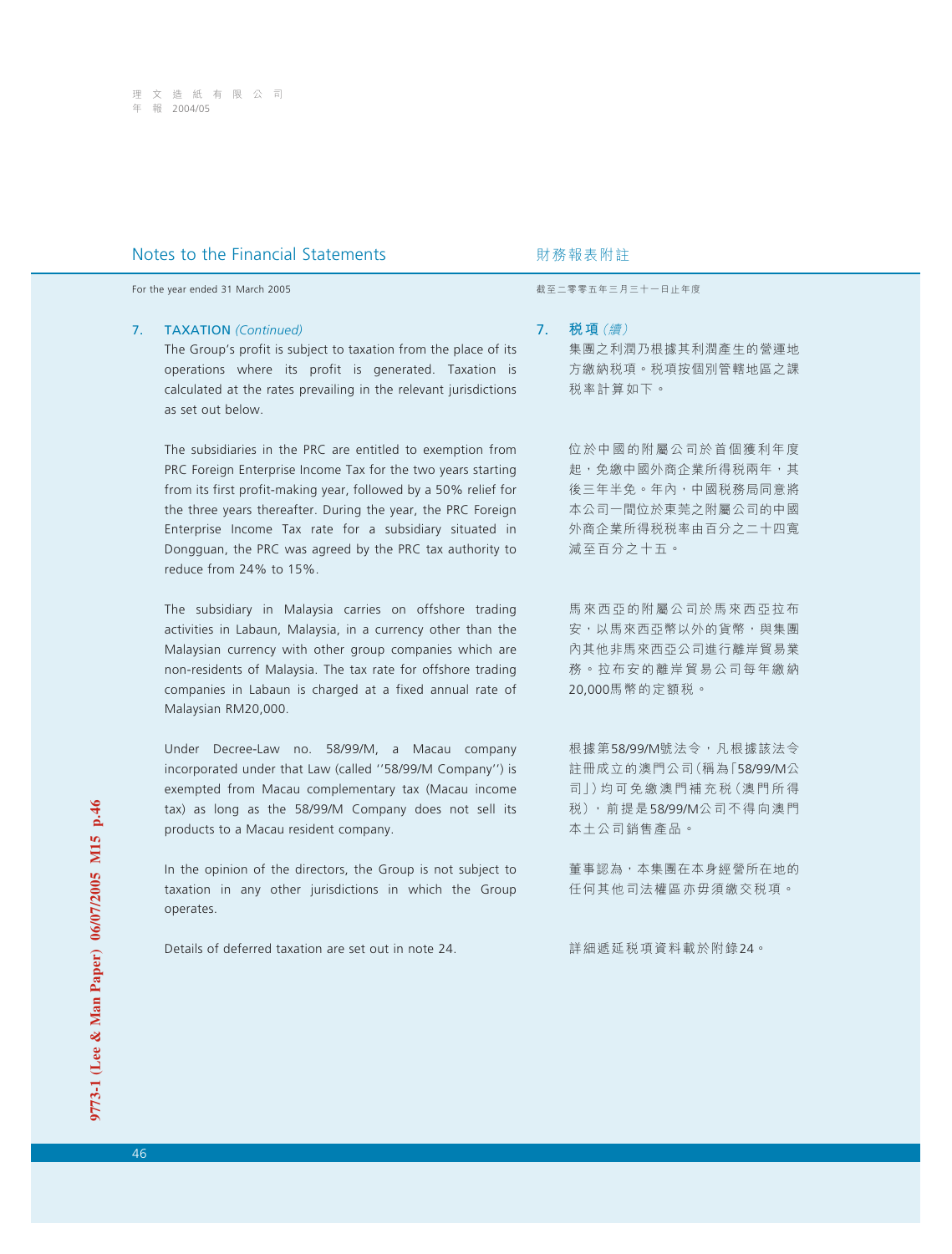## Notes to the Financial Statements

For the year ended 31 March 2005

### 7. TAXATION *(Continued)*

The Group's profit is subject to taxation from the place of its operations where its profit is generated. Taxation is calculated at the rates prevailing in the relevant jurisdictions as set out below.

The subsidiaries in the PRC are entitled to exemption from PRC Foreign Enterprise Income Tax for the two years starting from its first profit-making year, followed by a 50% relief for the three years thereafter. During the year, the PRC Foreign Enterprise Income Tax rate for a subsidiary situated in Dongguan, the PRC was agreed by the PRC tax authority to reduce from 24% to 15%.

The subsidiary in Malaysia carries on offshore trading activities in Labaun, Malaysia, in a currency other than the Malaysian currency with other group companies which are non-residents of Malaysia. The tax rate for offshore trading companies in Labaun is charged at a fixed annual rate of Malaysian RM20,000.

Under Decree-Law no. 58/99/M, a Macau company incorporated under that Law (called ''58/99/M Company'') is exempted from Macau complementary tax (Macau income tax) as long as the 58/99/M Company does not sell its products to a Macau resident company.

In the opinion of the directors, the Group is not subject to taxation in any other jurisdictions in which the Group operates.

Details of deferred taxation are set out in note 24.

## 財務報表附註

截至二零零五年三月三十一日止年度

### 7. 稅項 *(續)*

集團之利潤乃根據其利潤產生的營運地方繳納稅項。稅項按個別管轄地區之課稅率計算如下。

位於中國的附屬公司於首個獲利年度起，免繳中國外商企業所得稅兩年，其後三年半免。年內，中國稅務局同意將本公司一間位於東莞之附屬公司的中國外商企業所得稅稅率由百分之二十四寬減至百分之十五。

馬來西亞的附屬公司於馬來西亞拉布安，以馬來西亞幣以外的貨幣，與集團內其他非馬來西亞公司進行離岸貿易業務。拉布安的離岸貿易公司每年繳納20,000馬幣的定額稅。

根據第58/99/M號法令，凡根據該法令註冊成立的澳門公司（稱為「58/99/M公司」）均可免繳澳門補充稅（澳門所得稅），前提是58/99/M公司不得向澳門本土公司銷售產品。

董事認為，本集團在本身經營所在地的任何其他司法權區亦毋須繳交稅項。

詳細遞延稅項資料載於附錄24。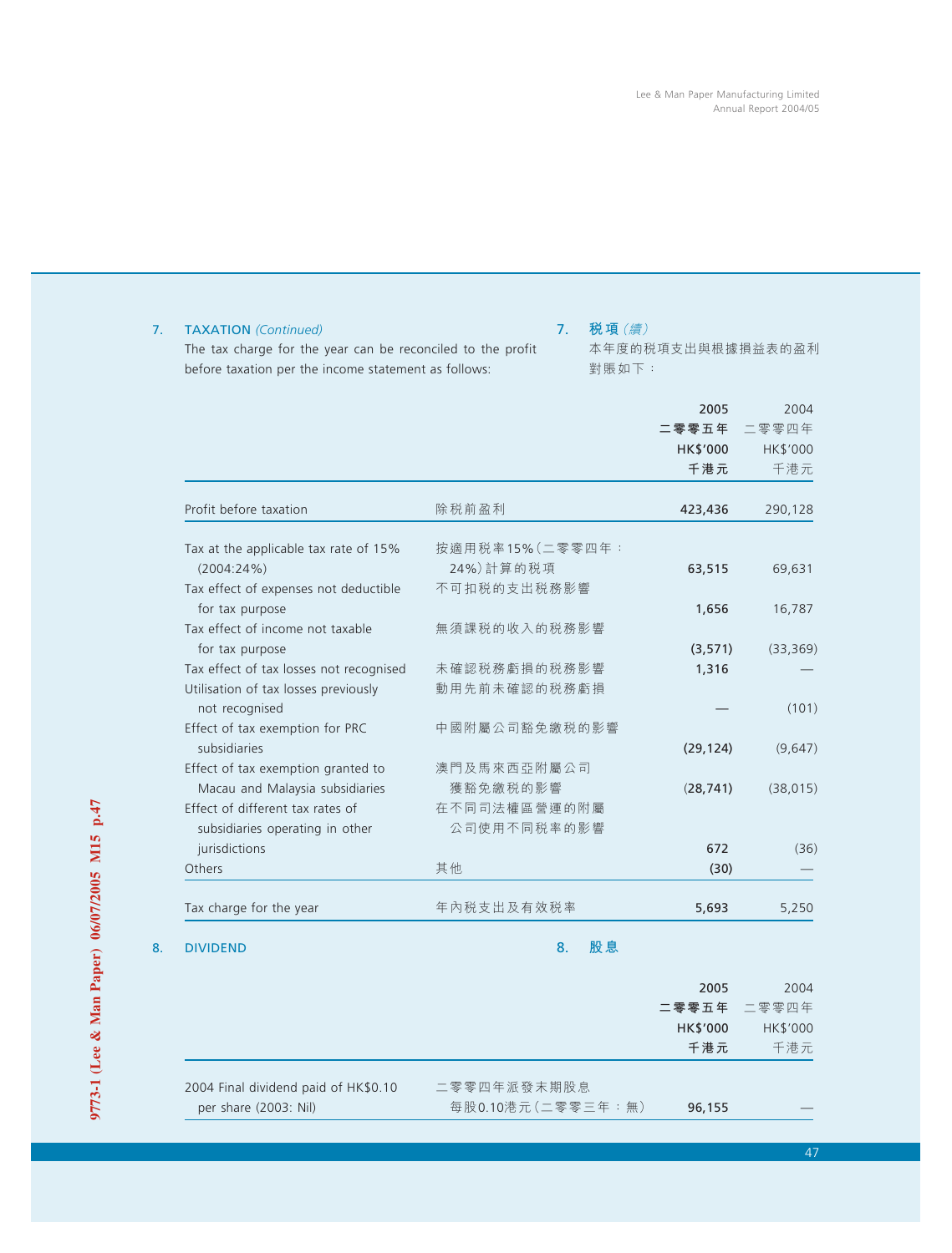## 7. TAXATION *(Continued)*

## 7. 稅項 *(續)*

The tax charge for the year can be reconciled to the profit before taxation per the income statement as follows:

本年度的稅項支出與根據損益表的盈利對賬如下：

| | | 2005<br>二零零五年<br>HK$'000<br>千港元 | 2004<br>二零零四年<br>HK$'000<br>千港元 |
|---|---|---|---|
| Profit before taxation | 除稅前盈利 | **423,436** | 290,128 |
| Tax at the applicable tax rate of 15% (2004:24%) | 按適用稅率15%（二零零四年：24%）計算的稅項 | **63,515** | 69,631 |
| Tax effect of expenses not deductible for tax purpose | 不可扣稅的支出稅務影響 | **1,656** | 16,787 |
| Tax effect of income not taxable for tax purpose | 無須課稅的收入的稅務影響 | **(3,571)** | (33,369) |
| Tax effect of tax losses not recognised | 未確認稅務虧損的稅務影響 | **1,316** | — |
| Utilisation of tax losses previously not recognised | 動用先前未確認的稅務虧損 | **—** | (101) |
| Effect of tax exemption for PRC subsidiaries | 中國附屬公司豁免繳稅的影響 | **(29,124)** | (9,647) |
| Effect of tax exemption granted to Macau and Malaysia subsidiaries | 澳門及馬來西亞附屬公司獲豁免繳稅的影響 | **(28,741)** | (38,015) |
| Effect of different tax rates of subsidiaries operating in other jurisdictions | 在不同司法權區營運的附屬公司使用不同稅率的影響 | **672** | (36) |
| Others | 其他 | **(30)** | — |
| Tax charge for the year | 年內稅支出及有效稅率 | **5,693** | 5,250 |

## 8. DIVIDEND

## 8. 股息

| | | 2005<br>二零零五年<br>HK$'000<br>千港元 | 2004<br>二零零四年<br>HK$'000<br>千港元 |
|---|---|---|---|
| 2004 Final dividend paid of HK$0.10 per share (2003: Nil) | 二零零四年派發末期股息每股0.10港元（二零零三年：無） | **96,155** | — |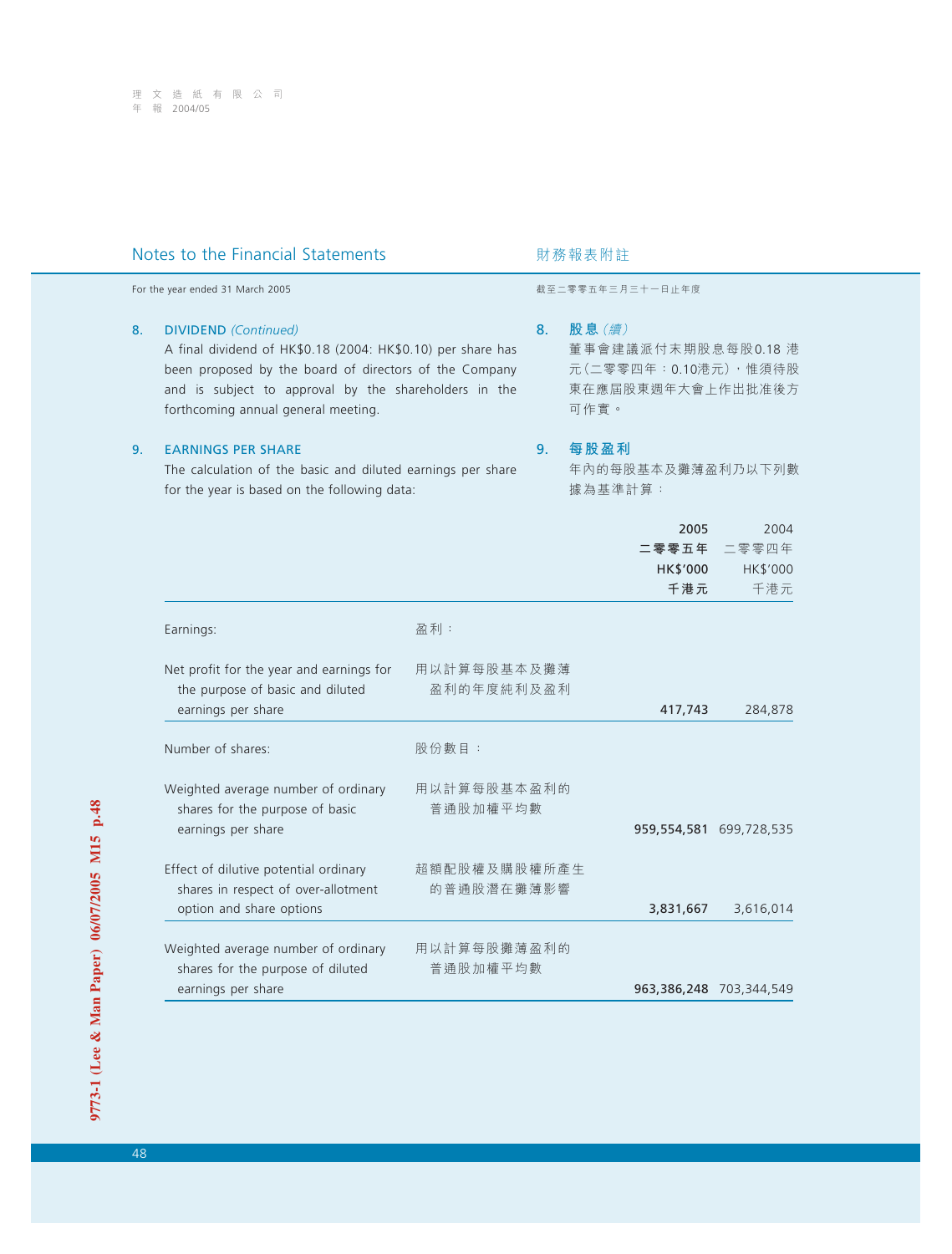## Notes to the Financial Statements

財務報表附註

For the year ended 31 March 2005

截至二零零五年三月三十一日止年度

### 8. DIVIDEND *(Continued)*

A final dividend of HK$0.18 (2004: HK$0.10) per share has been proposed by the board of directors of the Company and is subject to approval by the shareholders in the forthcoming annual general meeting.

### 8. 股息 *(續)*

董事會建議派付末期股息每股0.18港元（二零零四年：0.10港元），惟須待股東在應屆股東週年大會上作出批准後方可作實。

### 9. EARNINGS PER SHARE

The calculation of the basic and diluted earnings per share for the year is based on the following data:

### 9. 每股盈利

年內的每股基本及攤薄盈利乃以下列數據為基準計算：

| | | **2005**<br>**二零零五年**<br>**HK$'000**<br>**千港元** | 2004<br>二零零四年<br>HK$'000<br>千港元 |
|---|---|---|---|
| Earnings: | 盈利： | | |
| Net profit for the year and earnings for the purpose of basic and diluted earnings per share | 用以計算每股基本及攤薄盈利的年度純利及盈利 | **417,743** | 284,878 |
| Number of shares: | 股份數目： | | |
| Weighted average number of ordinary shares for the purpose of basic earnings per share | 用以計算每股基本盈利的普通股加權平均數 | **959,554,581** | 699,728,535 |
| Effect of dilutive potential ordinary shares in respect of over-allotment option and share options | 超額配股權及購股權所產生的普通股潛在攤薄影響 | **3,831,667** | 3,616,014 |
| Weighted average number of ordinary shares for the purpose of diluted earnings per share | 用以計算每股攤薄盈利的普通股加權平均數 | **963,386,248** | 703,344,549 |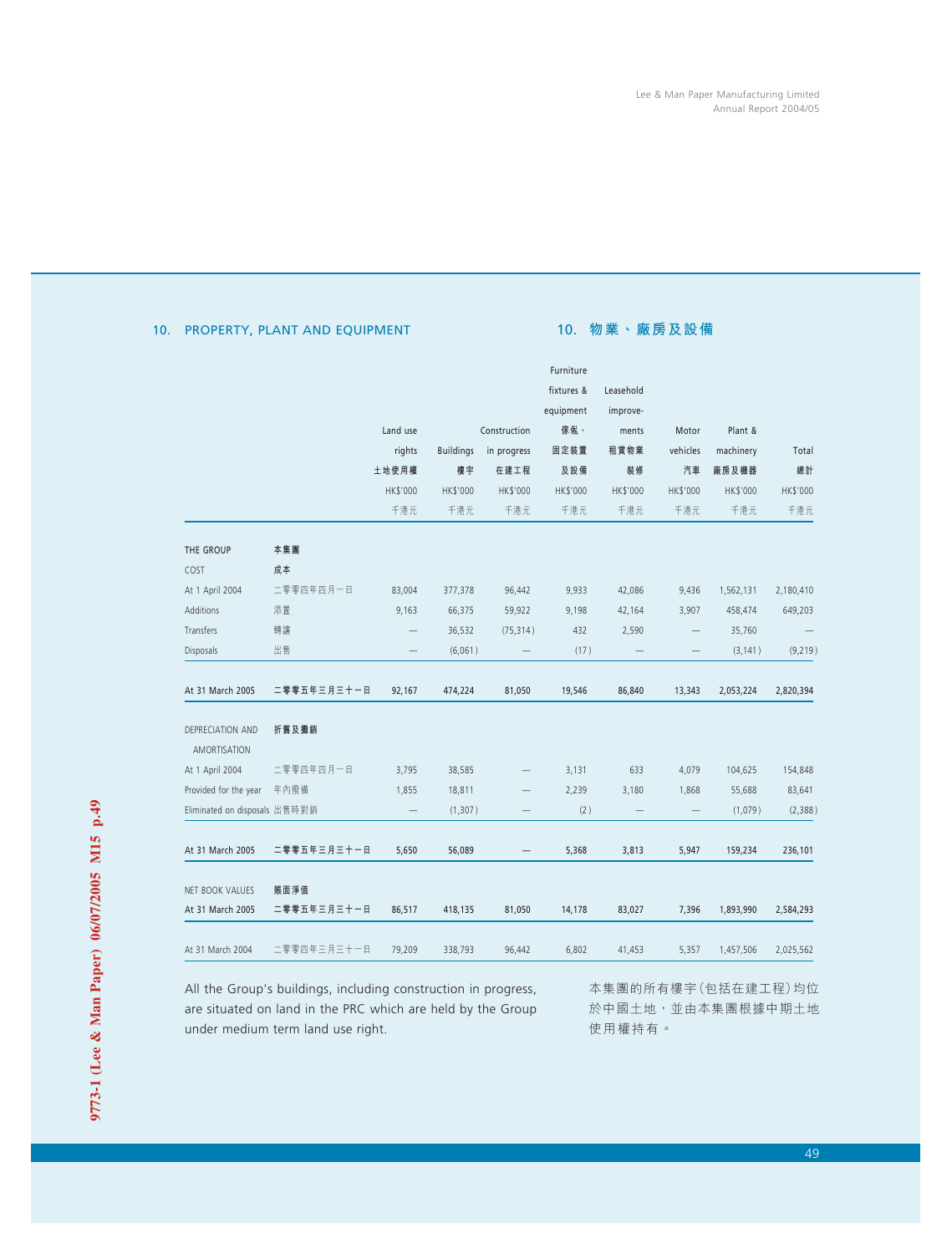## 10. PROPERTY, PLANT AND EQUIPMENT

## 10. 物業、廠房及設備

| | | Land use rights 土地使用權 HK$'000 千港元 | Buildings 樓宇 HK$'000 千港元 | Construction in progress 在建工程 HK$'000 千港元 | Furniture fixtures & equipment 傢俬、固定裝置及設備 HK$'000 千港元 | Leasehold improvements 租賃物業裝修 HK$'000 千港元 | Motor vehicles 汽車 HK$'000 千港元 | Plant & machinery 廠房及機器 HK$'000 千港元 | Total 總計 HK$'000 千港元 |
|---|---|---|---|---|---|---|---|---|---|
| **THE GROUP** | **本集團** | | | | | | | | |
| COST | 成本 | | | | | | | | |
| At 1 April 2004 | 二零零四年四月一日 | 83,004 | 377,378 | 96,442 | 9,933 | 42,086 | 9,436 | 1,562,131 | 2,180,410 |
| Additions | 添置 | 9,163 | 66,375 | 59,922 | 9,198 | 42,164 | 3,907 | 458,474 | 649,203 |
| Transfers | 轉讓 | — | 36,532 | (75,314) | 432 | 2,590 | — | 35,760 | — |
| Disposals | 出售 | — | (6,061) | — | (17) | — | — | (3,141) | (9,219) |
| **At 31 March 2005** | **二零零五年三月三十一日** | **92,167** | **474,224** | **81,050** | **19,546** | **86,840** | **13,343** | **2,053,224** | **2,820,394** |
| DEPRECIATION AND AMORTISATION | 折舊及攤銷 | | | | | | | | |
| At 1 April 2004 | 二零零四年四月一日 | 3,795 | 38,585 | — | 3,131 | 633 | 4,079 | 104,625 | 154,848 |
| Provided for the year | 年內撥備 | 1,855 | 18,811 | — | 2,239 | 3,180 | 1,868 | 55,688 | 83,641 |
| Eliminated on disposals | 出售時對銷 | — | (1,307) | — | (2) | — | — | (1,079) | (2,388) |
| **At 31 March 2005** | **二零零五年三月三十一日** | **5,650** | **56,089** | **—** | **5,368** | **3,813** | **5,947** | **159,234** | **236,101** |
| NET BOOK VALUES | 賬面淨值 | | | | | | | | |
| **At 31 March 2005** | **二零零五年三月三十一日** | **86,517** | **418,135** | **81,050** | **14,178** | **83,027** | **7,396** | **1,893,990** | **2,584,293** |
| At 31 March 2004 | 二零零四年三月三十一日 | 79,209 | 338,793 | 96,442 | 6,802 | 41,453 | 5,357 | 1,457,506 | 2,025,562 |

All the Group's buildings, including construction in progress, are situated on land in the PRC which are held by the Group under medium term land use right.

本集團的所有樓宇(包括在建工程)均位於中國土地，並由本集團根據中期土地使用權持有。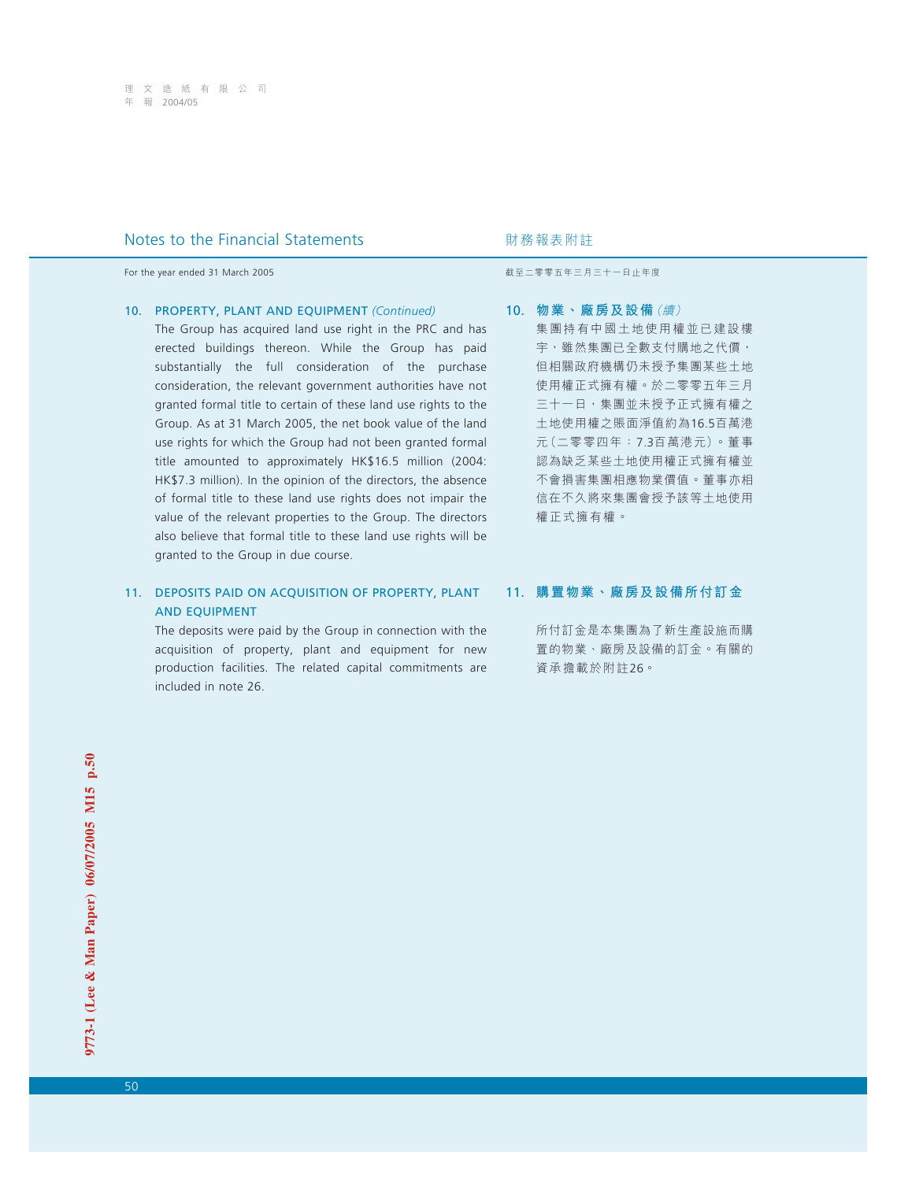# Notes to the Financial Statements

財務報表附註

For the year ended 31 March 2005

截至二零零五年三月三十一日止年度

## 10. PROPERTY, PLANT AND EQUIPMENT *(Continued)*

The Group has acquired land use right in the PRC and has erected buildings thereon. While the Group has paid substantially the full consideration of the purchase consideration, the relevant government authorities have not granted formal title to certain of these land use rights to the Group. As at 31 March 2005, the net book value of the land use rights for which the Group had not been granted formal title amounted to approximately HK$16.5 million (2004: HK$7.3 million). In the opinion of the directors, the absence of formal title to these land use rights does not impair the value of the relevant properties to the Group. The directors also believe that formal title to these land use rights will be granted to the Group in due course.

## 10. 物業、廠房及設備*（續）*

集團持有中國土地使用權並已建設樓宇，雖然集團已全數支付購地之代價，但相關政府機構仍未授予集團某些土地使用權正式擁有權。於二零零五年三月三十一日，集團並未授予正式擁有權之土地使用權之賬面淨值約為16.5百萬港元（二零零四年：7.3百萬港元）。董事認為缺乏某些土地使用權正式擁有權並不會損害集團相應物業價值。董事亦相信在不久將來集團會授予該等土地使用權正式擁有權。

## 11. DEPOSITS PAID ON ACQUISITION OF PROPERTY, PLANT AND EQUIPMENT

The deposits were paid by the Group in connection with the acquisition of property, plant and equipment for new production facilities. The related capital commitments are included in note 26.

## 11. 購置物業、廠房及設備所付訂金

所付訂金是本集團為了新生產設施而購置的物業、廠房及設備的訂金。有關的資本承擔載於附註26。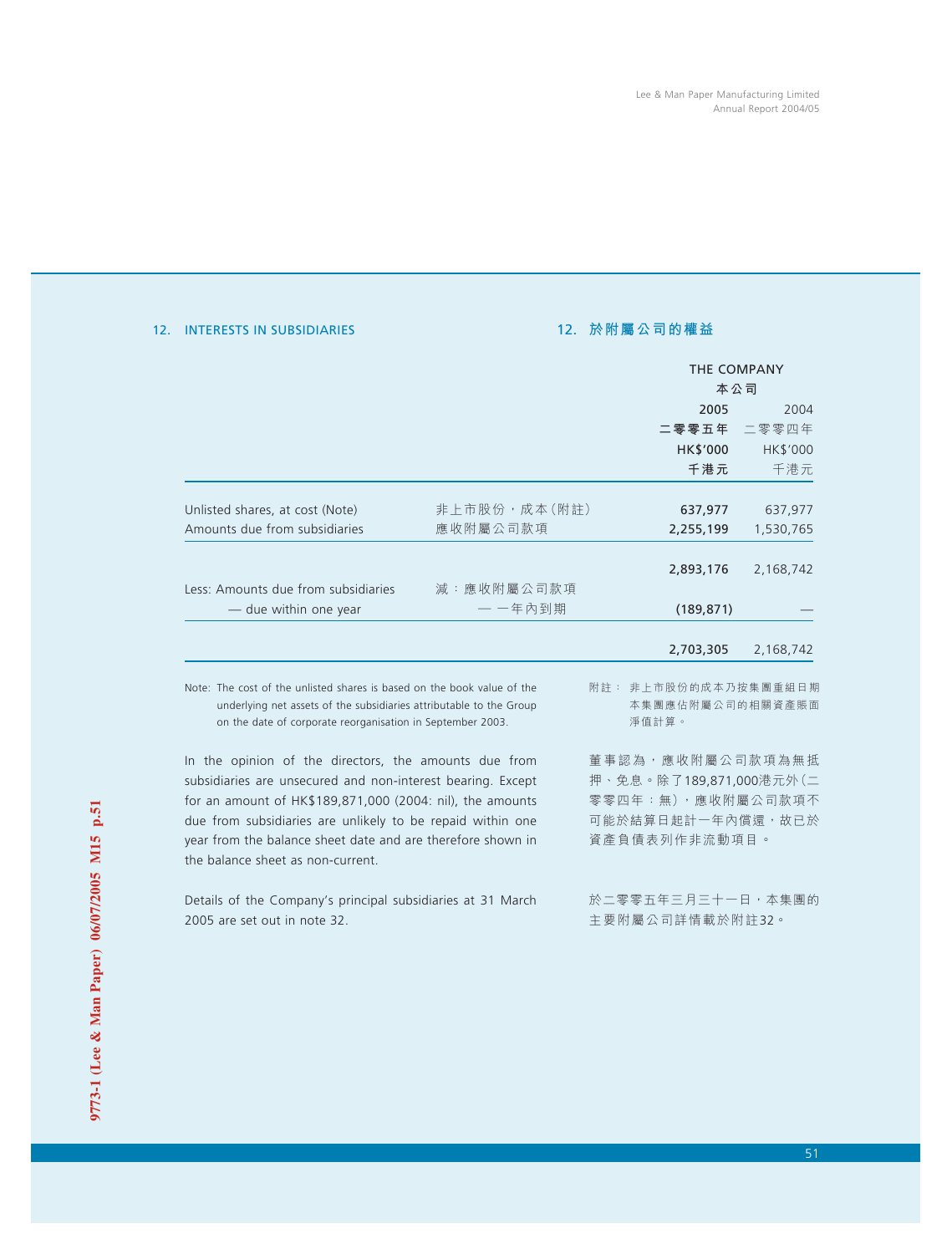## 12. INTERESTS IN SUBSIDIARIES

## 12. 於附屬公司的權益

| | | THE COMPANY 本公司 | |
|---|---|---|---|
| | | **2005 二零零五年 HK$'000 千港元** | 2004 二零零四年 HK$'000 千港元 |
| Unlisted shares, at cost (Note) | 非上市股份，成本(附註) | **637,977** | 637,977 |
| Amounts due from subsidiaries | 應收附屬公司款項 | **2,255,199** | 1,530,765 |
| | | **2,893,176** | 2,168,742 |
| Less: Amounts due from subsidiaries — due within one year | 減：應收附屬公司款項 — 一年內到期 | **(189,871)** | — |
| | | **2,703,305** | 2,168,742 |

Note: The cost of the unlisted shares is based on the book value of the underlying net assets of the subsidiaries attributable to the Group on the date of corporate reorganisation in September 2003.

In the opinion of the directors, the amounts due from subsidiaries are unsecured and non-interest bearing. Except for an amount of HK$189,871,000 (2004: nil), the amounts due from subsidiaries are unlikely to be repaid within one year from the balance sheet date and are therefore shown in the balance sheet as non-current.

Details of the Company's principal subsidiaries at 31 March 2005 are set out in note 32.

附註：非上市股份的成本乃按集團重組日期本集團應佔附屬公司的相關資產賬面淨值計算。

董事認為，應收附屬公司款項為無抵押、免息。除了189,871,000港元外(二零零四年：無)，應收附屬公司款項不可能於結算日起計一年內償還，故已於資產負債表列作非流動項目。

於二零零五年三月三十一日，本集團的主要附屬公司詳情載於附註32。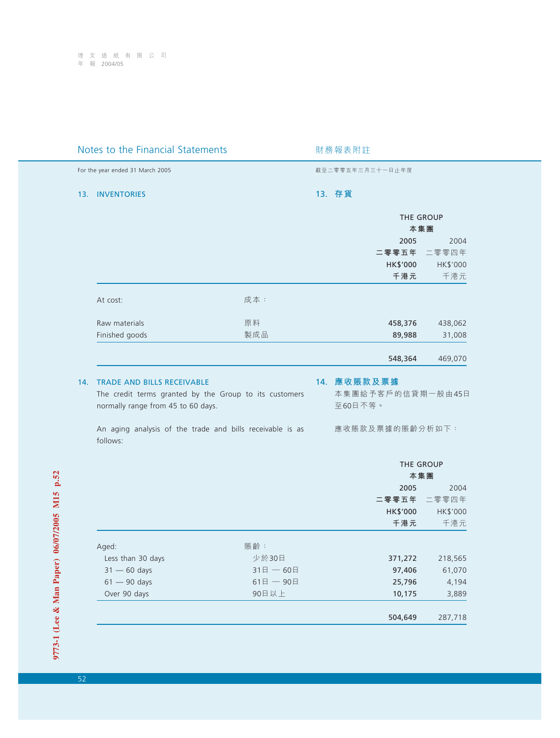## Notes to the Financial Statements 財務報表附註

For the year ended 31 March 2005 截至二零零五年三月三十一日止年度

### 13. INVENTORIES 13. 存貨

| | | THE GROUP 本集團 | |
|---|---|---|---|
| | | 2005 二零零五年 HK$'000 千港元 | 2004 二零零四年 HK$'000 千港元 |
| At cost: | 成本： | | |
| Raw materials | 原料 | **458,376** | 438,062 |
| Finished goods | 製成品 | **89,988** | 31,008 |
| | | **548,364** | 469,070 |

### 14. TRADE AND BILLS RECEIVABLE 14. 應收賬款及票據

The credit terms granted by the Group to its customers normally range from 45 to 60 days.

本集團給予客戶的信貸期一般由45日至60日不等。

An aging analysis of the trade and bills receivable is as follows:

應收賬款及票據的賬齡分析如下：

| | | THE GROUP 本集團 | |
|---|---|---|---|
| | | 2005 二零零五年 HK$'000 千港元 | 2004 二零零四年 HK$'000 千港元 |
| Aged: | 賬齡： | | |
| Less than 30 days | 少於30日 | **371,272** | 218,565 |
| 31 — 60 days | 31日 — 60日 | **97,406** | 61,070 |
| 61 — 90 days | 61日 — 90日 | **25,796** | 4,194 |
| Over 90 days | 90日以上 | **10,175** | 3,889 |
| | | **504,649** | 287,718 |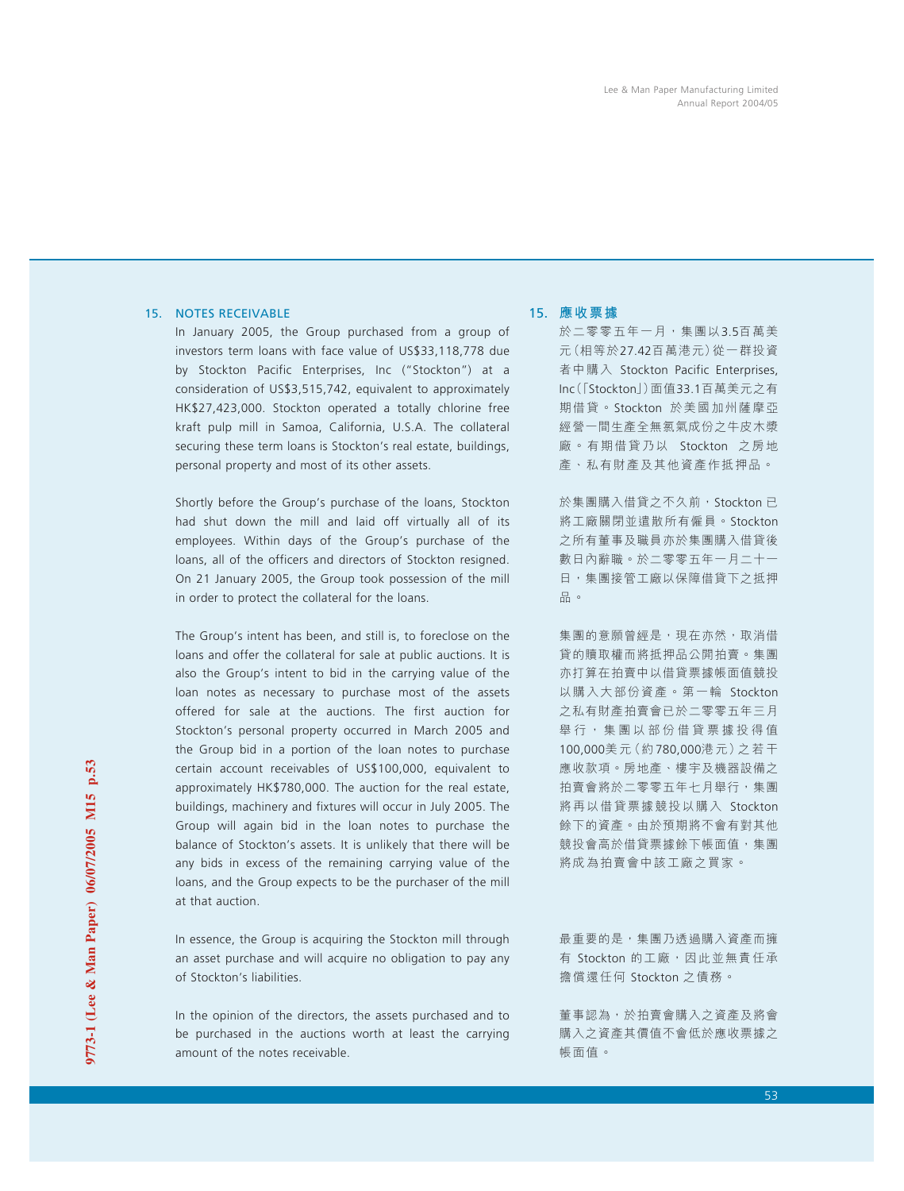## 15. NOTES RECEIVABLE

In January 2005, the Group purchased from a group of investors term loans with face value of US$33,118,778 due by Stockton Pacific Enterprises, Inc ("Stockton") at a consideration of US$3,515,742, equivalent to approximately HK$27,423,000. Stockton operated a totally chlorine free kraft pulp mill in Samoa, California, U.S.A. The collateral securing these term loans is Stockton's real estate, buildings, personal property and most of its other assets.

Shortly before the Group's purchase of the loans, Stockton had shut down the mill and laid off virtually all of its employees. Within days of the Group's purchase of the loans, all of the officers and directors of Stockton resigned. On 21 January 2005, the Group took possession of the mill in order to protect the collateral for the loans.

The Group's intent has been, and still is, to foreclose on the loans and offer the collateral for sale at public auctions. It is also the Group's intent to bid in the carrying value of the loan notes as necessary to purchase most of the assets offered for sale at the auctions. The first auction for Stockton's personal property occurred in March 2005 and the Group bid in a portion of the loan notes to purchase certain account receivables of US$100,000, equivalent to approximately HK$780,000. The auction for the real estate, buildings, machinery and fixtures will occur in July 2005. The Group will again bid in the loan notes to purchase the balance of Stockton's assets. It is unlikely that there will be any bids in excess of the remaining carrying value of the loans, and the Group expects to be the purchaser of the mill at that auction.

In essence, the Group is acquiring the Stockton mill through an asset purchase and will acquire no obligation to pay any of Stockton's liabilities.

In the opinion of the directors, the assets purchased and to be purchased in the auctions worth at least the carrying amount of the notes receivable.

## 15. 應收票據

於二零零五年一月，集團以3.5百萬美元（相等於27.42百萬港元）從一群投資者中購入 Stockton Pacific Enterprises, Inc（「Stockton」）面值33.1百萬美元之有期借貸。Stockton 於美國加州薩摩亞經營一間生產全無氯氣成份之牛皮木漿廠。有期借貸乃以 Stockton 之房地產、私有財產及其他資產作抵押品。

於集團購入借貸之不久前，Stockton 已將工廠關閉並遣散所有僱員。Stockton 之所有董事及職員亦於集團購入借貸後數日內辭職。於二零零五年一月二十一日，集團接管工廠以保障借貸下之抵押品。

集團的意願曾經是，現在亦然，取消借貸的贖取權而將抵押品公開拍賣。集團亦打算在拍賣中以借貸票據帳面值競投以購入大部份資產。第一輪 Stockton 之私有財產拍賣會已於二零零五年三月舉行，集團以部份借貸票據投得值100,000美元（約780,000港元）之若干應收款項。房地產、樓宇及機器設備之拍賣會將於二零零五年七月舉行，集團將再以借貸票據競投以購入 Stockton 餘下的資產。由於預期將不會有對其他競投會高於借貸票據餘下帳面值，集團將成為拍賣會中該工廠之買家。

最重要的是，集團乃透過購入資產而擁有 Stockton 的工廠，因此並無責任承擔償還任何 Stockton 之債務。

董事認為，於拍賣會購入之資產及將會購入之資產其價值不會低於應收票據之帳面值。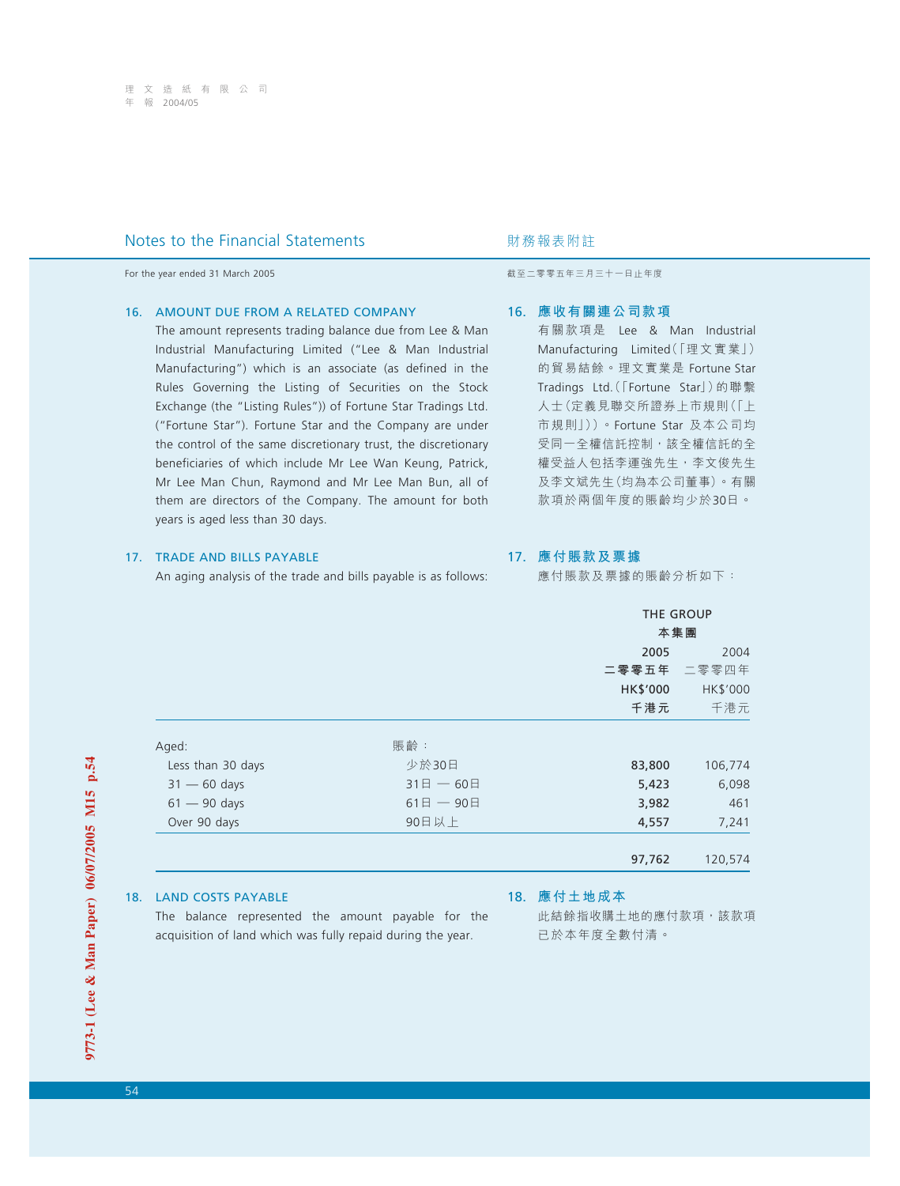## Notes to the Financial Statements

## 財務報表附註

For the year ended 31 March 2005

截至二零零五年三月三十一日止年度

### 16. AMOUNT DUE FROM A RELATED COMPANY

The amount represents trading balance due from Lee & Man Industrial Manufacturing Limited ("Lee & Man Industrial Manufacturing") which is an associate (as defined in the Rules Governing the Listing of Securities on the Stock Exchange (the "Listing Rules")) of Fortune Star Tradings Ltd. ("Fortune Star"). Fortune Star and the Company are under the control of the same discretionary trust, the discretionary beneficiaries of which include Mr Lee Wan Keung, Patrick, Mr Lee Man Chun, Raymond and Mr Lee Man Bun, all of them are directors of the Company. The amount for both years is aged less than 30 days.

### 16. 應收有關連公司款項

有關款項是 Lee & Man Industrial Manufacturing Limited(「理文實業」)的貿易結餘。理文實業是 Fortune Star Tradings Ltd.(「Fortune Star」)的聯繫人士(定義見聯交所證券上市規則(「上市規則」))。Fortune Star 及本公司均受同一全權信託控制，該全權信託的全權受益人包括李運強先生，李文俊先生及李文斌先生(均為本公司董事)。有關款項於兩個年度的賬齡均少於30日。

### 17. TRADE AND BILLS PAYABLE

An aging analysis of the trade and bills payable is as follows:

### 17. 應付賬款及票據

應付賬款及票據的賬齡分析如下：

| | | THE GROUP 本集團 | |
|---|---|---|---|
| | | 2005 二零零五年 HK$'000 千港元 | 2004 二零零四年 HK$'000 千港元 |
| Aged: | 賬齡： | | |
| Less than 30 days | 少於30日 | **83,800** | 106,774 |
| 31 — 60 days | 31日 — 60日 | **5,423** | 6,098 |
| 61 — 90 days | 61日 — 90日 | **3,982** | 461 |
| Over 90 days | 90日以上 | **4,557** | 7,241 |
| | | **97,762** | 120,574 |

### 18. LAND COSTS PAYABLE

The balance represented the amount payable for the acquisition of land which was fully repaid during the year.

### 18. 應付土地成本

此結餘指收購土地的應付款項，該款項已於本年度全數付清。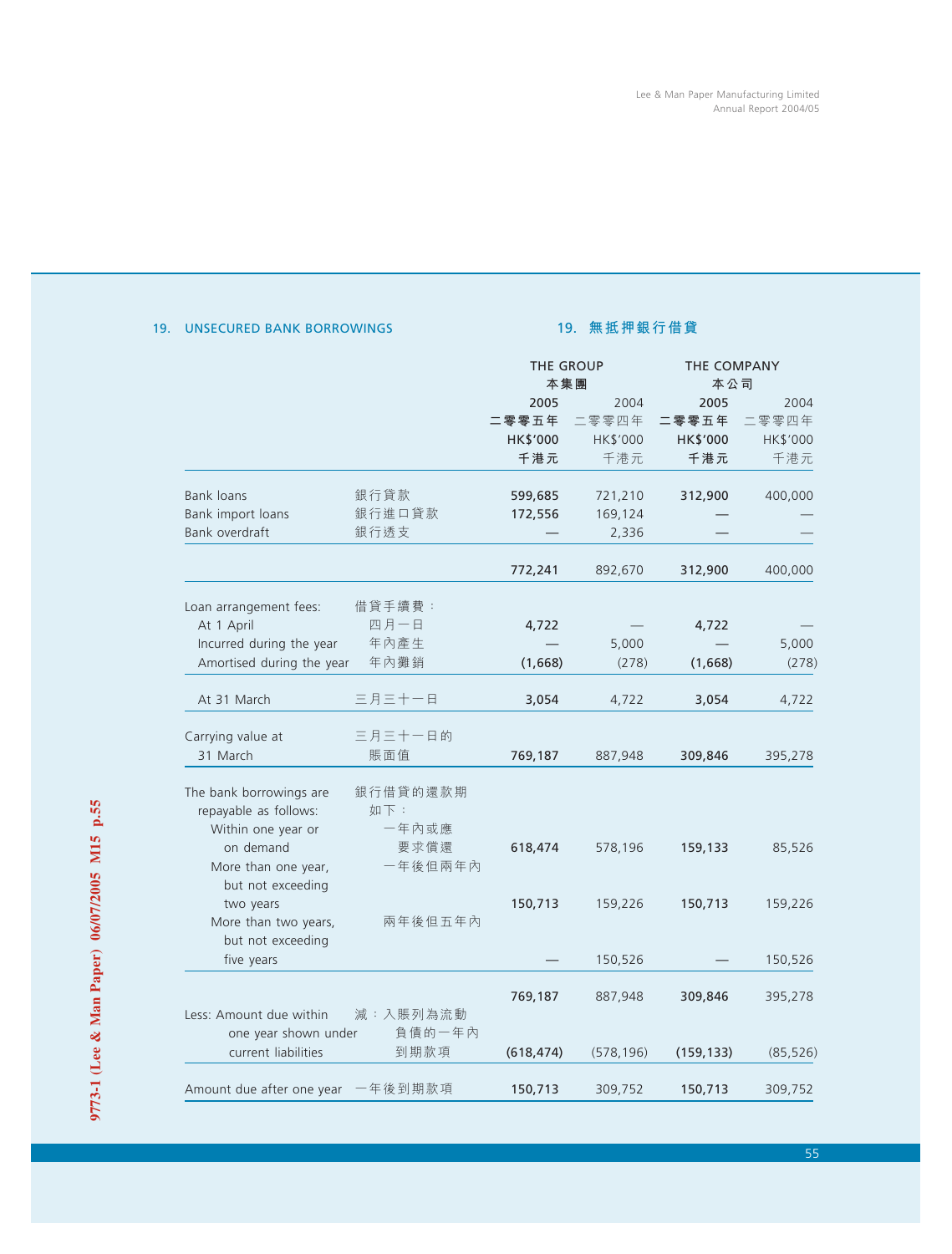## 19. UNSECURED BANK BORROWINGS

## 19. 無抵押銀行借貸

| | | THE GROUP 本集團 | | THE COMPANY 本公司 | |
|---|---|---|---|---|---|
| | | **2005 二零零五年 HK$'000 千港元** | 2004 二零零四年 HK$'000 千港元 | **2005 二零零五年 HK$'000 千港元** | 2004 二零零四年 HK$'000 千港元 |
| Bank loans | 銀行貸款 | **599,685** | 721,210 | **312,900** | 400,000 |
| Bank import loans | 銀行進口貸款 | **172,556** | 169,124 | **—** | — |
| Bank overdraft | 銀行透支 | **—** | 2,336 | **—** | — |
| | | **772,241** | 892,670 | **312,900** | 400,000 |
| Loan arrangement fees: | 借貸手續費： | | | | |
| At 1 April | 四月一日 | **4,722** | — | **4,722** | — |
| Incurred during the year | 年內產生 | **—** | 5,000 | **—** | 5,000 |
| Amortised during the year | 年內攤銷 | **(1,668)** | (278) | **(1,668)** | (278) |
| At 31 March | 三月三十一日 | **3,054** | 4,722 | **3,054** | 4,722 |
| Carrying value at 31 March | 三月三十一日的賬面值 | **769,187** | 887,948 | **309,846** | 395,278 |
| The bank borrowings are repayable as follows: | 銀行借貸的還款期如下： | | | | |
| Within one year or on demand | 一年內或應要求償還 | **618,474** | 578,196 | **159,133** | 85,526 |
| More than one year, but not exceeding two years | 一年後但兩年內 | **150,713** | 159,226 | **150,713** | 159,226 |
| More than two years, but not exceeding five years | 兩年後但五年內 | **—** | 150,526 | **—** | 150,526 |
| | | **769,187** | 887,948 | **309,846** | 395,278 |
| Less: Amount due within one year shown under current liabilities | 減：入賬列為流動負債的一年內到期款項 | **(618,474)** | (578,196) | **(159,133)** | (85,526) |
| Amount due after one year | 一年後到期款項 | **150,713** | 309,752 | **150,713** | 309,752 |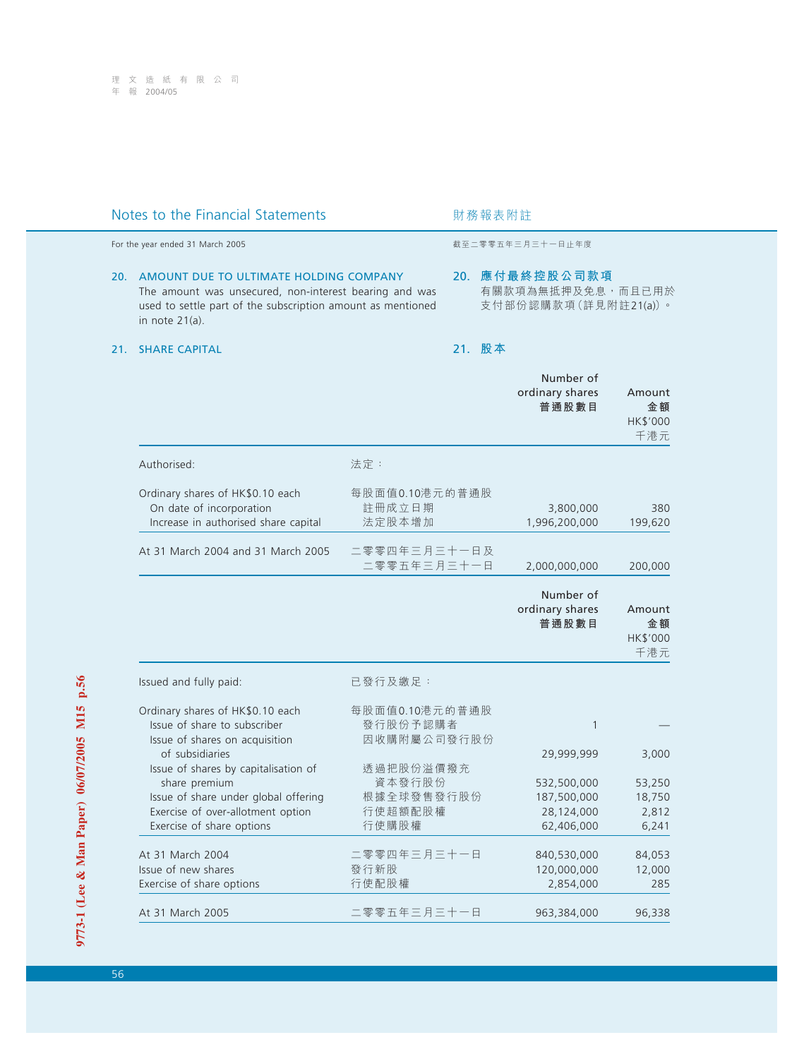## Notes to the Financial Statements 財務報表附註

For the year ended 31 March 2005 截至二零零五年三月三十一日止年度

### 20. AMOUNT DUE TO ULTIMATE HOLDING COMPANY

The amount was unsecured, non-interest bearing and was used to settle part of the subscription amount as mentioned in note 21(a).

### 20. 應付最終控股公司款項

有關款項為無抵押及免息，而且已用於支付部份認購款項（詳見附註21(a)）。

### 21. SHARE CAPITAL 21. 股本

| | | Number of ordinary shares 普通股數目 | Amount 金額 HK$'000 千港元 |
|---|---|---|---|
| Authorised: | 法定： | | |
| Ordinary shares of HK$0.10 each | 每股面值0.10港元的普通股 | | |
| On date of incorporation | 註冊成立日期 | 3,800,000 | 380 |
| Increase in authorised share capital | 法定股本增加 | 1,996,200,000 | 199,620 |
| At 31 March 2004 and 31 March 2005 | 二零零四年三月三十一日及二零零五年三月三十一日 | 2,000,000,000 | 200,000 |

| | | Number of ordinary shares 普通股數目 | Amount 金額 HK$'000 千港元 |
|---|---|---|---|
| Issued and fully paid: | 已發行及繳足： | | |
| Ordinary shares of HK$0.10 each | 每股面值0.10港元的普通股 | | |
| Issue of share to subscriber | 發行股份予認購者 | 1 | — |
| Issue of shares on acquisition of subsidiaries | 因收購附屬公司發行股份 | 29,999,999 | 3,000 |
| Issue of shares by capitalisation of share premium | 透過把股份溢價撥充資本發行股份 | 532,500,000 | 53,250 |
| Issue of share under global offering | 根據全球發售發行股份 | 187,500,000 | 18,750 |
| Exercise of over-allotment option | 行使超額配股權 | 28,124,000 | 2,812 |
| Exercise of share options | 行使購股權 | 62,406,000 | 6,241 |
| At 31 March 2004 | 二零零四年三月三十一日 | 840,530,000 | 84,053 |
| Issue of new shares | 發行新股 | 120,000,000 | 12,000 |
| Exercise of share options | 行使配股權 | 2,854,000 | 285 |
| At 31 March 2005 | 二零零五年三月三十一日 | 963,384,000 | 96,338 |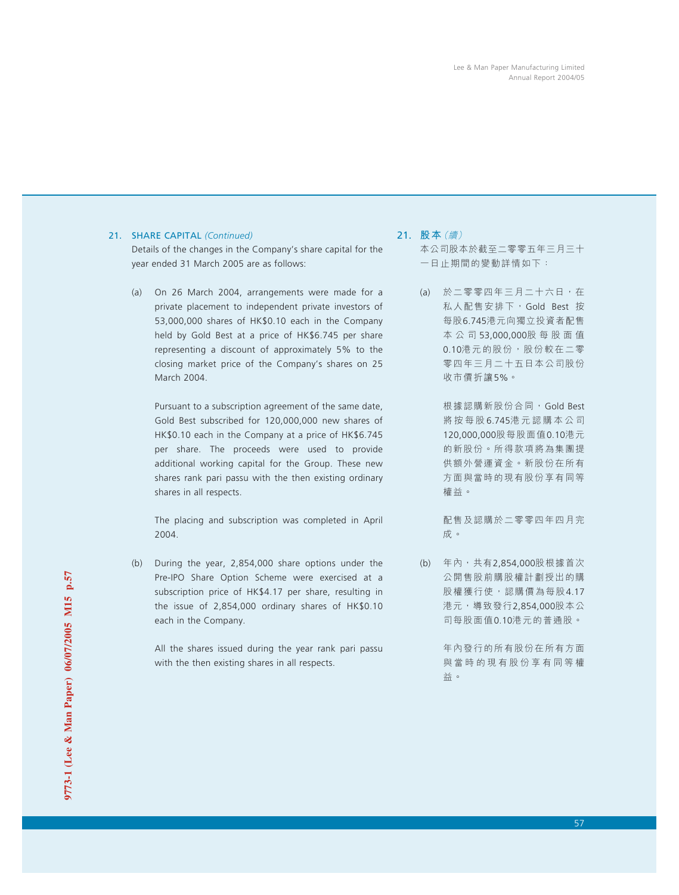## 21. SHARE CAPITAL *(Continued)*

Details of the changes in the Company's share capital for the year ended 31 March 2005 are as follows:

(a) On 26 March 2004, arrangements were made for a private placement to independent private investors of 53,000,000 shares of HK$0.10 each in the Company held by Gold Best at a price of HK$6.745 per share representing a discount of approximately 5% to the closing market price of the Company's shares on 25 March 2004.

Pursuant to a subscription agreement of the same date, Gold Best subscribed for 120,000,000 new shares of HK$0.10 each in the Company at a price of HK$6.745 per share. The proceeds were used to provide additional working capital for the Group. These new shares rank pari passu with the then existing ordinary shares in all respects.

The placing and subscription was completed in April 2004.

(b) During the year, 2,854,000 share options under the Pre-IPO Share Option Scheme were exercised at a subscription price of HK$4.17 per share, resulting in the issue of 2,854,000 ordinary shares of HK$0.10 each in the Company.

All the shares issued during the year rank pari passu with the then existing shares in all respects.

## 21. 股本 *(續)*

本公司股本於截至二零零五年三月三十一日止期間的變動詳情如下：

(a) 於二零零四年三月二十六日，在私人配售安排下，Gold Best 按每股6.745港元向獨立投資者配售本公司53,000,000股每股面值0.10港元的股份，股份較在二零零四年三月二十五日本公司股份收市價折讓5%。

根據認購新股份合同，Gold Best 將按每股6.745港元認購本公司120,000,000股每股面值0.10港元的新股份。所得款項將為集團提供額外營運資金。新股份在所有方面與當時的現有股份享有同等權益。

配售及認購於二零零四年四月完成。

(b) 年內，共有2,854,000股根據首次公開售股前購股權計劃授出的購股權獲行使，認購價為每股4.17港元，導致發行2,854,000股本公司每股面值0.10港元的普通股。

年內發行的所有股份在所有方面與當時的現有股份享有同等權益。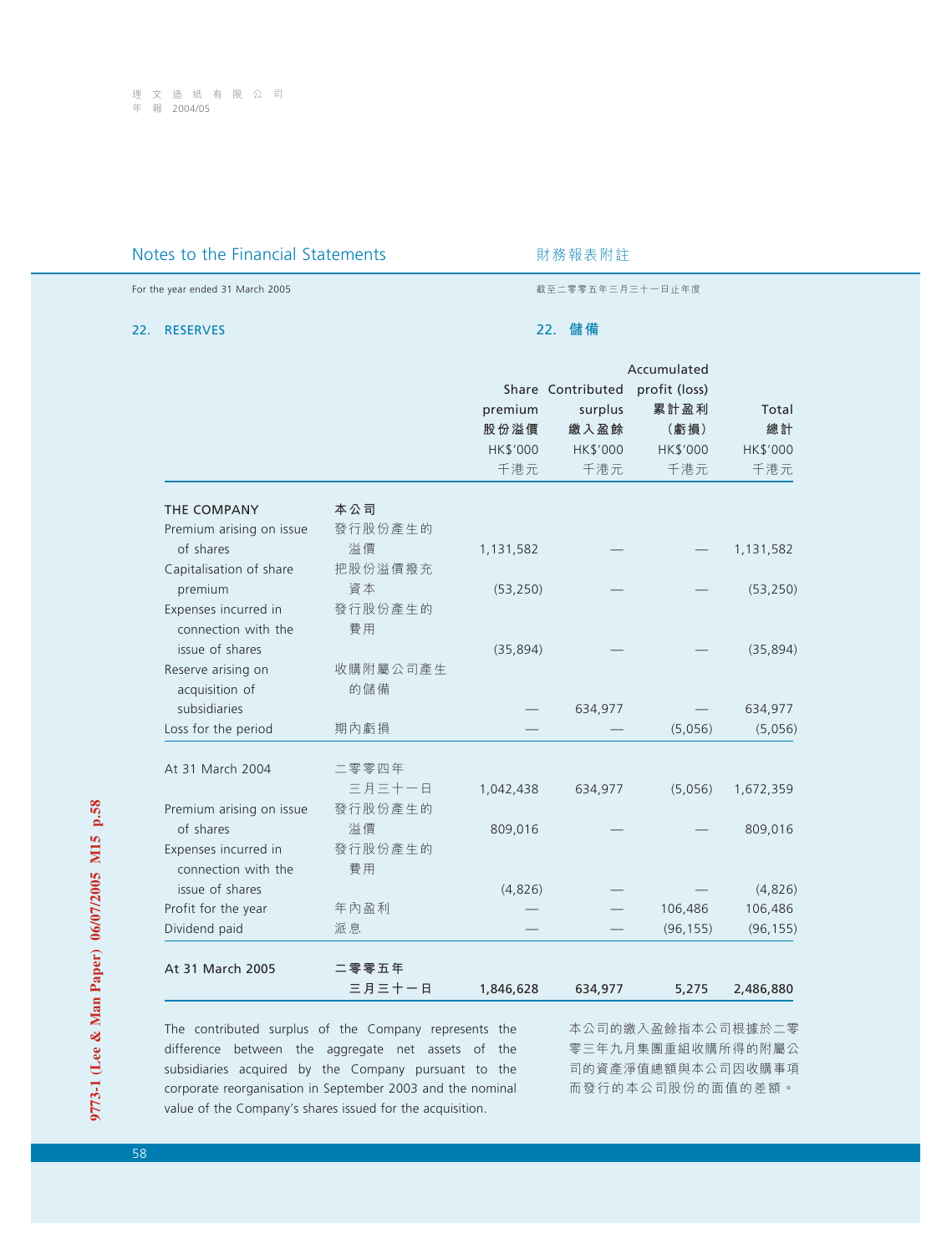## Notes to the Financial Statements 財務報表附註

For the year ended 31 March 2005 截至二零零五年三月三十一日止年度

### 22. RESERVES 22. 儲備

| | | Share premium 股份溢價 HK$'000 千港元 | Contributed surplus 繳入盈餘 HK$'000 千港元 | Accumulated profit (loss) 累計盈利（虧損） HK$'000 千港元 | Total 總計 HK$'000 千港元 |
|---|---|---|---|---|---|
| **THE COMPANY** | **本公司** | | | | |
| Premium arising on issue of shares | 發行股份產生的溢價 | 1,131,582 | — | — | 1,131,582 |
| Capitalisation of share premium | 把股份溢價撥充資本 | (53,250) | — | — | (53,250) |
| Expenses incurred in connection with the issue of shares | 發行股份產生的費用 | (35,894) | — | — | (35,894) |
| Reserve arising on acquisition of subsidiaries | 收購附屬公司產生的儲備 | — | 634,977 | — | 634,977 |
| Loss for the period | 期內虧損 | — | — | (5,056) | (5,056) |
| At 31 March 2004 | 二零零四年三月三十一日 | 1,042,438 | 634,977 | (5,056) | 1,672,359 |
| Premium arising on issue of shares | 發行股份產生的溢價 | 809,016 | — | — | 809,016 |
| Expenses incurred in connection with the issue of shares | 發行股份產生的費用 | (4,826) | — | — | (4,826) |
| Profit for the year | 年內盈利 | — | — | 106,486 | 106,486 |
| Dividend paid | 派息 | — | — | (96,155) | (96,155) |
| **At 31 March 2005** | **二零零五年三月三十一日** | **1,846,628** | **634,977** | **5,275** | **2,486,880** |

The contributed surplus of the Company represents the difference between the aggregate net assets of the subsidiaries acquired by the Company pursuant to the corporate reorganisation in September 2003 and the nominal value of the Company's shares issued for the acquisition.

本公司的繳入盈餘指本公司根據於二零零三年九月集團重組收購所得的附屬公司的資產淨值總額與本公司因收購事項而發行的本公司股份的面值的差額。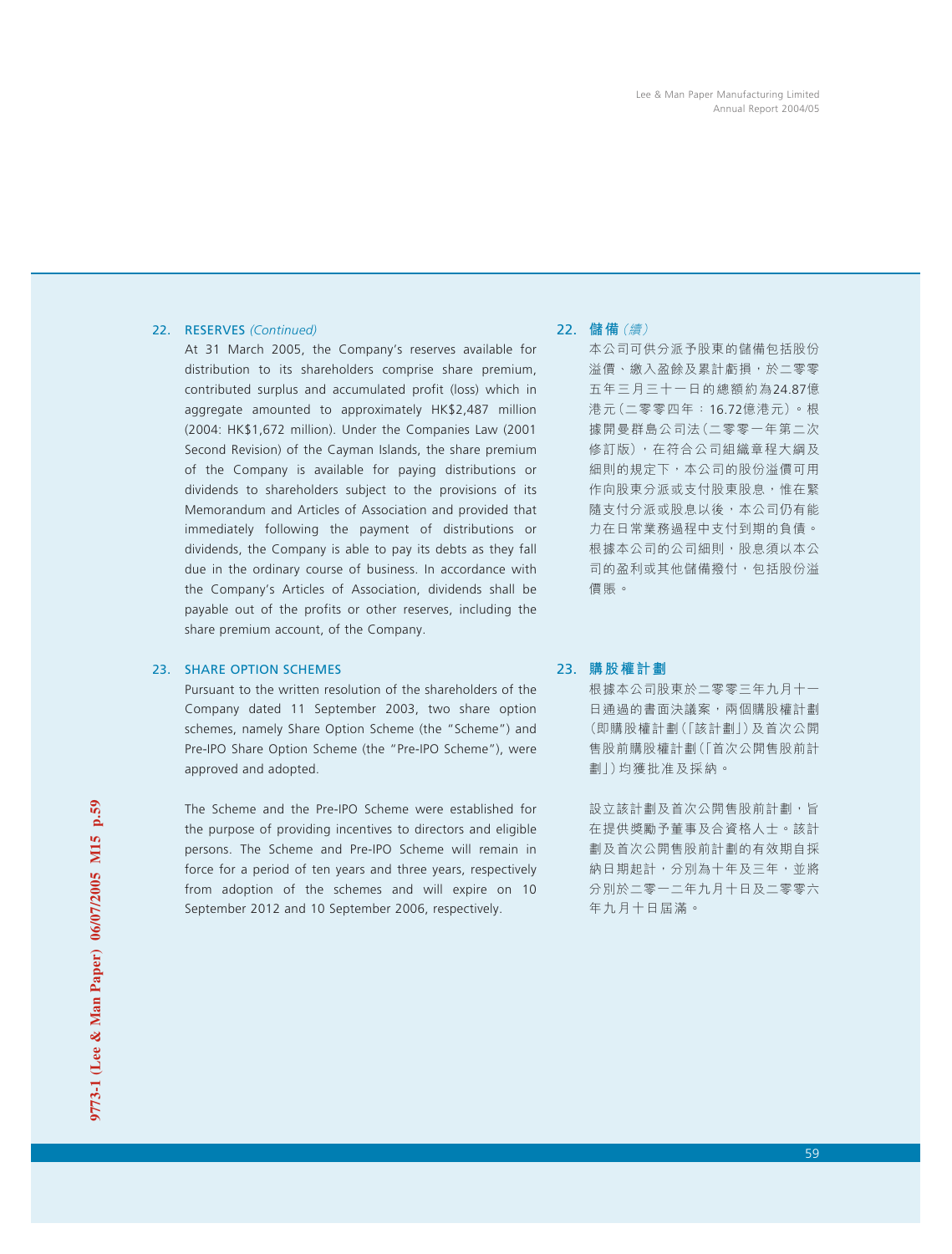## 22. RESERVES *(Continued)*

At 31 March 2005, the Company's reserves available for distribution to its shareholders comprise share premium, contributed surplus and accumulated profit (loss) which in aggregate amounted to approximately HK$2,487 million (2004: HK$1,672 million). Under the Companies Law (2001 Second Revision) of the Cayman Islands, the share premium of the Company is available for paying distributions or dividends to shareholders subject to the provisions of its Memorandum and Articles of Association and provided that immediately following the payment of distributions or dividends, the Company is able to pay its debts as they fall due in the ordinary course of business. In accordance with the Company's Articles of Association, dividends shall be payable out of the profits or other reserves, including the share premium account, of the Company.

## 22. 儲備*（續）*

本公司可供分派予股東的儲備包括股份溢價、繳入盈餘及累計虧損，於二零零五年三月三十一日的總額約為24.87億港元（二零零四年：16.72億港元）。根據開曼群島公司法（二零零一年第二次修訂版），在符合公司組織章程大綱及細則的規定下，本公司的股份溢價可用作向股東分派或支付股東股息，惟在緊隨支付分派或股息以後，本公司仍有能力在日常業務過程中支付到期的負債。根據本公司的公司細則，股息須以本公司的盈利或其他儲備撥付，包括股份溢價賬。

## 23. SHARE OPTION SCHEMES

Pursuant to the written resolution of the shareholders of the Company dated 11 September 2003, two share option schemes, namely Share Option Scheme (the "Scheme") and Pre-IPO Share Option Scheme (the "Pre-IPO Scheme"), were approved and adopted.

The Scheme and the Pre-IPO Scheme were established for the purpose of providing incentives to directors and eligible persons. The Scheme and Pre-IPO Scheme will remain in force for a period of ten years and three years, respectively from adoption of the schemes and will expire on 10 September 2012 and 10 September 2006, respectively.

## 23. 購股權計劃

根據本公司股東於二零零三年九月十一日通過的書面決議案，兩個購股權計劃（即購股權計劃（「該計劃」）及首次公開售股前購股權計劃（「首次公開售股前計劃」）均獲批准及採納。

設立該計劃及首次公開售股前計劃，旨在提供獎勵予董事及合資格人士。該計劃及首次公開售股前計劃的有效期自採納日期起計，分別為十年及三年，並將分別於二零一二年九月十日及二零零六年九月十日屆滿。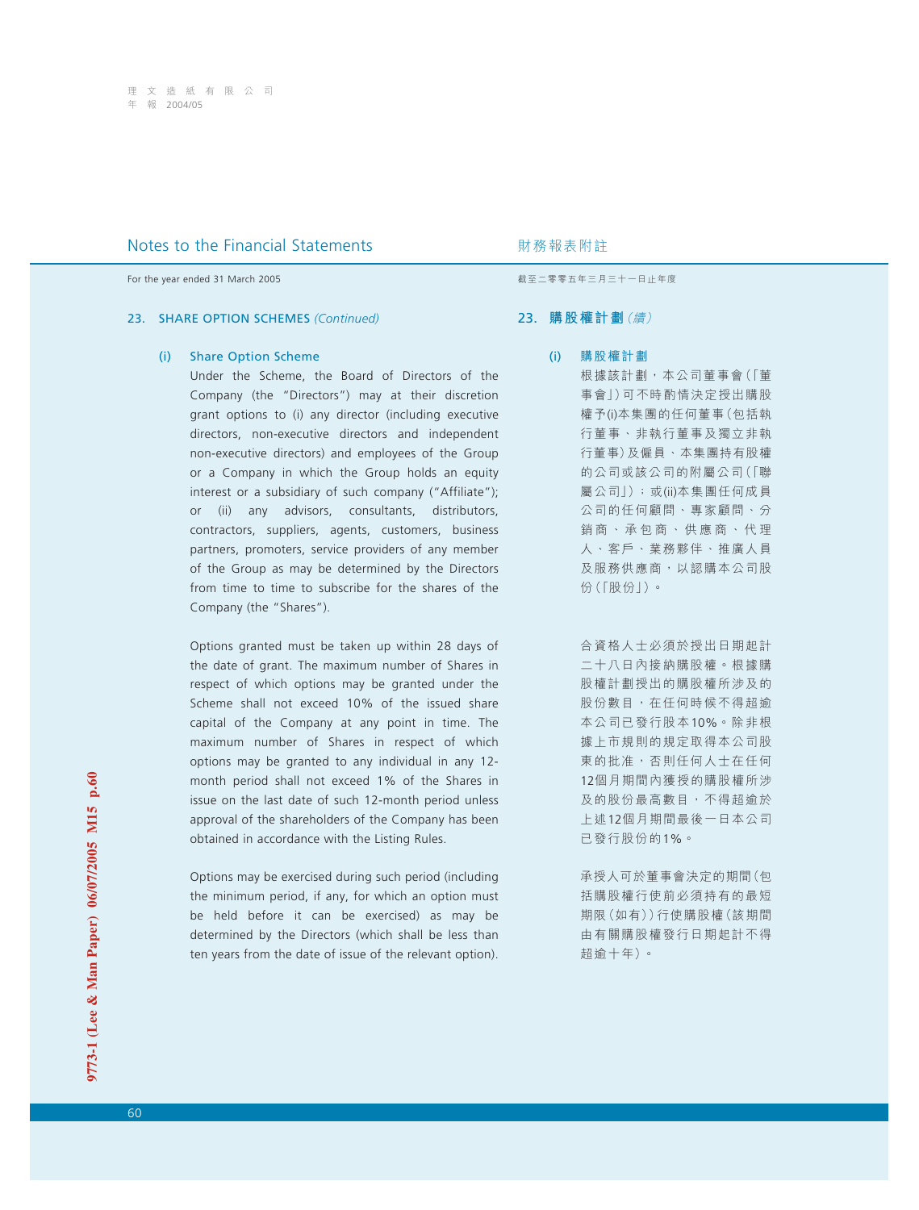## Notes to the Financial Statements

For the year ended 31 March 2005

### 23. SHARE OPTION SCHEMES *(Continued)*

#### (i) Share Option Scheme

Under the Scheme, the Board of Directors of the Company (the "Directors") may at their discretion grant options to (i) any director (including executive directors, non-executive directors and independent non-executive directors) and employees of the Group or a Company in which the Group holds an equity interest or a subsidiary of such company ("Affiliate"); or (ii) any advisors, consultants, distributors, contractors, suppliers, agents, customers, business partners, promoters, service providers of any member of the Group as may be determined by the Directors from time to time to subscribe for the shares of the Company (the "Shares").

Options granted must be taken up within 28 days of the date of grant. The maximum number of Shares in respect of which options may be granted under the Scheme shall not exceed 10% of the issued share capital of the Company at any point in time. The maximum number of Shares in respect of which options may be granted to any individual in any 12-month period shall not exceed 1% of the Shares in issue on the last date of such 12-month period unless approval of the shareholders of the Company has been obtained in accordance with the Listing Rules.

Options may be exercised during such period (including the minimum period, if any, for which an option must be held before it can be exercised) as may be determined by the Directors (which shall be less than ten years from the date of issue of the relevant option).

## 財務報表附註

截至二零零五年三月三十一日止年度

### 23. 購股權計劃 *(續)*

#### (i) 購股權計劃

根據該計劃，本公司董事會(「董事會」)可不時酌情決定授出購股權予(i)本集團的任何董事(包括執行董事、非執行董事及獨立非執行董事)及僱員、本集團持有股權的公司或該公司的附屬公司(「聯屬公司」)；或(ii)本集團任何成員公司的任何顧問、專家顧問、分銷商、承包商、供應商、代理人、客戶、業務夥伴、推廣人員及服務供應商，以認購本公司股份(「股份」)。

合資格人士必須於授出日期起計二十八日內接納購股權。根據購股權計劃授出的購股權所涉及的股份數目，在任何時候不得超逾本公司已發行股本10%。除非根據上市規則的規定取得本公司股東的批准，否則任何人士在任何12個月期間內獲授的購股權所涉及的股份最高數目，不得超逾於上述12個月期間最後一日本公司已發行股份的1%。

承授人可於董事會決定的期間(包括購股權行使前必須持有的最短期限(如有))行使購股權(該期間由有關購股權發行日期起計不得超逾十年)。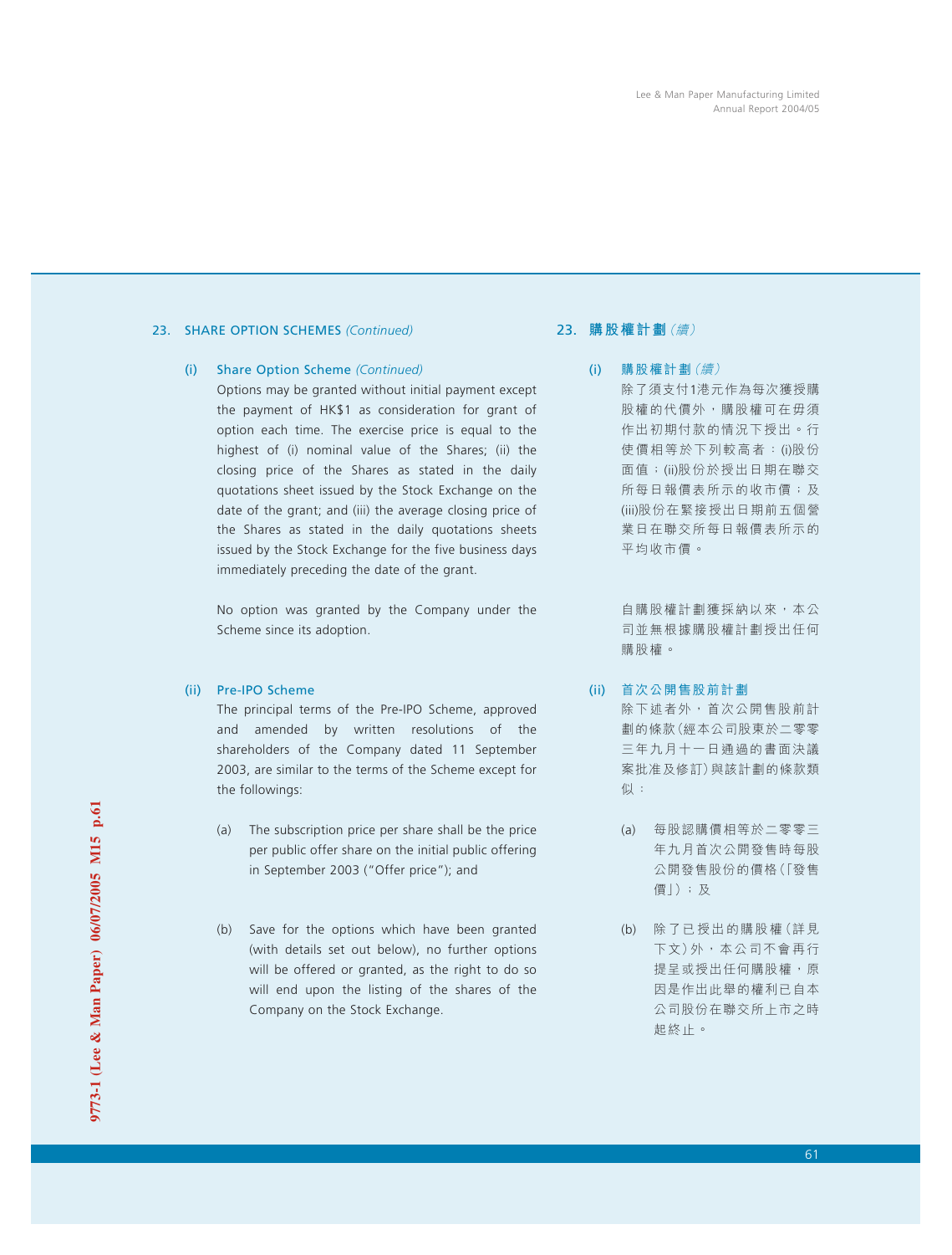## 23. SHARE OPTION SCHEMES *(Continued)*

### (i) Share Option Scheme *(Continued)*

Options may be granted without initial payment except the payment of HK$1 as consideration for grant of option each time. The exercise price is equal to the highest of (i) nominal value of the Shares; (ii) the closing price of the Shares as stated in the daily quotations sheet issued by the Stock Exchange on the date of the grant; and (iii) the average closing price of the Shares as stated in the daily quotations sheets issued by the Stock Exchange for the five business days immediately preceding the date of the grant.

No option was granted by the Company under the Scheme since its adoption.

### (ii) Pre-IPO Scheme

The principal terms of the Pre-IPO Scheme, approved and amended by written resolutions of the shareholders of the Company dated 11 September 2003, are similar to the terms of the Scheme except for the followings:

(a) The subscription price per share shall be the price per public offer share on the initial public offering in September 2003 ("Offer price"); and

(b) Save for the options which have been granted (with details set out below), no further options will be offered or granted, as the right to do so will end upon the listing of the shares of the Company on the Stock Exchange.

## 23. 購股權計劃*（續）*

### (i) 購股權計劃*（續）*

除了須支付1港元作為每次獲授購股權的代價外，購股權可在毋須作出初期付款的情況下授出。行使價相等於下列較高者：(i)股份面值；(ii)股份於授出日期在聯交所每日報價表所示的收市價；及(iii)股份在緊接授出日期前五個營業日在聯交所每日報價表所示的平均收市價。

自購股權計劃獲採納以來，本公司並無根據購股權計劃授出任何購股權。

### (ii) 首次公開售股前計劃

除下述者外，首次公開售股前計劃的條款（經本公司股東於二零零三年九月十一日通過的書面決議案批准及修訂）與該計劃的條款類似：

(a) 每股認購價相等於二零零三年九月首次公開發售時每股公開發售股份的價格（「發售價」）；及

(b) 除了已授出的購股權（詳見下文）外，本公司不會再行提呈或授出任何購股權，原因是作出此舉的權利已自本公司股份在聯交所上市之時起終止。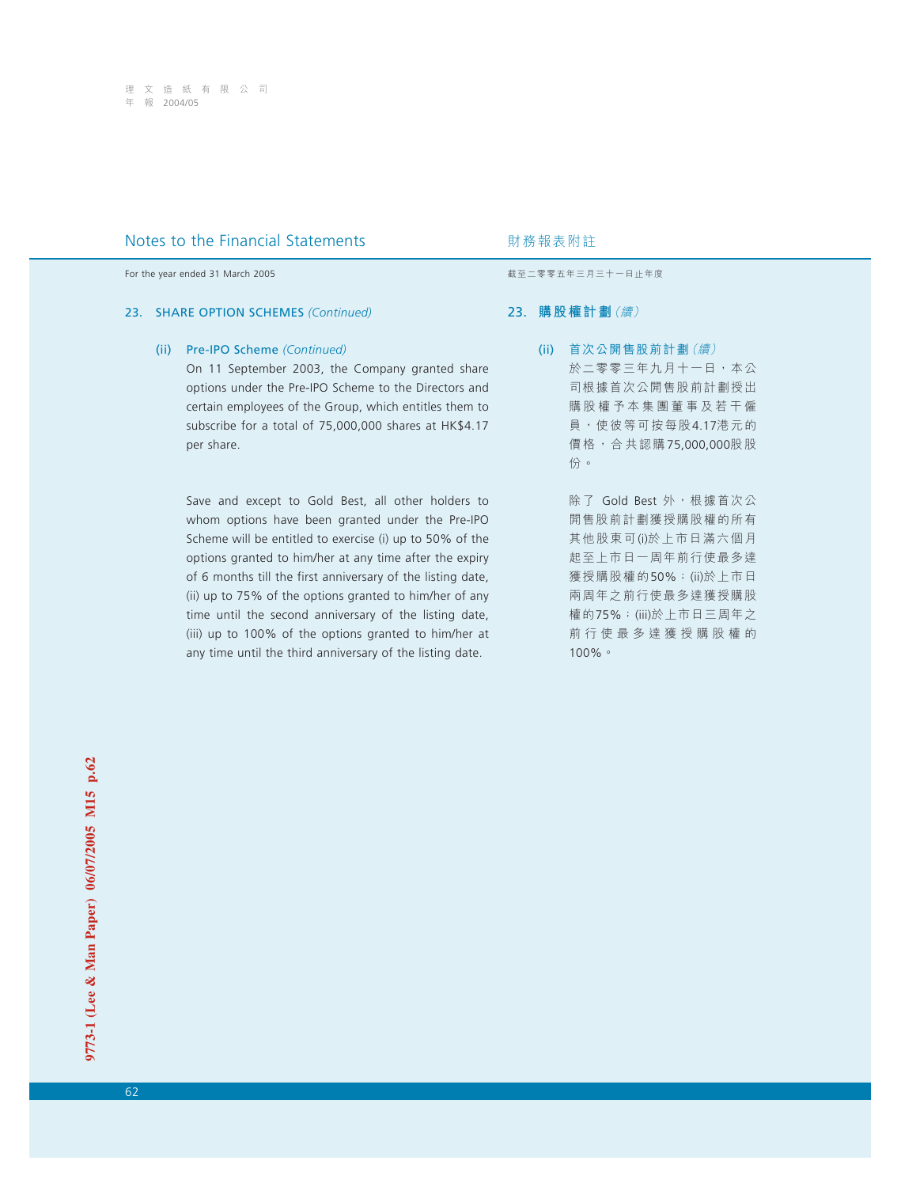## Notes to the Financial Statements

財務報表附註

For the year ended 31 March 2005

截至二零零五年三月三十一日止年度

### 23. SHARE OPTION SCHEMES *(Continued)*

#### (ii) Pre-IPO Scheme *(Continued)*

On 11 September 2003, the Company granted share options under the Pre-IPO Scheme to the Directors and certain employees of the Group, which entitles them to subscribe for a total of 75,000,000 shares at HK$4.17 per share.

Save and except to Gold Best, all other holders to whom options have been granted under the Pre-IPO Scheme will be entitled to exercise (i) up to 50% of the options granted to him/her at any time after the expiry of 6 months till the first anniversary of the listing date, (ii) up to 75% of the options granted to him/her of any time until the second anniversary of the listing date, (iii) up to 100% of the options granted to him/her at any time until the third anniversary of the listing date.

### 23. 購股權計劃 *(續)*

#### (ii) 首次公開售股前計劃 *(續)*

於二零零三年九月十一日，本公司根據首次公開售股前計劃授出購股權予本集團董事及若干僱員，使彼等可按每股4.17港元的價格，合共認購75,000,000股股份。

除了 Gold Best 外，根據首次公開售股前計劃獲授購股權的所有其他股東可(i)於上市日滿六個月起至上市日一周年前行使最多達獲授購股權的50%；(ii)於上市日兩周年之前行使最多達獲授購股權的75%；(iii)於上市日三周年之前行使最多達獲授購股權的100%。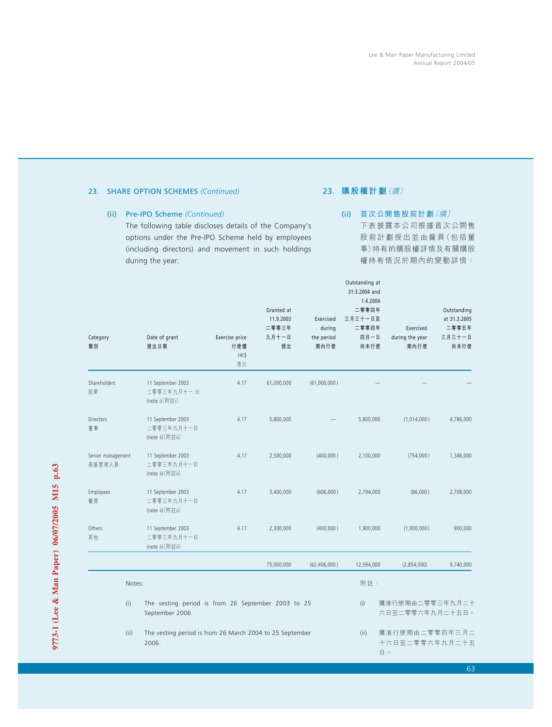## 23. SHARE OPTION SCHEMES *(Continued)*

## 23. 購股權計劃*（續）*

### (ii) Pre-IPO Scheme *(Continued)*

The following table discloses details of the Company's options under the Pre-IPO Scheme held by employees (including directors) and movement in such holdings during the year:

### (ii) 首次公開售股前計劃*（續）*

下表披露本公司根據首次公開售股前計劃授出並由僱員（包括董事）持有的購股權詳情及有關購股權持有情況於期內的變動詳情：

| Category<br>類別 | Date of grant<br>授出日期 | Exercise price<br>行使價<br>HK$<br>港元 | Granted at 11.9.2003<br>二零零三年九月十一日授出 | Exercised during the period<br>期內行使 | Outstanding at 31.3.2004 and 1.4.2004<br>二零零四年三月三十一日及二零零四年四月一日尚未行使 | Exercised during the year<br>期內行使 | Outstanding at 31.3.2005<br>二零零五年三月三十一日尚未行使 |
|---|---|---|---|---|---|---|---|
| Shareholders<br>股東 | 11 September 2003<br>二零零三年九月十一日<br>(note i)（附註i） | 4.17 | 61,000,000 | (61,000,000) | — | — | — |
| Directors<br>董事 | 11 September 2003<br>二零零三年九月十一日<br>(note ii)（附註ii） | 4.17 | 5,800,000 | — | 5,800,000 | (1,014,000) | 4,786,000 |
| Senior management<br>高級管理人員 | 11 September 2003<br>二零零三年九月十一日<br>(note ii)（附註ii） | 4.17 | 2,500,000 | (400,000) | 2,100,000 | (754,000) | 1,346,000 |
| Employees<br>僱員 | 11 September 2003<br>二零零三年九月十一日<br>(note ii)（附註ii） | 4.17 | 3,400,000 | (606,000) | 2,794,000 | (86,000) | 2,708,000 |
| Others<br>其他 | 11 September 2003<br>二零零三年九月十一日<br>(note ii)（附註ii） | 4.17 | 2,300,000 | (400,000) | 1,900,000 | (1,000,000) | 900,000 |
| | | | 75,000,000 | (62,406,000) | 12,594,000 | (2,854,000) | 9,740,000 |

Notes:

(i) The vesting period is from 26 September 2003 to 25 September 2006.

(ii) The vesting period is from 26 March 2004 to 25 September 2006.

附註：

(i) 獲准行使期由二零零三年九月二十六日至二零零六年九月二十五日。

(ii) 獲准行使期由二零零四年三月二十六日至二零零六年九月二十五日。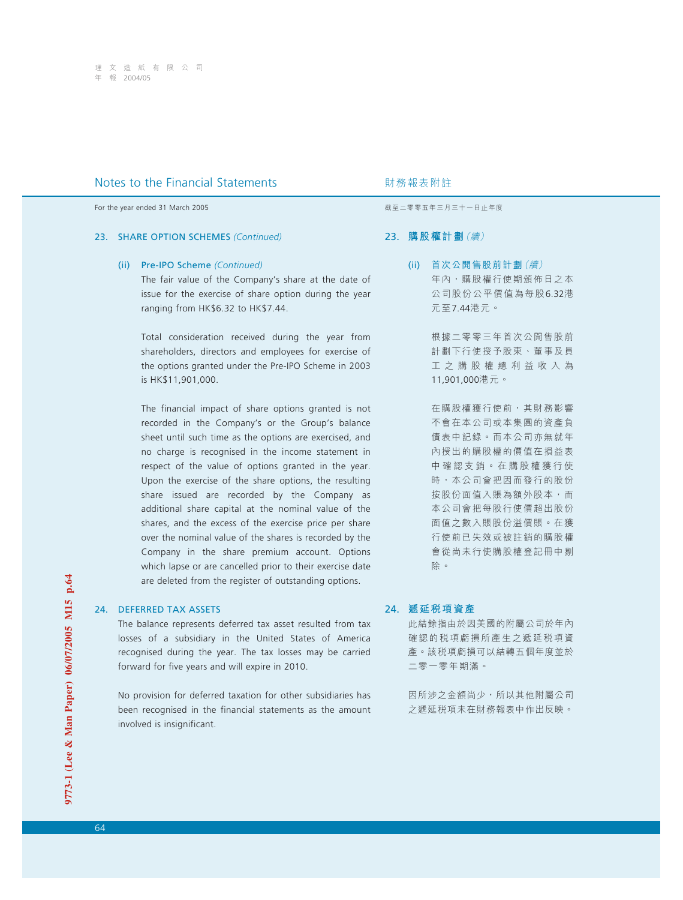## Notes to the Financial Statements

## 財務報表附註

For the year ended 31 March 2005

截至二零零五年三月三十一日止年度

### 23. SHARE OPTION SCHEMES *(Continued)*

#### (ii) Pre-IPO Scheme *(Continued)*

The fair value of the Company's share at the date of issue for the exercise of share option during the year ranging from HK$6.32 to HK$7.44.

Total consideration received during the year from shareholders, directors and employees for exercise of the options granted under the Pre-IPO Scheme in 2003 is HK$11,901,000.

The financial impact of share options granted is not recorded in the Company's or the Group's balance sheet until such time as the options are exercised, and no charge is recognised in the income statement in respect of the value of options granted in the year. Upon the exercise of the share options, the resulting share issued are recorded by the Company as additional share capital at the nominal value of the shares, and the excess of the exercise price per share over the nominal value of the shares is recorded by the Company in the share premium account. Options which lapse or are cancelled prior to their exercise date are deleted from the register of outstanding options.

### 23. 購股權計劃 *(續)*

#### (ii) 首次公開售股前計劃 *(續)*

年內，購股權行使期頒佈日之本公司股份公平價值為每股6.32港元至7.44港元。

根據二零零三年首次公開售股前計劃下行使授予股東、董事及員工之購股權總利益收入為11,901,000港元。

在購股權獲行使前，其財務影響不會在本公司或本集團的資產負債表中記錄。而本公司亦無就年內授出的購股權的價值在損益表中確認支銷。在購股權獲行使時，本公司會把因而發行的股份按股份面值入賬為額外股本，而本公司會把每股行使價超出股份面值之數入賬股份溢價賬。在獲行使前已失效或被註銷的購股權會從尚未行使購股權登記冊中剔除。

### 24. DEFERRED TAX ASSETS

The balance represents deferred tax asset resulted from tax losses of a subsidiary in the United States of America recognised during the year. The tax losses may be carried forward for five years and will expire in 2010.

No provision for deferred taxation for other subsidiaries has been recognised in the financial statements as the amount involved is insignificant.

### 24. 遞延税項資產

此結餘指由於因美國的附屬公司於年內確認的税項虧損所產生之遞延税項資產。該税項虧損可以結轉五個年度並於二零一零年期滿。

因所涉之金額尚少，所以其他附屬公司之遞延税項未在財務報表中作出反映。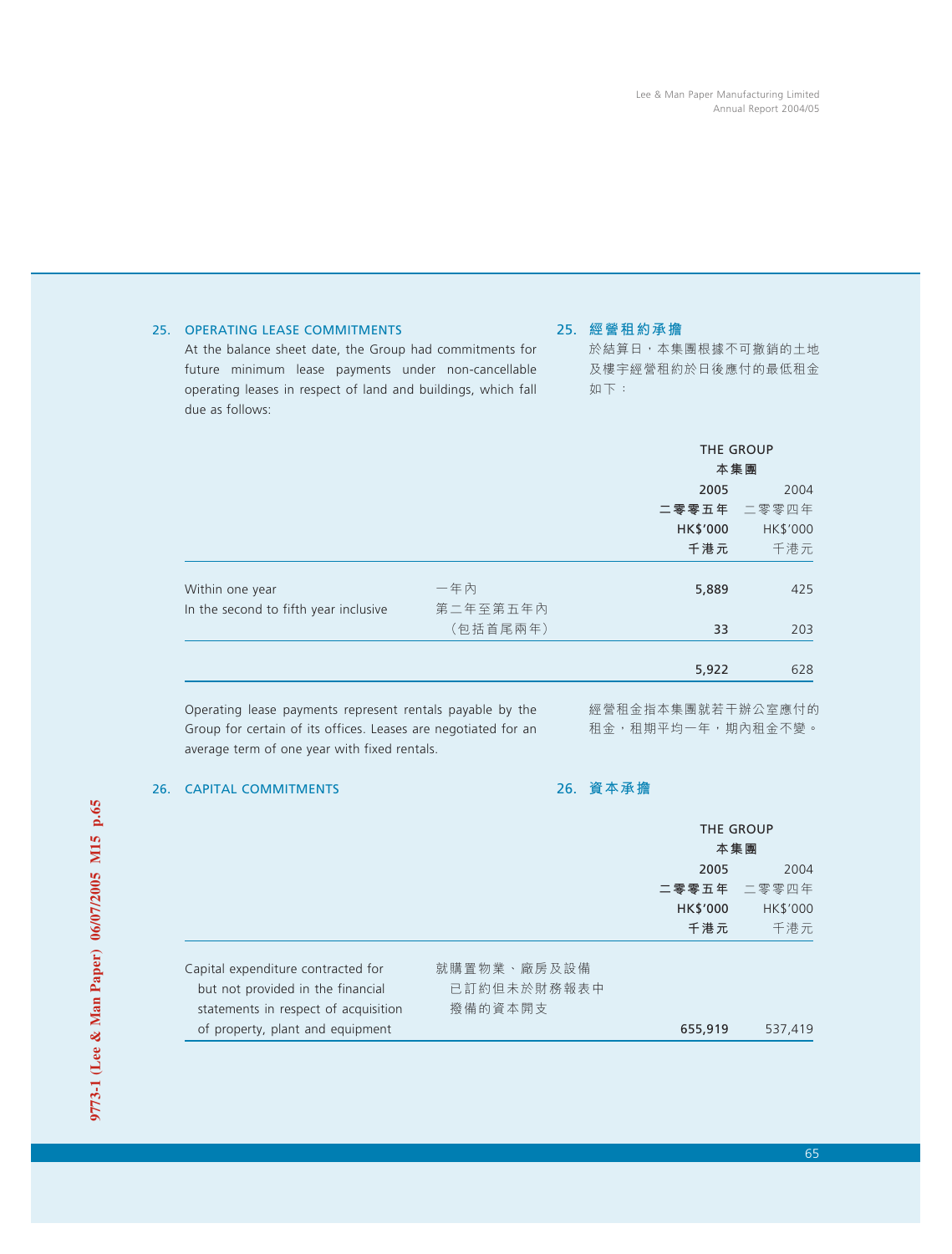## 25. OPERATING LEASE COMMITMENTS

At the balance sheet date, the Group had commitments for future minimum lease payments under non-cancellable operating leases in respect of land and buildings, which fall due as follows:

## 25. 經營租約承擔

於結算日，本集團根據不可撤銷的土地及樓宇經營租約於日後應付的最低租金如下：

| | | THE GROUP 本集團 | |
|---|---|---|---|
| | | **2005** | 2004 |
| | | **二零零五年** | 二零零四年 |
| | | **HK$'000** | HK$'000 |
| | | **千港元** | 千港元 |
| Within one year | 一年內 | **5,889** | 425 |
| In the second to fifth year inclusive | 第二年至第五年內（包括首尾兩年） | **33** | 203 |
| | | **5,922** | 628 |

Operating lease payments represent rentals payable by the Group for certain of its offices. Leases are negotiated for an average term of one year with fixed rentals.

經營租金指本集團就若干辦公室應付的租金，租期平均一年，期內租金不變。

## 26. CAPITAL COMMITMENTS

## 26. 資本承擔

| | | THE GROUP 本集團 | |
|---|---|---|---|
| | | **2005** | 2004 |
| | | **二零零五年** | 二零零四年 |
| | | **HK$'000** | HK$'000 |
| | | **千港元** | 千港元 |
| Capital expenditure contracted for but not provided in the financial statements in respect of acquisition of property, plant and equipment | 就購置物業、廠房及設備已訂約但未於財務報表中撥備的資本開支 | **655,919** | 537,419 |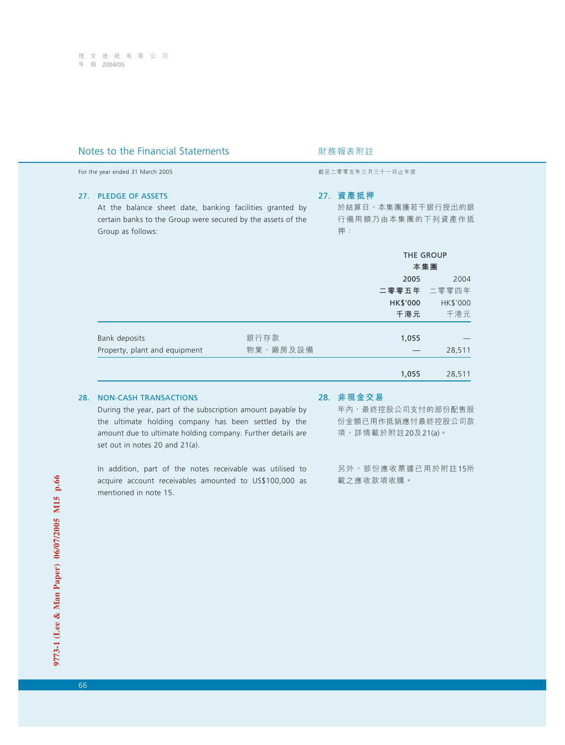## Notes to the Financial Statements
## 財務報表附註

For the year ended 31 March 2005

截至二零零五年三月三十一日止年度

### 27. PLEDGE OF ASSETS

At the balance sheet date, banking facilities granted by certain banks to the Group were secured by the assets of the Group as follows:

### 27. 資產抵押

於結算日，本集團獲若干銀行授出的銀行備用額乃由本集團的下列資產作抵押：

| | | THE GROUP 本集團 | |
|---|---|---|---|
| | | **2005** | 2004 |
| | | **二零零五年** | 二零零四年 |
| | | **HK$'000** | HK$'000 |
| | | **千港元** | 千港元 |
| Bank deposits | 銀行存款 | **1,055** | — |
| Property, plant and equipment | 物業、廠房及設備 | **—** | 28,511 |
| | | **1,055** | 28,511 |

### 28. NON-CASH TRANSACTIONS

During the year, part of the subscription amount payable by the ultimate holding company has been settled by the amount due to ultimate holding company. Further details are set out in notes 20 and 21(a).

In addition, part of the notes receivable was utilised to acquire account receivables amounted to US$100,000 as mentioned in note 15.

### 28. 非現金交易

年內，最終控股公司支付的部份配售股份金額已用作抵銷應付最終控股公司款項，詳情載於附註20及21(a)。

另外，部份應收票據已用於附註15所載之應收款項收購。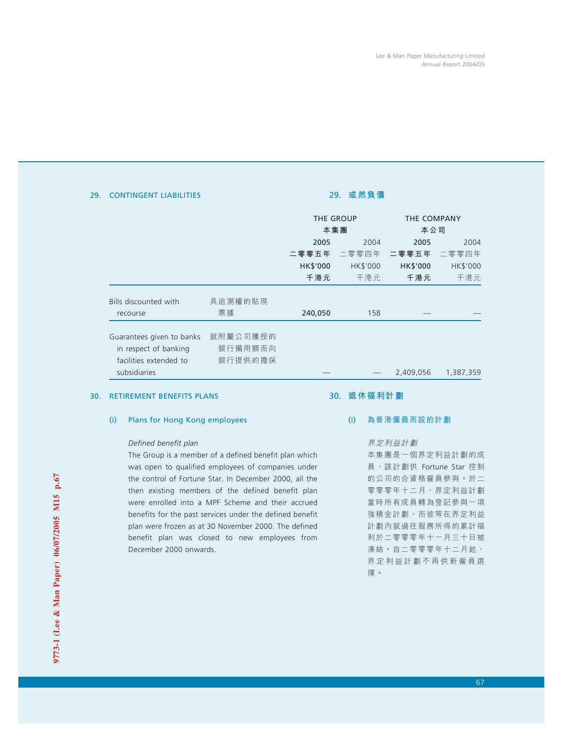## 29. CONTINGENT LIABILITIES

## 29. 或然負債

| | | THE GROUP 本集團 | | THE COMPANY 本公司 | |
|---|---|---|---|---|---|
| | | **2005 二零零五年 HK$'000 千港元** | 2004 二零零四年 HK$'000 千港元 | **2005 二零零五年 HK$'000 千港元** | 2004 二零零四年 HK$'000 千港元 |
| Bills discounted with recourse | 具追溯權的貼現票據 | **240,050** | 158 | **—** | — |
| Guarantees given to banks in respect of banking facilities extended to subsidiaries | 就附屬公司獲授的銀行備用額而向銀行提供的擔保 | **—** | — | **2,409,056** | 1,387,359 |

## 30. RETIREMENT BENEFITS PLANS

## 30. 退休福利計劃

### (i) Plans for Hong Kong employees

*Defined benefit plan*

The Group is a member of a defined benefit plan which was open to qualified employees of companies under the control of Fortune Star. In December 2000, all the then existing members of the defined benefit plan were enrolled into a MPF Scheme and their accrued benefits for the past services under the defined benefit plan were frozen as at 30 November 2000. The defined benefit plan was closed to new employees from December 2000 onwards.

### (i) 為香港僱員而設的計劃

*界定利益計劃*

本集團是一個界定利益計劃的成員，該計劃供 Fortune Star 控制的公司的合資格僱員參與。於二零零零年十二月，界定利益計劃當時所有成員轉為登記參與一項強積金計劃，而彼等在界定利益計劃內就過往服務所得的累計福利於二零零零年十一月三十日被凍結。自二零零零年十二月起，界定利益計劃不再供新僱員選擇。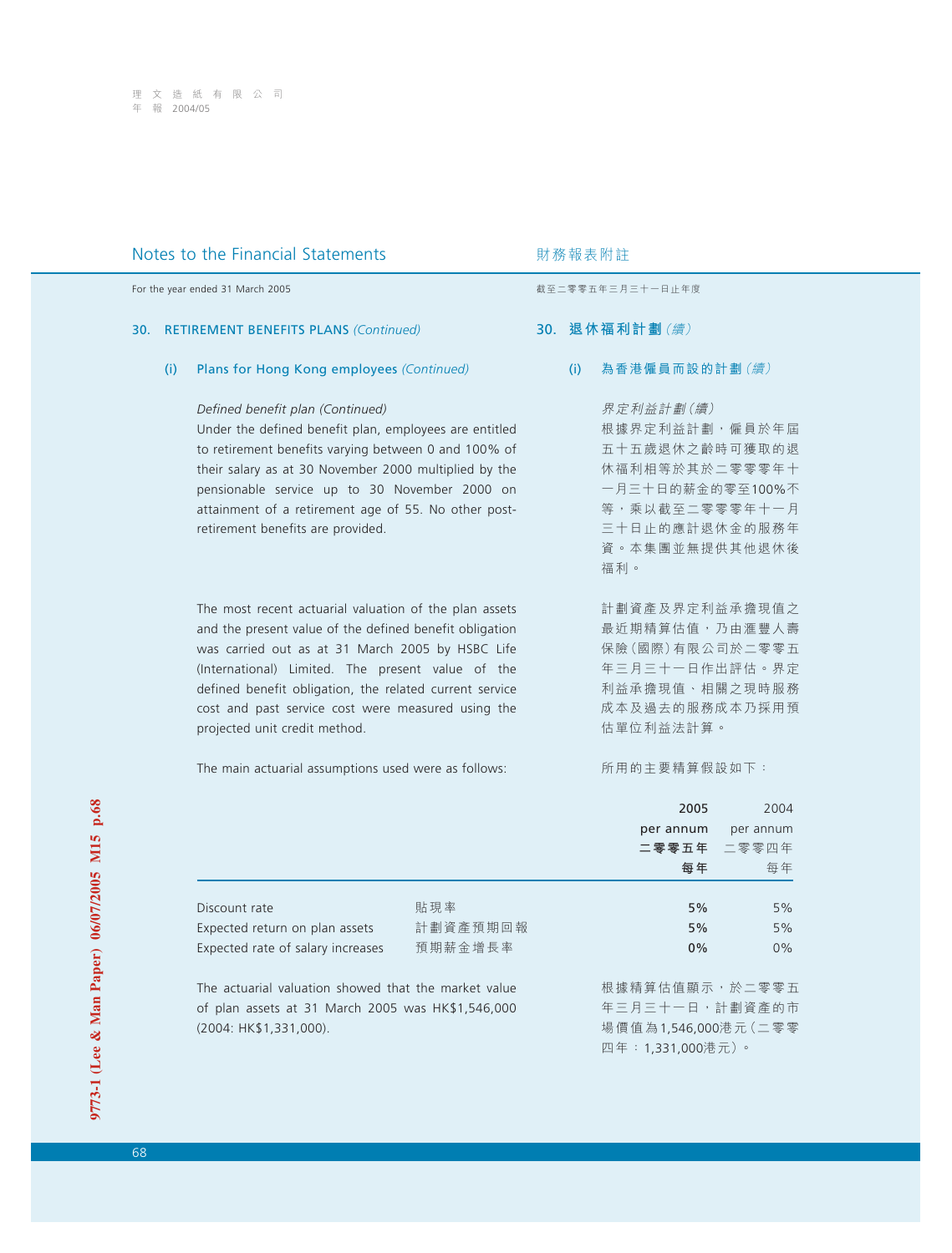## Notes to the Financial Statements

財務報表附註

For the year ended 31 March 2005

截至二零零五年三月三十一日止年度

### 30. RETIREMENT BENEFITS PLANS *(Continued)*

### 30. 退休福利計劃*(續)*

#### (i) Plans for Hong Kong employees *(Continued)*

#### (i) 為香港僱員而設的計劃*(續)*

*Defined benefit plan (Continued)*

Under the defined benefit plan, employees are entitled to retirement benefits varying between 0 and 100% of their salary as at 30 November 2000 multiplied by the pensionable service up to 30 November 2000 on attainment of a retirement age of 55. No other post-retirement benefits are provided.

*界定利益計劃(續)*

根據界定利益計劃，僱員於年屆五十五歲退休之齡時可獲取的退休福利相等於其於二零零零年十一月三十日的薪金的零至100%不等，乘以截至二零零零年十一月三十日止的應計退休金的服務年資。本集團並無提供其他退休後福利。

The most recent actuarial valuation of the plan assets and the present value of the defined benefit obligation was carried out as at 31 March 2005 by HSBC Life (International) Limited. The present value of the defined benefit obligation, the related current service cost and past service cost were measured using the projected unit credit method.

計劃資產及界定利益承擔現值之最近期精算估值，乃由滙豐人壽保險(國際)有限公司於二零零五年三月三十一日作出評估。界定利益承擔現值、相關之現時服務成本及過去的服務成本乃採用預估單位利益法計算。

The main actuarial assumptions used were as follows:

所用的主要精算假設如下：

| | | **2005 per annum 二零零五年 每年** | 2004 per annum 二零零四年 每年 |
|---|---|---|---|
| Discount rate | 貼現率 | **5%** | 5% |
| Expected return on plan assets | 計劃資產預期回報 | **5%** | 5% |
| Expected rate of salary increases | 預期薪金增長率 | **0%** | 0% |

The actuarial valuation showed that the market value of plan assets at 31 March 2005 was HK$1,546,000 (2004: HK$1,331,000).

根據精算估值顯示，於二零零五年三月三十一日，計劃資產的市場價值為1,546,000港元(二零零四年：1,331,000港元)。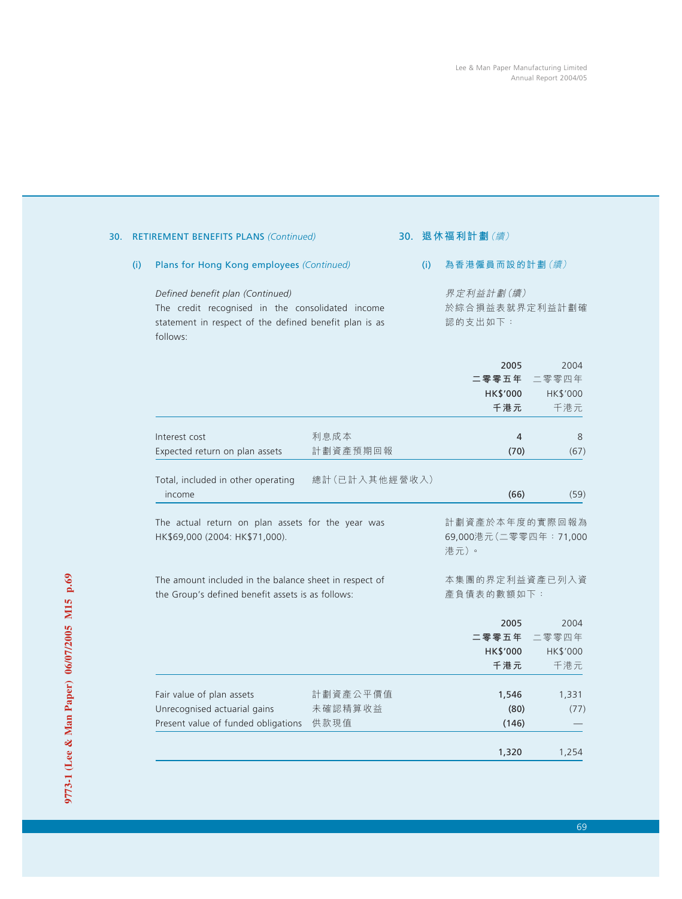## 30. RETIREMENT BENEFITS PLANS *(Continued)*

## 30. 退休福利計劃*（續）*

### (i) Plans for Hong Kong employees *(Continued)*

### (i) 為香港僱員而設的計劃*（續）*

*Defined benefit plan (Continued)*

The credit recognised in the consolidated income statement in respect of the defined benefit plan is as follows:

*界定利益計劃（續）*

於綜合損益表就界定利益計劃確認的支出如下：

| | | 2005<br>二零零五年<br>HK$'000<br>千港元 | 2004<br>二零零四年<br>HK$'000<br>千港元 |
|---|---|---|---|
| Interest cost | 利息成本 | 4 | 8 |
| Expected return on plan assets | 計劃資產預期回報 | (70) | (67) |
| Total, included in other operating income | 總計（已計入其他經營收入） | (66) | (59) |

The actual return on plan assets for the year was HK$69,000 (2004: HK$71,000).

計劃資產於本年度的實際回報為69,000港元（二零零四年：71,000港元）。

The amount included in the balance sheet in respect of the Group's defined benefit assets is as follows:

本集團的界定利益資產已列入資產負債表的數額如下：

| | | 2005<br>二零零五年<br>HK$'000<br>千港元 | 2004<br>二零零四年<br>HK$'000<br>千港元 |
|---|---|---|---|
| Fair value of plan assets | 計劃資產公平價值 | 1,546 | 1,331 |
| Unrecognised actuarial gains | 未確認精算收益 | (80) | (77) |
| Present value of funded obligations | 供款現值 | (146) | — |
| | | 1,320 | 1,254 |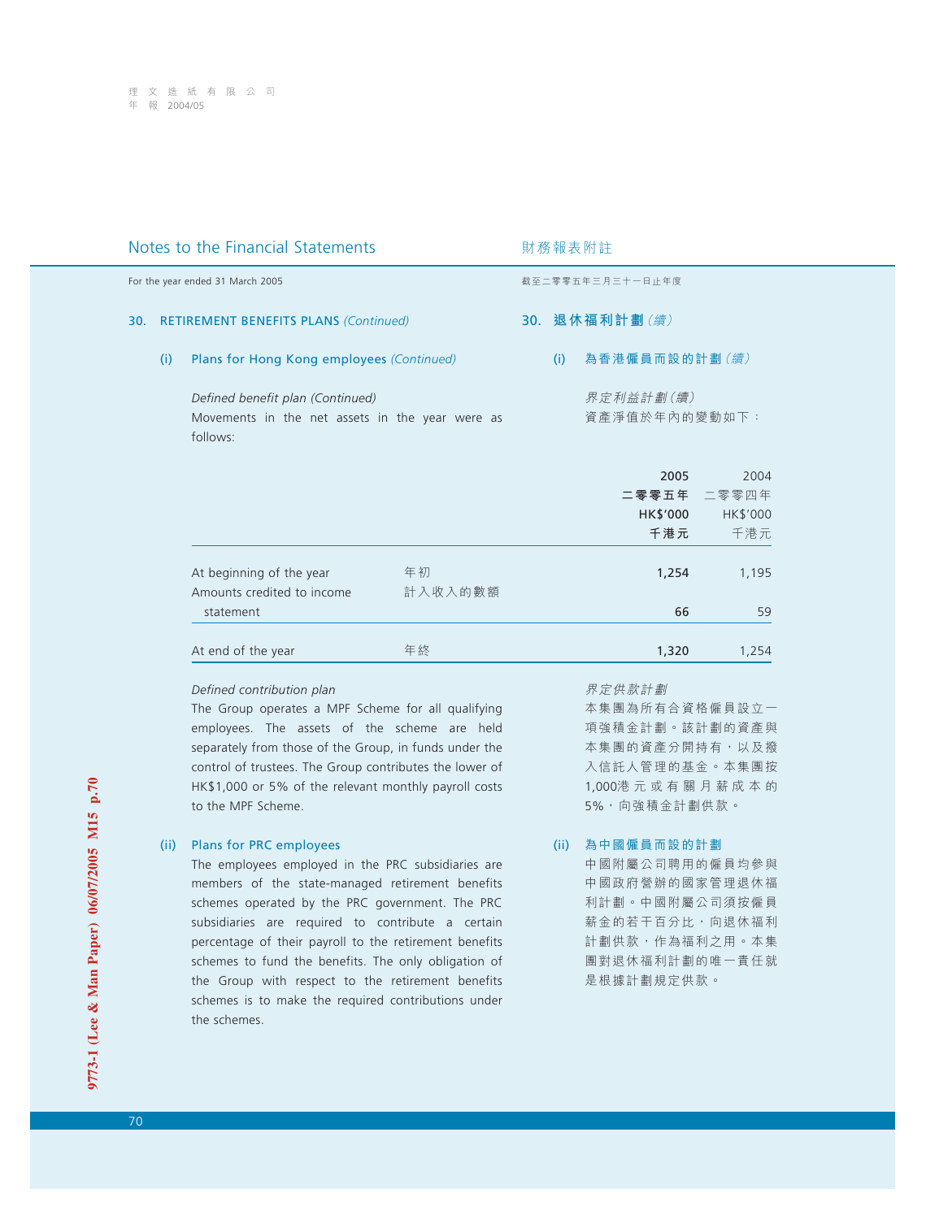## Notes to the Financial Statements

財務報表附註

For the year ended 31 March 2005

截至二零零五年三月三十一日止年度

### 30. RETIREMENT BENEFITS PLANS *(Continued)*

### 30. 退休福利計劃 *(續)*

#### (i) Plans for Hong Kong employees *(Continued)*

#### (i) 為香港僱員而設的計劃 *(續)*

*Defined benefit plan (Continued)*

Movements in the net assets in the year were as follows:

*界定利益計劃(續)*

資產淨值於年內的變動如下：

| | | 2005<br>二零零五年<br>HK$'000<br>千港元 | 2004<br>二零零四年<br>HK$'000<br>千港元 |
|---|---|---|---|
| At beginning of the year | 年初 | **1,254** | 1,195 |
| Amounts credited to income statement | 計入收入的數額 | **66** | 59 |
| At end of the year | 年終 | **1,320** | 1,254 |

*Defined contribution plan*

The Group operates a MPF Scheme for all qualifying employees. The assets of the scheme are held separately from those of the Group, in funds under the control of trustees. The Group contributes the lower of HK$1,000 or 5% of the relevant monthly payroll costs to the MPF Scheme.

*界定供款計劃*

本集團為所有合資格僱員設立一項強積金計劃。該計劃的資產與本集團的資產分開持有，以及撥入信託人管理的基金。本集團按1,000港元或有關月薪成本的5%，向強積金計劃供款。

#### (ii) Plans for PRC employees

The employees employed in the PRC subsidiaries are members of the state-managed retirement benefits schemes operated by the PRC government. The PRC subsidiaries are required to contribute a certain percentage of their payroll to the retirement benefits schemes to fund the benefits. The only obligation of the Group with respect to the retirement benefits schemes is to make the required contributions under the schemes.

#### (ii) 為中國僱員而設的計劃

中國附屬公司聘用的僱員均參與中國政府營辦的國家管理退休福利計劃。中國附屬公司須按僱員薪金的若干百分比，向退休福利計劃供款，作為福利之用。本集團對退休福利計劃的唯一責任就是根據計劃規定供款。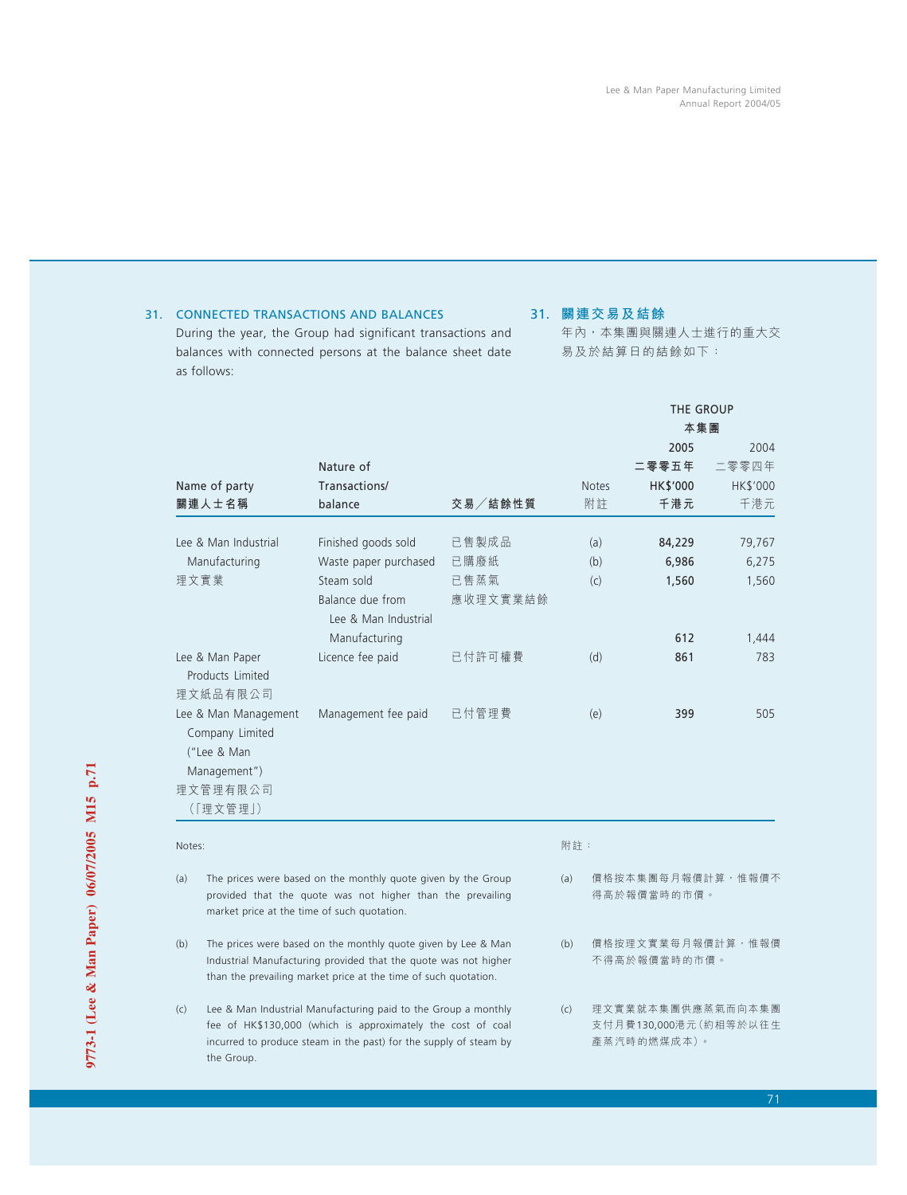## 31. CONNECTED TRANSACTIONS AND BALANCES

During the year, the Group had significant transactions and balances with connected persons at the balance sheet date as follows:

## 31. 關連交易及結餘

年內，本集團與關連人士進行的重大交易及於結算日的結餘如下：

| Name of party 關連人士名稱 | Nature of Transactions/ balance | 交易／結餘性質 | Notes 附註 | THE GROUP 本集團 2005 二零零五年 HK$'000 千港元 | 2004 二零零四年 HK$'000 千港元 |
|---|---|---|---|---|---|
| Lee & Man Industrial Manufacturing 理文實業 | Finished goods sold | 已售製成品 | (a) | **84,229** | 79,767 |
| | Waste paper purchased | 已購廢紙 | (b) | **6,986** | 6,275 |
| | Steam sold | 已售蒸氣 | (c) | **1,560** | 1,560 |
| | Balance due from Lee & Man Industrial Manufacturing | 應收理文實業結餘 | | **612** | 1,444 |
| Lee & Man Paper Products Limited 理文紙品有限公司 | Licence fee paid | 已付許可權費 | (d) | **861** | 783 |
| Lee & Man Management Company Limited ("Lee & Man Management") 理文管理有限公司（「理文管理」） | Management fee paid | 已付管理費 | (e) | **399** | 505 |

Notes:

(a) The prices were based on the monthly quote given by the Group provided that the quote was not higher than the prevailing market price at the time of such quotation.

(b) The prices were based on the monthly quote given by Lee & Man Industrial Manufacturing provided that the quote was not higher than the prevailing market price at the time of such quotation.

(c) Lee & Man Industrial Manufacturing paid to the Group a monthly fee of HK$130,000 (which is approximately the cost of coal incurred to produce steam in the past) for the supply of steam by the Group.

附註：

(a) 價格按本集團每月報價計算，惟報價不得高於報價當時的市價。

(b) 價格按理文實業每月報價計算，惟報價不得高於報價當時的市價。

(c) 理文實業就本集團供應蒸氣而向本集團支付月費130,000港元（約相等於以往生產蒸汽時的燃煤成本）。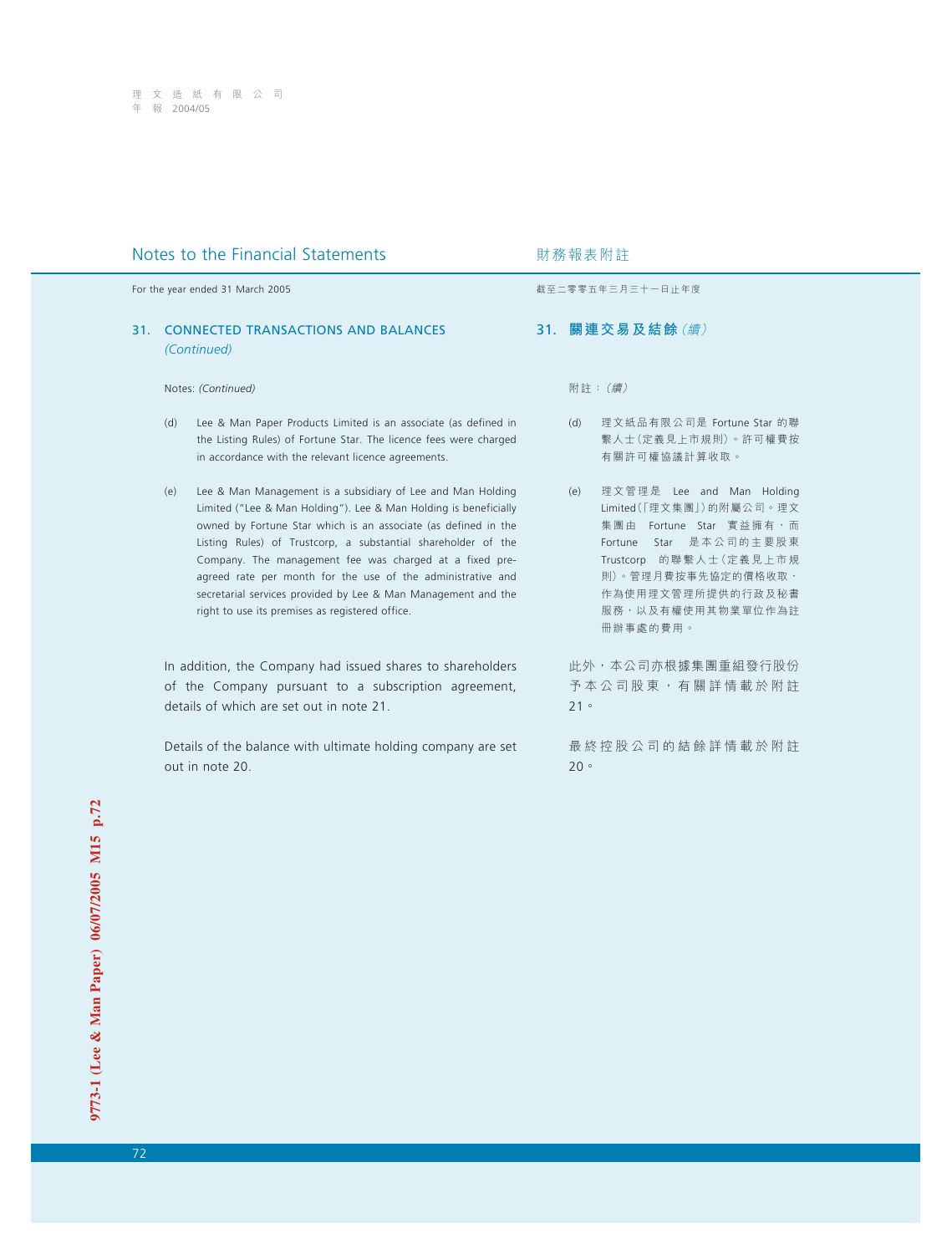## Notes to the Financial Statements

財務報表附註

For the year ended 31 March 2005

截至二零零五年三月三十一日止年度

### 31. CONNECTED TRANSACTIONS AND BALANCES *(Continued)*

Notes: *(Continued)*

(d) Lee & Man Paper Products Limited is an associate (as defined in the Listing Rules) of Fortune Star. The licence fees were charged in accordance with the relevant licence agreements.

(e) Lee & Man Management is a subsidiary of Lee and Man Holding Limited ("Lee & Man Holding"). Lee & Man Holding is beneficially owned by Fortune Star which is an associate (as defined in the Listing Rules) of Trustcorp, a substantial shareholder of the Company. The management fee was charged at a fixed pre-agreed rate per month for the use of the administrative and secretarial services provided by Lee & Man Management and the right to use its premises as registered office.

In addition, the Company had issued shares to shareholders of the Company pursuant to a subscription agreement, details of which are set out in note 21.

Details of the balance with ultimate holding company are set out in note 20.

### 31. 關連交易及結餘*（續）*

附註：*（續）*

(d) 理文紙品有限公司是 Fortune Star 的聯繫人士（定義見上市規則）。許可權費按有關許可權協議計算收取。

(e) 理文管理是 Lee and Man Holding Limited（「理文集團」）的附屬公司。理文集團由 Fortune Star 實益擁有，而 Fortune Star 是本公司的主要股東 Trustcorp 的聯繫人士（定義見上市規則）。管理月費按事先協定的價格收取，作為使用理文管理所提供的行政及秘書服務，以及有權使用其物業單位作為註冊辦事處的費用。

此外，本公司亦根據集團重組發行股份予本公司股東，有關詳情載於附註21。

最終控股公司的結餘詳情載於附註20。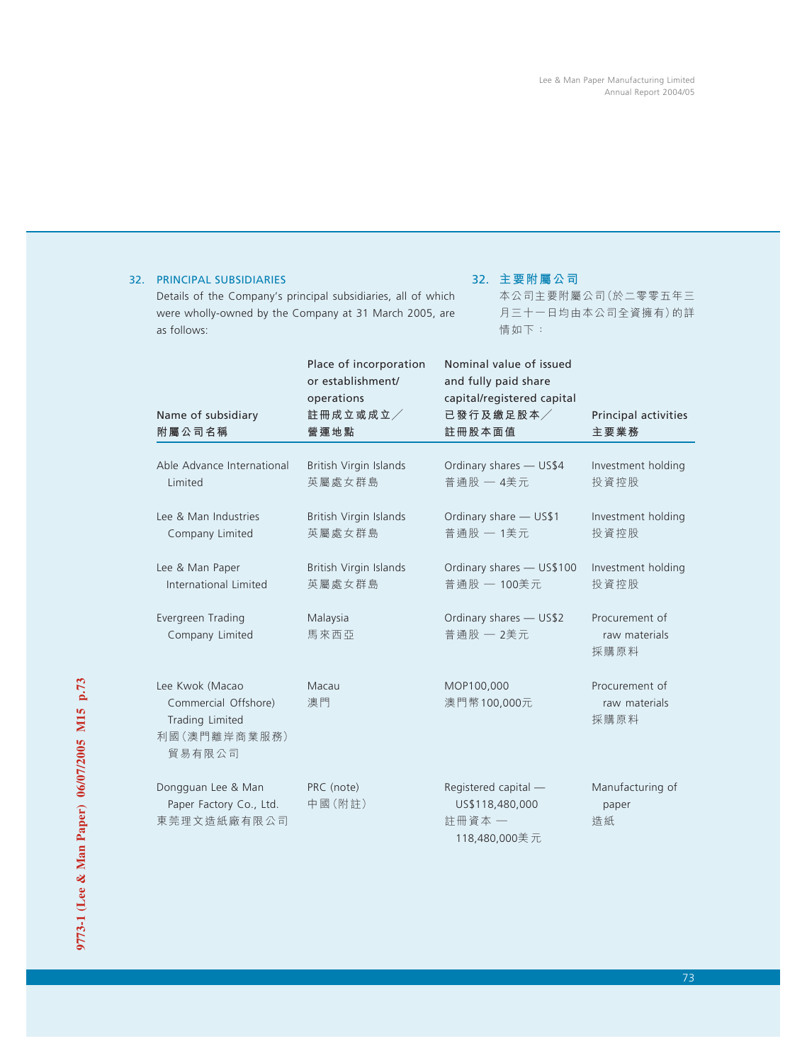## 32. PRINCIPAL SUBSIDIARIES

Details of the Company's principal subsidiaries, all of which were wholly-owned by the Company at 31 March 2005, are as follows:

## 32. 主要附屬公司

本公司主要附屬公司(於二零零五年三月三十一日均由本公司全資擁有)的詳情如下:

| Name of subsidiary 附屬公司名稱 | Place of incorporation or establishment/ operations 註冊成立或成立/營運地點 | Nominal value of issued and fully paid share capital/registered capital 已發行及繳足股本/註冊股本面值 | Principal activities 主要業務 |
|---|---|---|---|
| Able Advance International Limited | British Virgin Islands 英屬處女群島 | Ordinary shares — US$4 普通股 — 4美元 | Investment holding 投資控股 |
| Lee & Man Industries Company Limited | British Virgin Islands 英屬處女群島 | Ordinary share — US$1 普通股 — 1美元 | Investment holding 投資控股 |
| Lee & Man Paper International Limited | British Virgin Islands 英屬處女群島 | Ordinary shares — US$100 普通股 — 100美元 | Investment holding 投資控股 |
| Evergreen Trading Company Limited | Malaysia 馬來西亞 | Ordinary shares — US$2 普通股 — 2美元 | Procurement of raw materials 採購原料 |
| Lee Kwok (Macao Commercial Offshore) Trading Limited 利國(澳門離岸商業服務)貿易有限公司 | Macau 澳門 | MOP100,000 澳門幣100,000元 | Procurement of raw materials 採購原料 |
| Dongguan Lee & Man Paper Factory Co., Ltd. 東莞理文造紙廠有限公司 | PRC (note) 中國(附註) | Registered capital — US$118,480,000 註冊資本 — 118,480,000美元 | Manufacturing of paper 造紙 |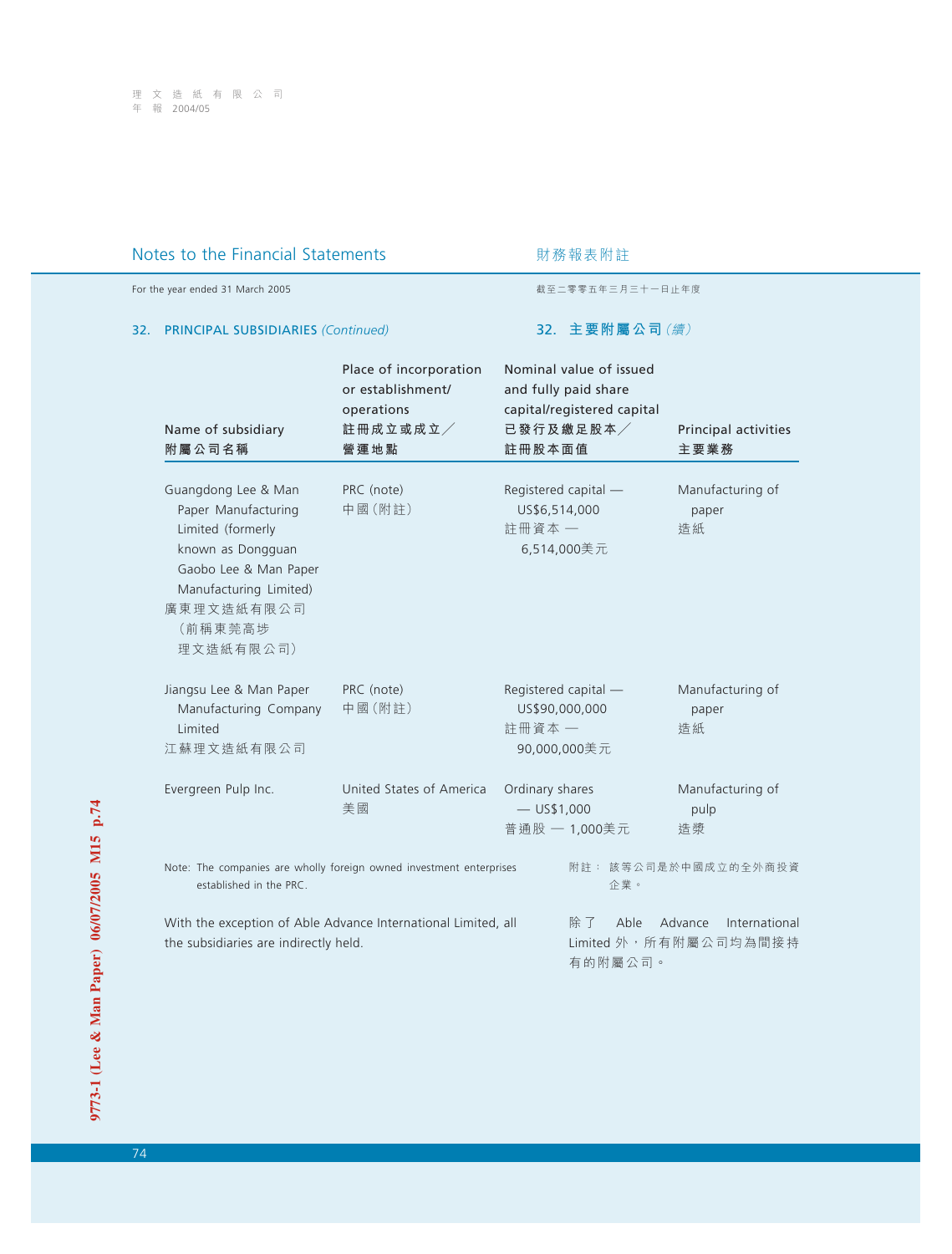## Notes to the Financial Statements 財務報表附註

For the year ended 31 March 2005 截至二零零五年三月三十一日止年度

### 32. PRINCIPAL SUBSIDIARIES *(Continued)* 32. 主要附屬公司*（續）*

| Name of subsidiary<br>附屬公司名稱 | Place of incorporation or establishment/ operations<br>註冊成立或成立／營運地點 | Nominal value of issued and fully paid share capital/registered capital<br>已發行及繳足股本／註冊股本面值 | Principal activities<br>主要業務 |
|---|---|---|---|
| Guangdong Lee & Man Paper Manufacturing Limited (formerly known as Dongguan Gaobo Lee & Man Paper Manufacturing Limited)<br>廣東理文造紙有限公司（前稱東莞高埗理文造紙有限公司） | PRC (note)<br>中國（附註） | Registered capital — US$6,514,000<br>註冊資本 — 6,514,000美元 | Manufacturing of paper<br>造紙 |
| Jiangsu Lee & Man Paper Manufacturing Company Limited<br>江蘇理文造紙有限公司 | PRC (note)<br>中國（附註） | Registered capital — US$90,000,000<br>註冊資本 — 90,000,000美元 | Manufacturing of paper<br>造紙 |
| Evergreen Pulp Inc. | United States of America<br>美國 | Ordinary shares — US$1,000<br>普通股 — 1,000美元 | Manufacturing of pulp<br>造漿 |

Note: The companies are wholly foreign owned investment enterprises established in the PRC.

附註：該等公司是於中國成立的全外商投資企業。

With the exception of Able Advance International Limited, all the subsidiaries are indirectly held.

除了Able Advance International Limited外，所有附屬公司均為間接持有的附屬公司。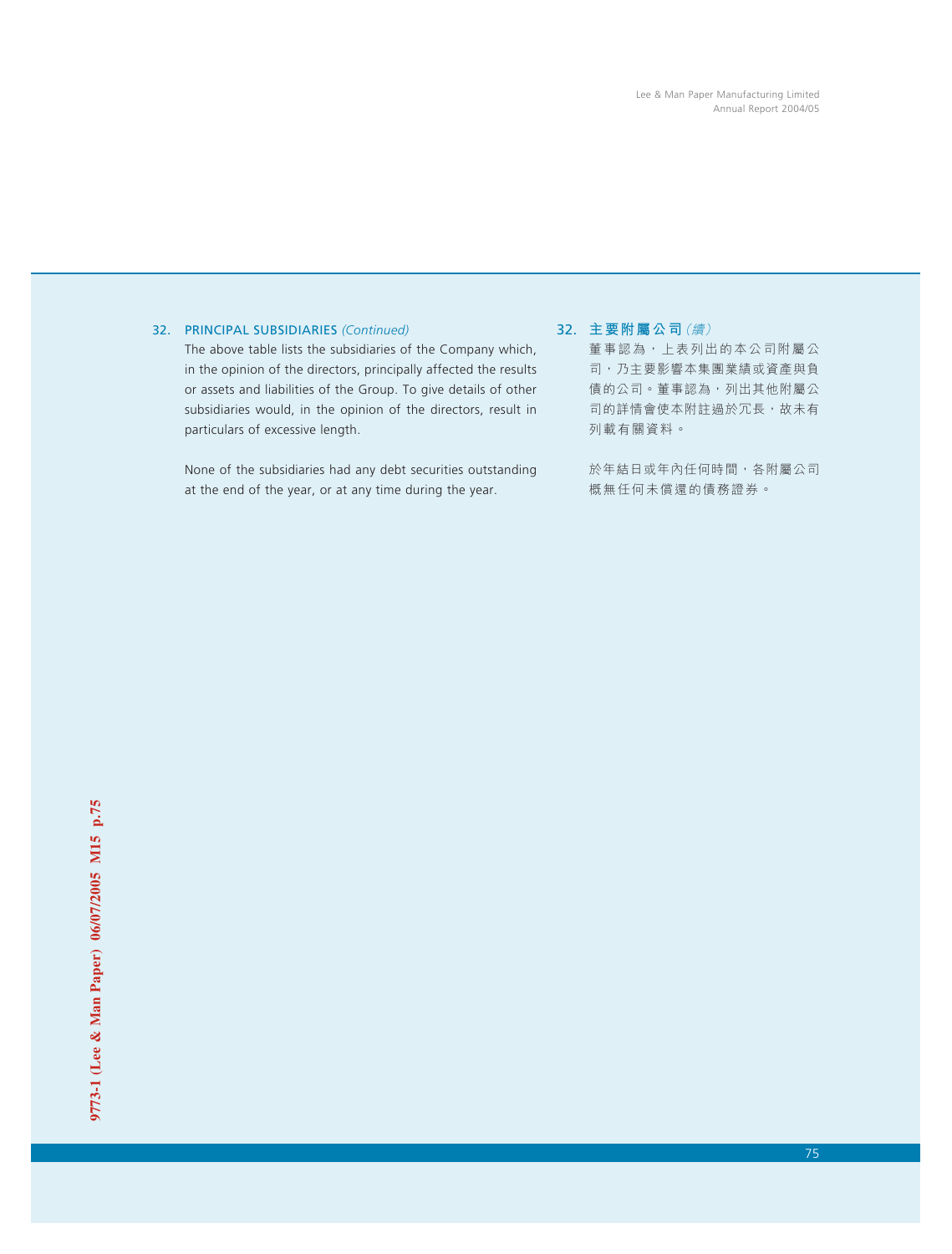## 32. PRINCIPAL SUBSIDIARIES *(Continued)*

The above table lists the subsidiaries of the Company which, in the opinion of the directors, principally affected the results or assets and liabilities of the Group. To give details of other subsidiaries would, in the opinion of the directors, result in particulars of excessive length.

None of the subsidiaries had any debt securities outstanding at the end of the year, or at any time during the year.

## 32. 主要附屬公司*（續）*

董事認為，上表列出的本公司附屬公司，乃主要影響本集團業績或資產與負債的公司。董事認為，列出其他附屬公司的詳情會使本附註過於冗長，故未有列載有關資料。

於年結日或年內任何時間，各附屬公司概無任何未償還的債務證券。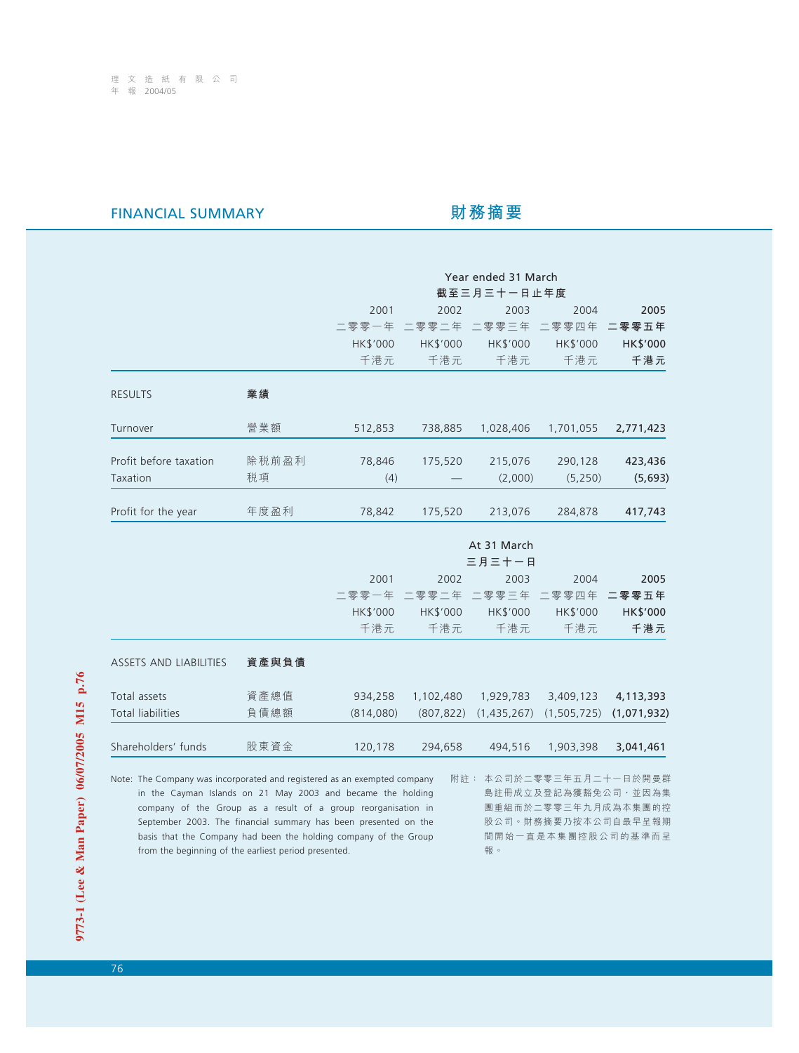## FINANCIAL SUMMARY 財務摘要

| | | Year ended 31 March 截至三月三十一日止年度 | | | | |
|---|---|---|---|---|---|---|
| | | 2001 二零零一年 HK$'000 千港元 | 2002 二零零二年 HK$'000 千港元 | 2003 二零零三年 HK$'000 千港元 | 2004 二零零四年 HK$'000 千港元 | **2005 二零零五年 HK$'000 千港元** |
| RESULTS | **業績** | | | | | |
| Turnover | 營業額 | 512,853 | 738,885 | 1,028,406 | 1,701,055 | **2,771,423** |
| Profit before taxation | 除税前盈利 | 78,846 | 175,520 | 215,076 | 290,128 | **423,436** |
| Taxation | 税項 | (4) | — | (2,000) | (5,250) | **(5,693)** |
| Profit for the year | 年度盈利 | 78,842 | 175,520 | 213,076 | 284,878 | **417,743** |

| | | At 31 March 三月三十一日 | | | | |
|---|---|---|---|---|---|---|
| | | 2001 二零零一年 HK$'000 千港元 | 2002 二零零二年 HK$'000 千港元 | 2003 二零零三年 HK$'000 千港元 | 2004 二零零四年 HK$'000 千港元 | **2005 二零零五年 HK$'000 千港元** |
| ASSETS AND LIABILITIES | **資產與負債** | | | | | |
| Total assets | 資產總值 | 934,258 | 1,102,480 | 1,929,783 | 3,409,123 | **4,113,393** |
| Total liabilities | 負債總額 | (814,080) | (807,822) | (1,435,267) | (1,505,725) | **(1,071,932)** |
| Shareholders' funds | 股東資金 | 120,178 | 294,658 | 494,516 | 1,903,398 | **3,041,461** |

Note: The Company was incorporated and registered as an exempted company in the Cayman Islands on 21 May 2003 and became the holding company of the Group as a result of a group reorganisation in September 2003. The financial summary has been presented on the basis that the Company had been the holding company of the Group from the beginning of the earliest period presented.

附註：本公司於二零零三年五月二十一日於開曼群島註冊成立及登記為獲豁免公司，並因為集團重組而於二零零三年九月成為本集團的控股公司。財務摘要乃按本公司自最早呈報期間開始一直是本集團控股公司的基準而呈報。